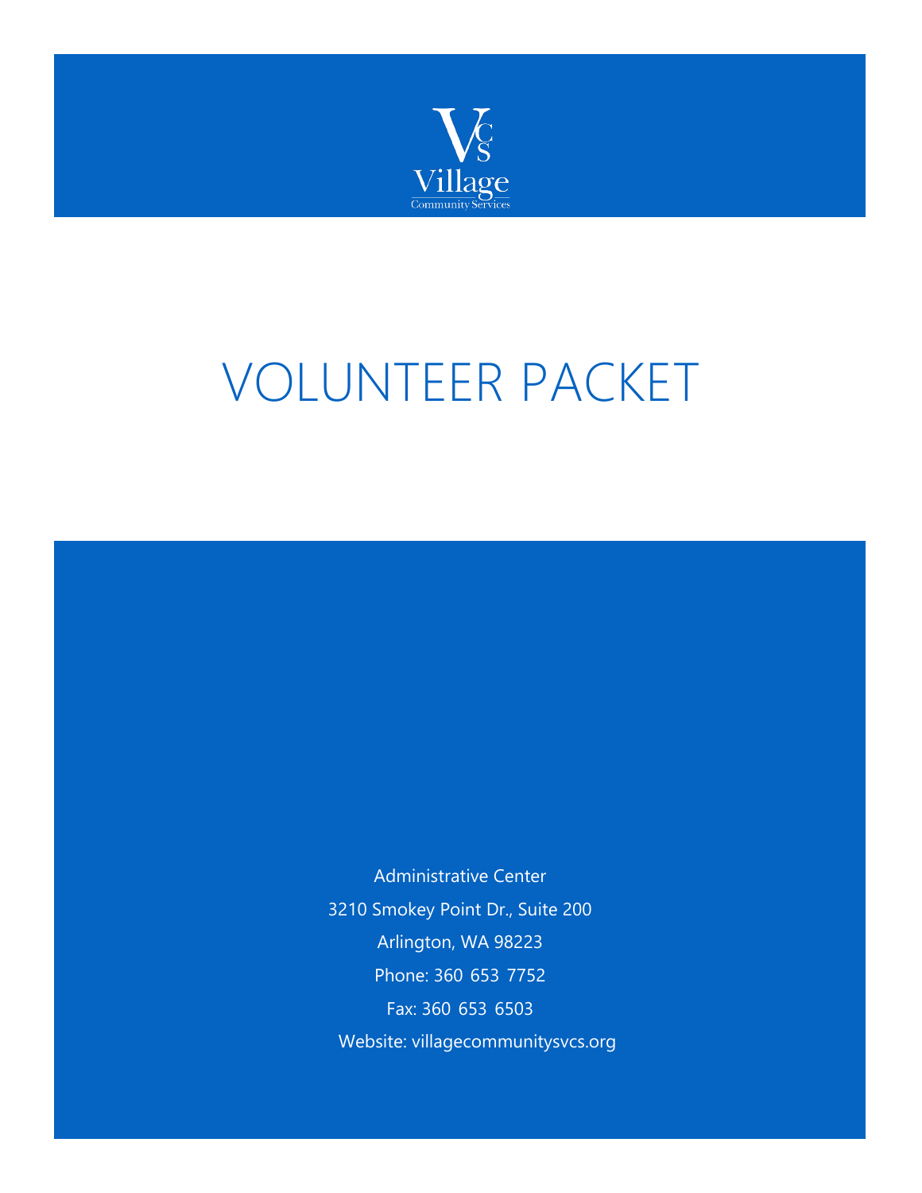Village Community Services

# VOLUNTEER PACKET

Administrative Center

3210 Smokey Point Dr., Suite 200

Arlington, WA 98223

Phone: 360 653 7752

Fax: 360 653 6503

Website: villagecommunitysvcs.org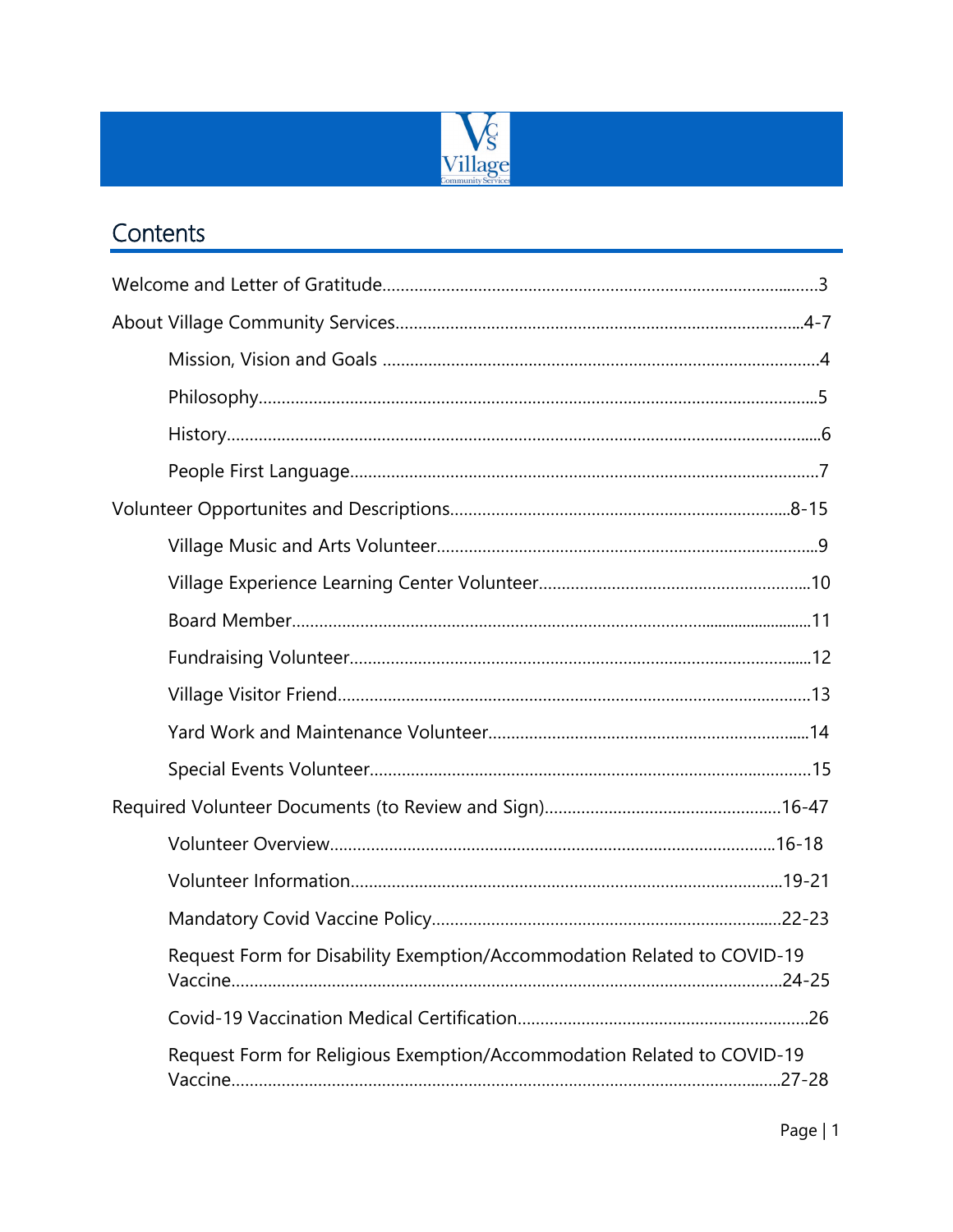# Contents

Welcome and Letter of Gratitude....................................................................................3

About Village Community Services..............................................................................4-7

- Mission, Vision and Goals ....................................................................................4
- Philosophy................................................................................................................5
- History.......................................................................................................................6
- People First Language.............................................................................................7

Volunteer Opportunites and Descriptions...............................................................8-15

- Village Music and Arts Volunteer.........................................................................9
- Village Experience Learning Center Volunteer..................................................10
- Board Member........................................................................................................11
- Fundraising Volunteer...........................................................................................12
- Village Visitor Friend.............................................................................................13
- Yard Work and Maintenance Volunteer..............................................................14
- Special Events Volunteer.......................................................................................15

Required Volunteer Documents (to Review and Sign)...........................................16-47

- Volunteer Overview.......................................................................................16-18
- Volunteer Information....................................................................................19-21
- Mandatory Covid Vaccine Policy...................................................................22-23
- Request Form for Disability Exemption/Accommodation Related to COVID-19 Vaccine..............................................................................................................24-25
- Covid-19 Vaccination Medical Certification.......................................................26
- Request Form for Religious Exemption/Accommodation Related to COVID-19 Vaccine..............................................................................................................27-28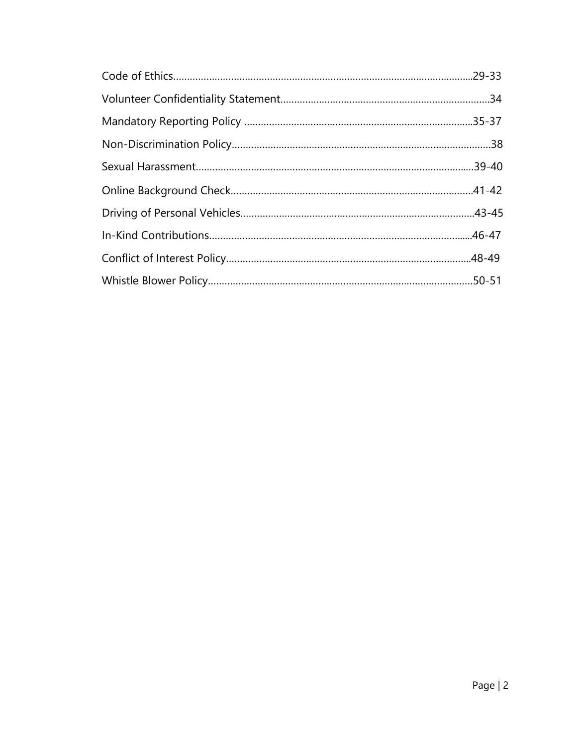Code of Ethics..........................................................................................................29-33

Volunteer Confidentiality Statement...........................................................................34

Mandatory Reporting Policy ..................................................................................35-37

Non-Discrimination Policy............................................................................................38

Sexual Harassment....................................................................................................39-40

Online Background Check.......................................................................................41-42

Driving of Personal Vehicles.....................................................................................43-45

In-Kind Contributions...............................................................................................46-47

Conflict of Interest Policy.........................................................................................48-49

Whistle Blower Policy................................................................................................50-51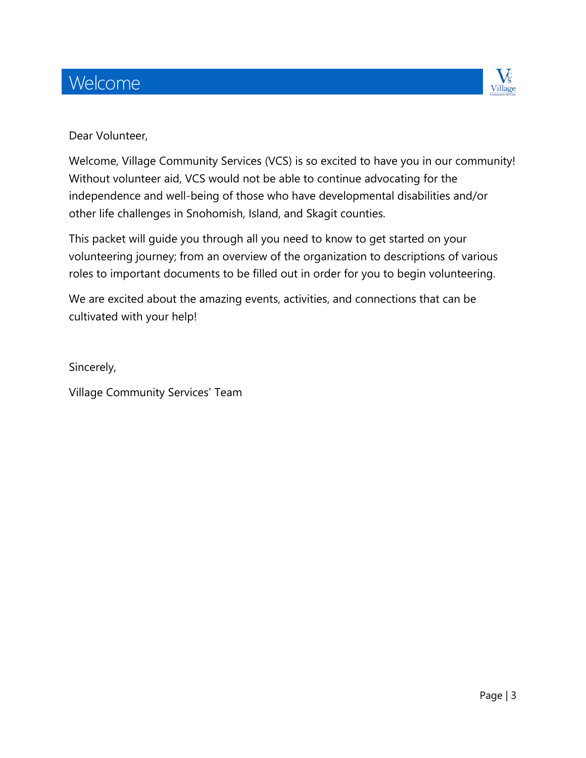# Welcome

Dear Volunteer,

Welcome, Village Community Services (VCS) is so excited to have you in our community! Without volunteer aid, VCS would not be able to continue advocating for the independence and well-being of those who have developmental disabilities and/or other life challenges in Snohomish, Island, and Skagit counties.

This packet will guide you through all you need to know to get started on your volunteering journey; from an overview of the organization to descriptions of various roles to important documents to be filled out in order for you to begin volunteering.

We are excited about the amazing events, activities, and connections that can be cultivated with your help!

Sincerely,

Village Community Services' Team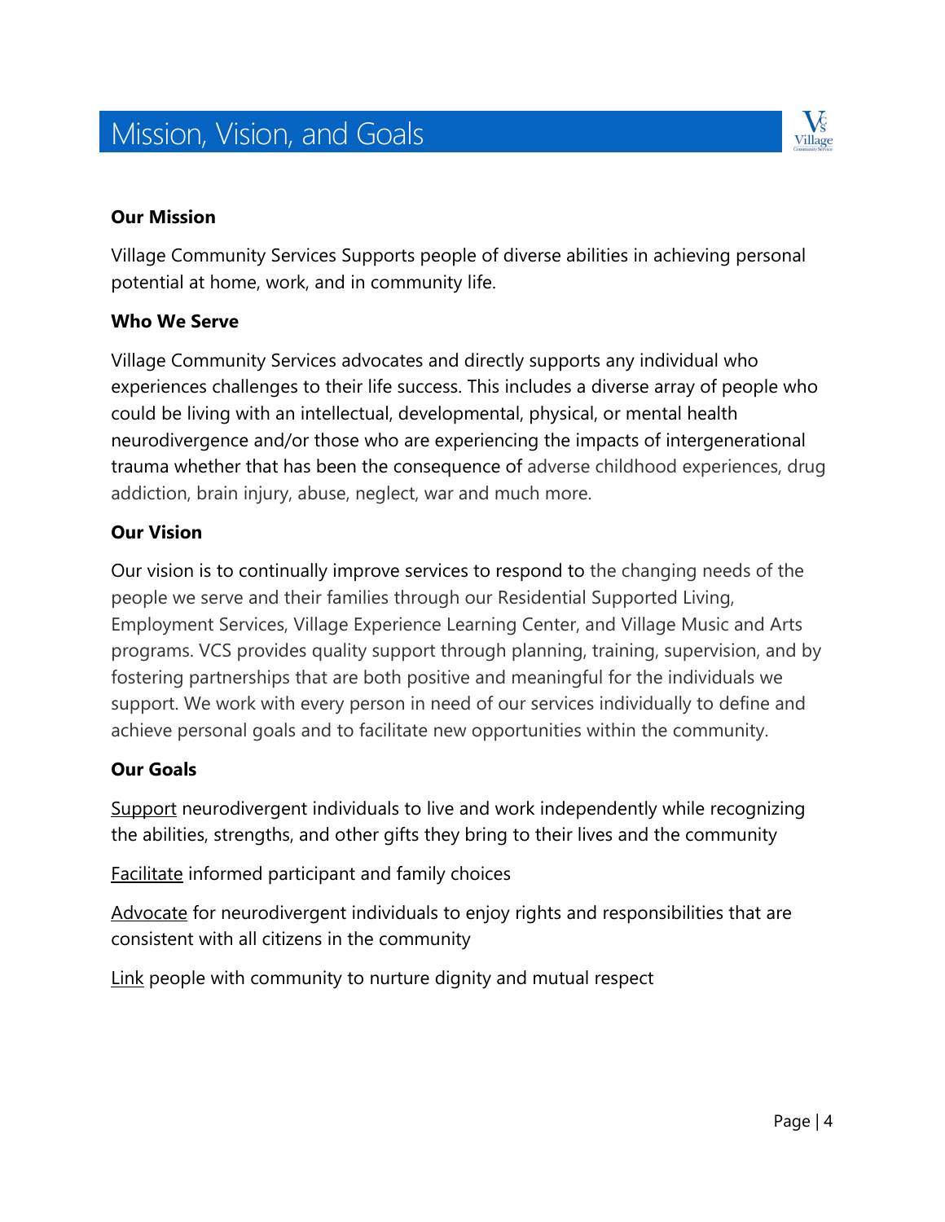# Mission, Vision, and Goals

**Our Mission**

Village Community Services Supports people of diverse abilities in achieving personal potential at home, work, and in community life.

**Who We Serve**

Village Community Services advocates and directly supports any individual who experiences challenges to their life success. This includes a diverse array of people who could be living with an intellectual, developmental, physical, or mental health neurodivergence and/or those who are experiencing the impacts of intergenerational trauma whether that has been the consequence of adverse childhood experiences, drug addiction, brain injury, abuse, neglect, war and much more.

**Our Vision**

Our vision is to continually improve services to respond to the changing needs of the people we serve and their families through our Residential Supported Living, Employment Services, Village Experience Learning Center, and Village Music and Arts programs. VCS provides quality support through planning, training, supervision, and by fostering partnerships that are both positive and meaningful for the individuals we support. We work with every person in need of our services individually to define and achieve personal goals and to facilitate new opportunities within the community.

**Our Goals**

<u>Support</u> neurodivergent individuals to live and work independently while recognizing the abilities, strengths, and other gifts they bring to their lives and the community

<u>Facilitate</u> informed participant and family choices

<u>Advocate</u> for neurodivergent individuals to enjoy rights and responsibilities that are consistent with all citizens in the community

<u>Link</u> people with community to nurture dignity and mutual respect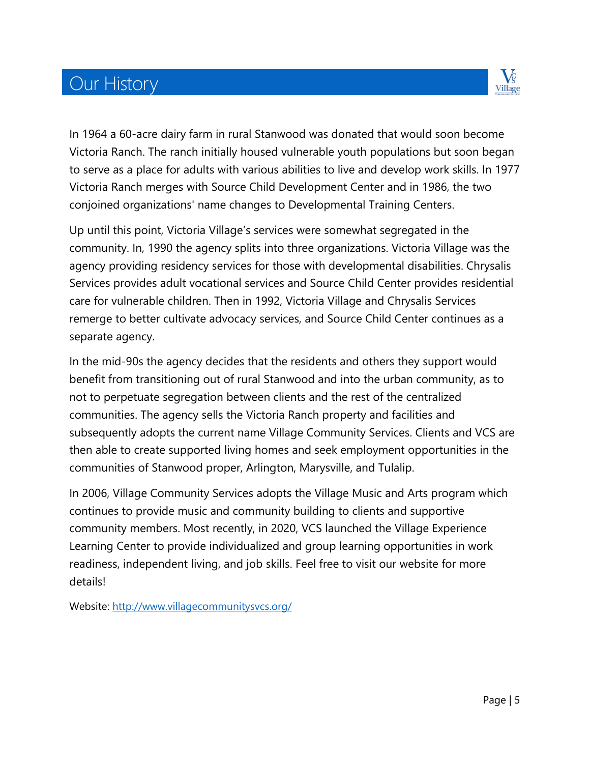# Our History

In 1964 a 60-acre dairy farm in rural Stanwood was donated that would soon become Victoria Ranch. The ranch initially housed vulnerable youth populations but soon began to serve as a place for adults with various abilities to live and develop work skills. In 1977 Victoria Ranch merges with Source Child Development Center and in 1986, the two conjoined organizations' name changes to Developmental Training Centers.

Up until this point, Victoria Village's services were somewhat segregated in the community. In, 1990 the agency splits into three organizations. Victoria Village was the agency providing residency services for those with developmental disabilities. Chrysalis Services provides adult vocational services and Source Child Center provides residential care for vulnerable children. Then in 1992, Victoria Village and Chrysalis Services remerge to better cultivate advocacy services, and Source Child Center continues as a separate agency.

In the mid-90s the agency decides that the residents and others they support would benefit from transitioning out of rural Stanwood and into the urban community, as to not to perpetuate segregation between clients and the rest of the centralized communities. The agency sells the Victoria Ranch property and facilities and subsequently adopts the current name Village Community Services. Clients and VCS are then able to create supported living homes and seek employment opportunities in the communities of Stanwood proper, Arlington, Marysville, and Tulalip.

In 2006, Village Community Services adopts the Village Music and Arts program which continues to provide music and community building to clients and supportive community members. Most recently, in 2020, VCS launched the Village Experience Learning Center to provide individualized and group learning opportunities in work readiness, independent living, and job skills. Feel free to visit our website for more details!

Website: http://www.villagecommunitysvcs.org/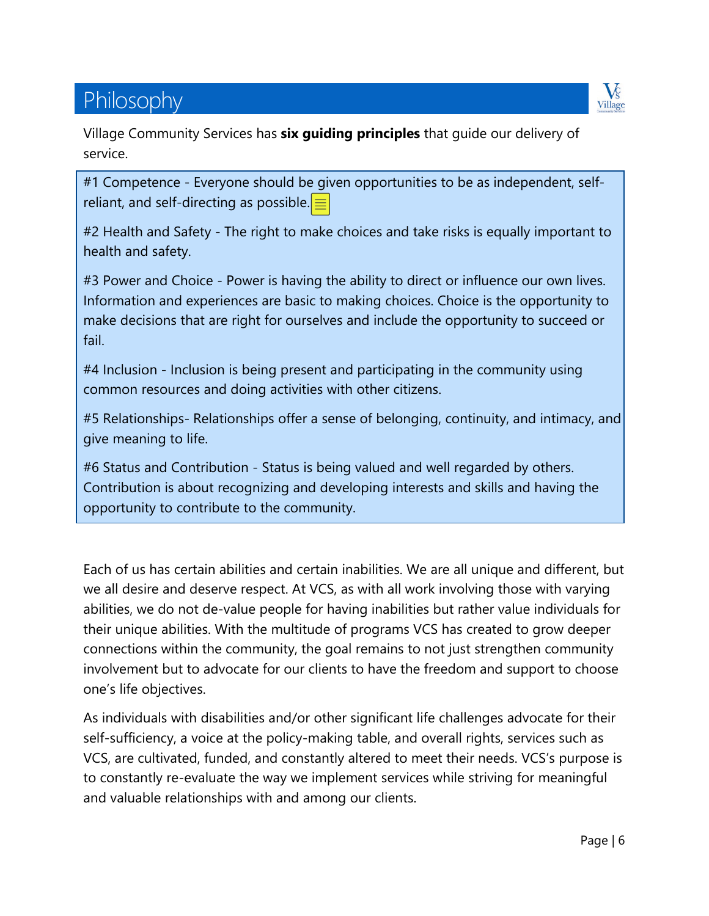# Philosophy

Village Community Services has **six guiding principles** that guide our delivery of service.

#1 Competence - Everyone should be given opportunities to be as independent, self-reliant, and self-directing as possible.

#2 Health and Safety - The right to make choices and take risks is equally important to health and safety.

#3 Power and Choice - Power is having the ability to direct or influence our own lives. Information and experiences are basic to making choices. Choice is the opportunity to make decisions that are right for ourselves and include the opportunity to succeed or fail.

#4 Inclusion - Inclusion is being present and participating in the community using common resources and doing activities with other citizens.

#5 Relationships- Relationships offer a sense of belonging, continuity, and intimacy, and give meaning to life.

#6 Status and Contribution - Status is being valued and well regarded by others. Contribution is about recognizing and developing interests and skills and having the opportunity to contribute to the community.

Each of us has certain abilities and certain inabilities. We are all unique and different, but we all desire and deserve respect. At VCS, as with all work involving those with varying abilities, we do not de-value people for having inabilities but rather value individuals for their unique abilities. With the multitude of programs VCS has created to grow deeper connections within the community, the goal remains to not just strengthen community involvement but to advocate for our clients to have the freedom and support to choose one's life objectives.

As individuals with disabilities and/or other significant life challenges advocate for their self-sufficiency, a voice at the policy-making table, and overall rights, services such as VCS, are cultivated, funded, and constantly altered to meet their needs. VCS's purpose is to constantly re-evaluate the way we implement services while striving for meaningful and valuable relationships with and among our clients.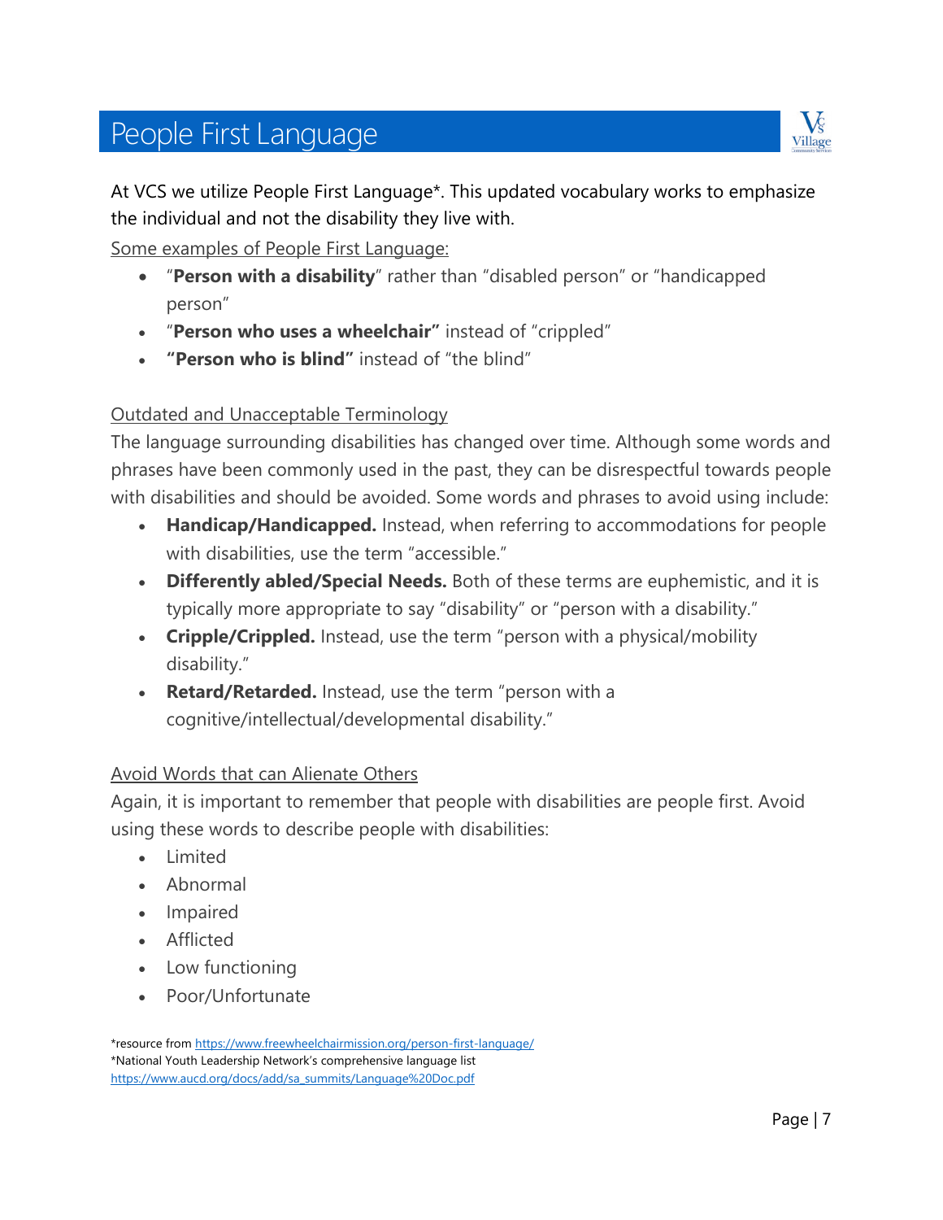# People First Language

At VCS we utilize People First Language*. This updated vocabulary works to emphasize the individual and not the disability they live with.

Some examples of People First Language:

- "**Person with a disability**" rather than "disabled person" or "handicapped person"
- "**Person who uses a wheelchair"** instead of "crippled"
- **"Person who is blind"** instead of "the blind"

Outdated and Unacceptable Terminology

The language surrounding disabilities has changed over time. Although some words and phrases have been commonly used in the past, they can be disrespectful towards people with disabilities and should be avoided. Some words and phrases to avoid using include:

- **Handicap/Handicapped.** Instead, when referring to accommodations for people with disabilities, use the term "accessible."
- **Differently abled/Special Needs.** Both of these terms are euphemistic, and it is typically more appropriate to say "disability" or "person with a disability."
- **Cripple/Crippled.** Instead, use the term "person with a physical/mobility disability."
- **Retard/Retarded.** Instead, use the term "person with a cognitive/intellectual/developmental disability."

Avoid Words that can Alienate Others

Again, it is important to remember that people with disabilities are people first. Avoid using these words to describe people with disabilities:

- Limited
- Abnormal
- Impaired
- Afflicted
- Low functioning
- Poor/Unfortunate

*resource from https://www.freewheelchairmission.org/person-first-language/
*National Youth Leadership Network's comprehensive language list https://www.aucd.org/docs/add/sa_summits/Language%20Doc.pdf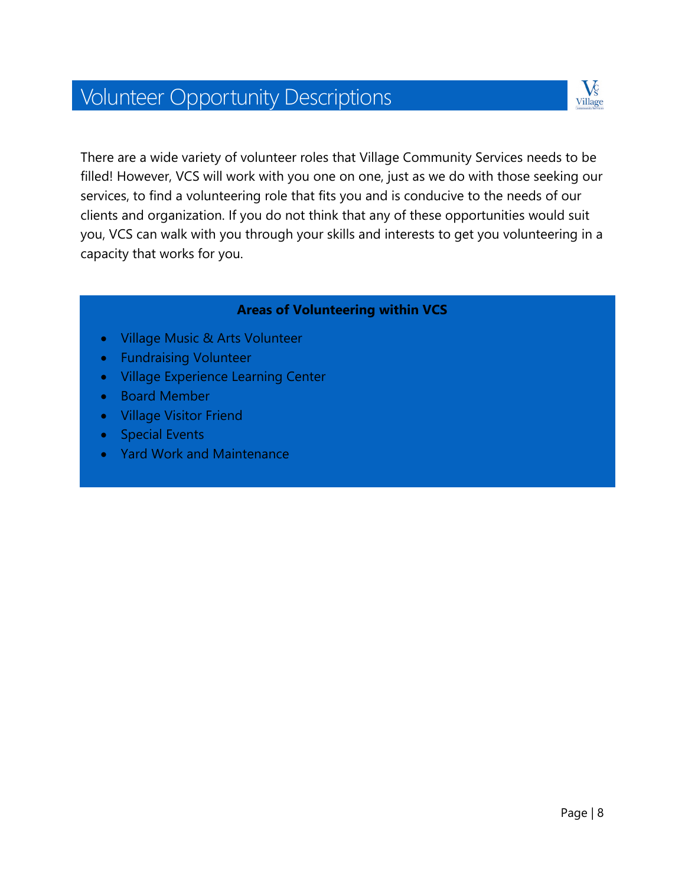# Volunteer Opportunity Descriptions

There are a wide variety of volunteer roles that Village Community Services needs to be filled! However, VCS will work with you one on one, just as we do with those seeking our services, to find a volunteering role that fits you and is conducive to the needs of our clients and organization. If you do not think that any of these opportunities would suit you, VCS can walk with you through your skills and interests to get you volunteering in a capacity that works for you.

**Areas of Volunteering within VCS**

- Village Music & Arts Volunteer
- Fundraising Volunteer
- Village Experience Learning Center
- Board Member
- Village Visitor Friend
- Special Events
- Yard Work and Maintenance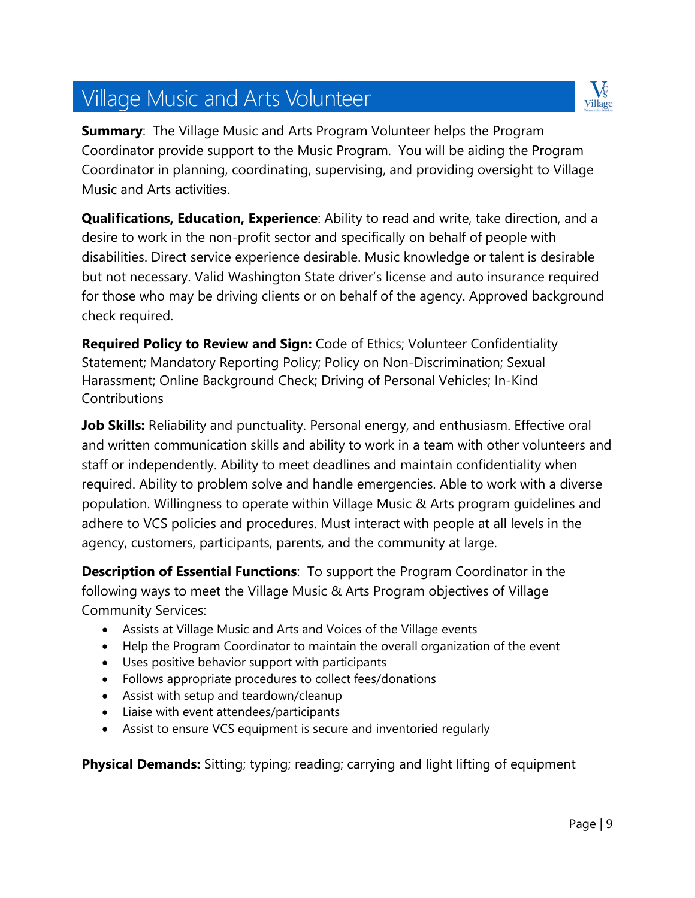# Village Music and Arts Volunteer

**Summary**: The Village Music and Arts Program Volunteer helps the Program Coordinator provide support to the Music Program. You will be aiding the Program Coordinator in planning, coordinating, supervising, and providing oversight to Village Music and Arts activities.

**Qualifications, Education, Experience**: Ability to read and write, take direction, and a desire to work in the non-profit sector and specifically on behalf of people with disabilities. Direct service experience desirable. Music knowledge or talent is desirable but not necessary. Valid Washington State driver's license and auto insurance required for those who may be driving clients or on behalf of the agency. Approved background check required.

**Required Policy to Review and Sign:** Code of Ethics; Volunteer Confidentiality Statement; Mandatory Reporting Policy; Policy on Non-Discrimination; Sexual Harassment; Online Background Check; Driving of Personal Vehicles; In-Kind Contributions

**Job Skills:** Reliability and punctuality. Personal energy, and enthusiasm. Effective oral and written communication skills and ability to work in a team with other volunteers and staff or independently. Ability to meet deadlines and maintain confidentiality when required. Ability to problem solve and handle emergencies. Able to work with a diverse population. Willingness to operate within Village Music & Arts program guidelines and adhere to VCS policies and procedures. Must interact with people at all levels in the agency, customers, participants, parents, and the community at large.

**Description of Essential Functions**: To support the Program Coordinator in the following ways to meet the Village Music & Arts Program objectives of Village Community Services:

- Assists at Village Music and Arts and Voices of the Village events
- Help the Program Coordinator to maintain the overall organization of the event
- Uses positive behavior support with participants
- Follows appropriate procedures to collect fees/donations
- Assist with setup and teardown/cleanup
- Liaise with event attendees/participants
- Assist to ensure VCS equipment is secure and inventoried regularly

**Physical Demands:** Sitting; typing; reading; carrying and light lifting of equipment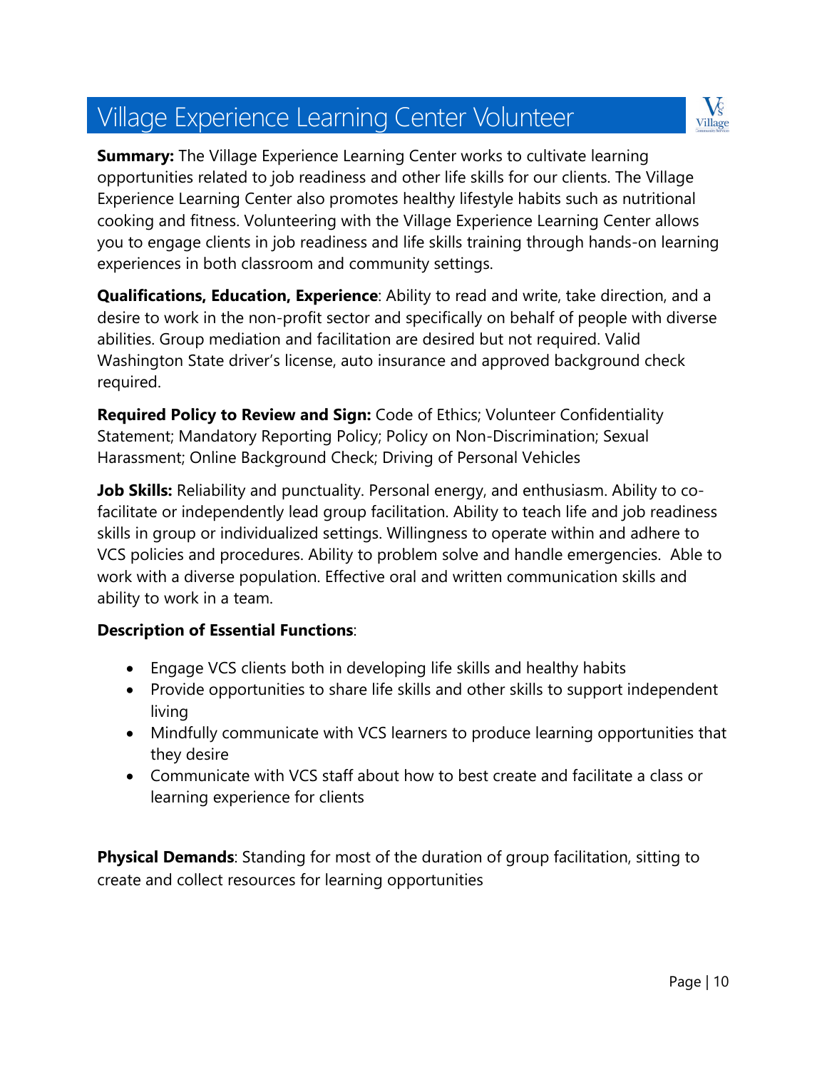# Village Experience Learning Center Volunteer

**Summary:** The Village Experience Learning Center works to cultivate learning opportunities related to job readiness and other life skills for our clients. The Village Experience Learning Center also promotes healthy lifestyle habits such as nutritional cooking and fitness. Volunteering with the Village Experience Learning Center allows you to engage clients in job readiness and life skills training through hands-on learning experiences in both classroom and community settings.

**Qualifications, Education, Experience**: Ability to read and write, take direction, and a desire to work in the non-profit sector and specifically on behalf of people with diverse abilities. Group mediation and facilitation are desired but not required. Valid Washington State driver's license, auto insurance and approved background check required.

**Required Policy to Review and Sign:** Code of Ethics; Volunteer Confidentiality Statement; Mandatory Reporting Policy; Policy on Non-Discrimination; Sexual Harassment; Online Background Check; Driving of Personal Vehicles

**Job Skills:** Reliability and punctuality. Personal energy, and enthusiasm. Ability to co-facilitate or independently lead group facilitation. Ability to teach life and job readiness skills in group or individualized settings. Willingness to operate within and adhere to VCS policies and procedures. Ability to problem solve and handle emergencies. Able to work with a diverse population. Effective oral and written communication skills and ability to work in a team.

**Description of Essential Functions**:

- Engage VCS clients both in developing life skills and healthy habits
- Provide opportunities to share life skills and other skills to support independent living
- Mindfully communicate with VCS learners to produce learning opportunities that they desire
- Communicate with VCS staff about how to best create and facilitate a class or learning experience for clients

**Physical Demands**: Standing for most of the duration of group facilitation, sitting to create and collect resources for learning opportunities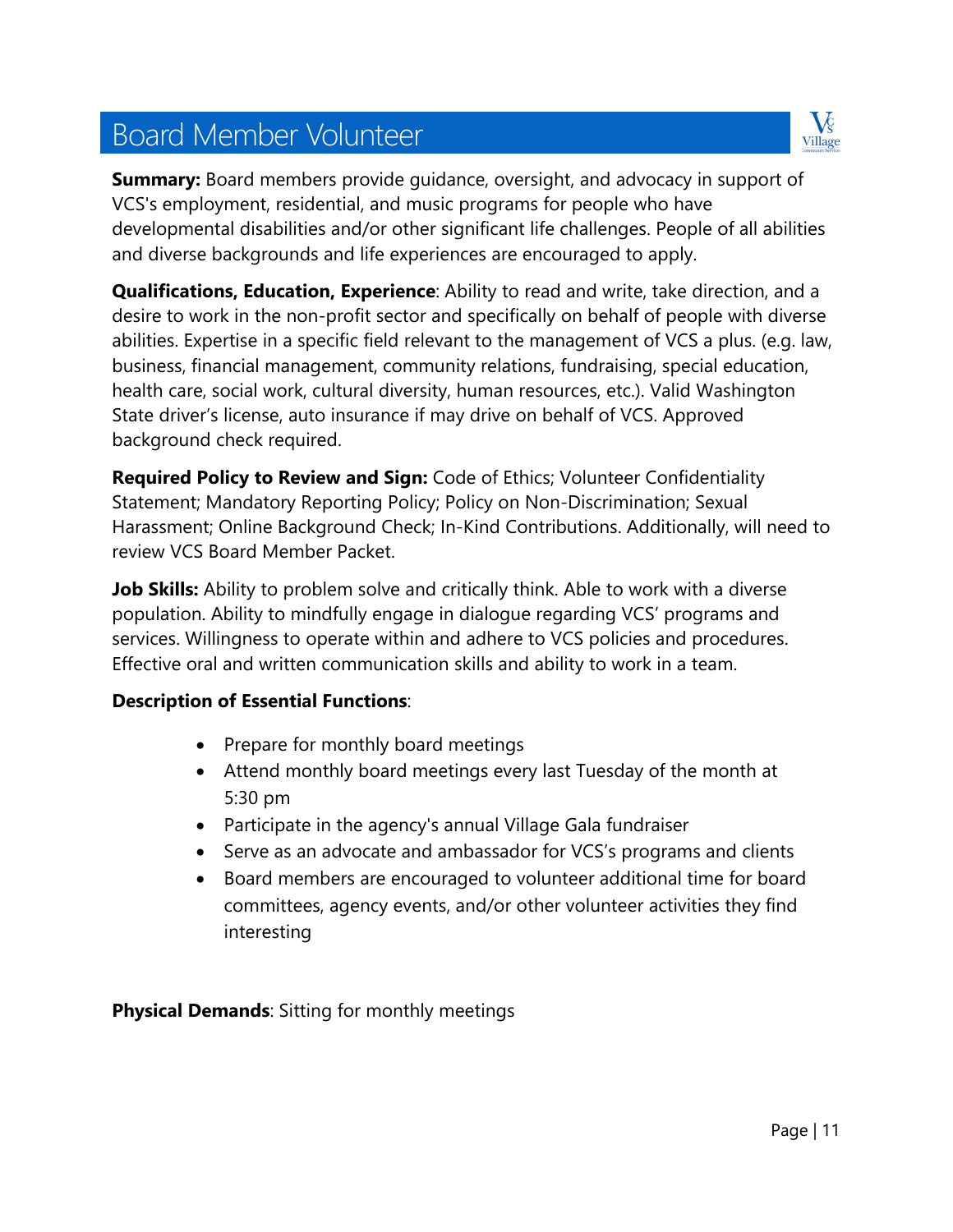# Board Member Volunteer

**Summary:** Board members provide guidance, oversight, and advocacy in support of VCS's employment, residential, and music programs for people who have developmental disabilities and/or other significant life challenges. People of all abilities and diverse backgrounds and life experiences are encouraged to apply.

**Qualifications, Education, Experience**: Ability to read and write, take direction, and a desire to work in the non-profit sector and specifically on behalf of people with diverse abilities. Expertise in a specific field relevant to the management of VCS a plus. (e.g. law, business, financial management, community relations, fundraising, special education, health care, social work, cultural diversity, human resources, etc.). Valid Washington State driver's license, auto insurance if may drive on behalf of VCS. Approved background check required.

**Required Policy to Review and Sign:** Code of Ethics; Volunteer Confidentiality Statement; Mandatory Reporting Policy; Policy on Non-Discrimination; Sexual Harassment; Online Background Check; In-Kind Contributions. Additionally, will need to review VCS Board Member Packet.

**Job Skills:** Ability to problem solve and critically think. Able to work with a diverse population. Ability to mindfully engage in dialogue regarding VCS' programs and services. Willingness to operate within and adhere to VCS policies and procedures. Effective oral and written communication skills and ability to work in a team.

**Description of Essential Functions**:

- Prepare for monthly board meetings
- Attend monthly board meetings every last Tuesday of the month at 5:30 pm
- Participate in the agency's annual Village Gala fundraiser
- Serve as an advocate and ambassador for VCS's programs and clients
- Board members are encouraged to volunteer additional time for board committees, agency events, and/or other volunteer activities they find interesting

**Physical Demands**: Sitting for monthly meetings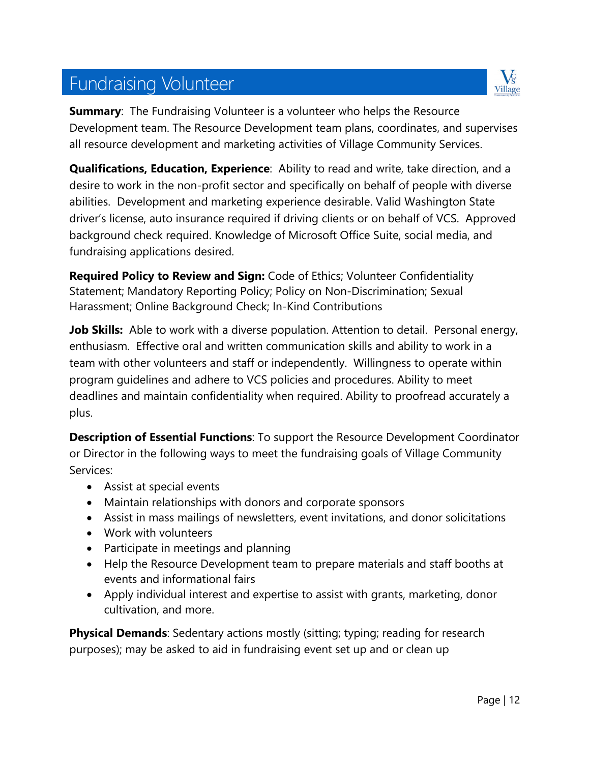# Fundraising Volunteer

**Summary**: The Fundraising Volunteer is a volunteer who helps the Resource Development team. The Resource Development team plans, coordinates, and supervises all resource development and marketing activities of Village Community Services.

**Qualifications, Education, Experience**: Ability to read and write, take direction, and a desire to work in the non-profit sector and specifically on behalf of people with diverse abilities. Development and marketing experience desirable. Valid Washington State driver's license, auto insurance required if driving clients or on behalf of VCS. Approved background check required. Knowledge of Microsoft Office Suite, social media, and fundraising applications desired.

**Required Policy to Review and Sign:** Code of Ethics; Volunteer Confidentiality Statement; Mandatory Reporting Policy; Policy on Non-Discrimination; Sexual Harassment; Online Background Check; In-Kind Contributions

**Job Skills:** Able to work with a diverse population. Attention to detail. Personal energy, enthusiasm. Effective oral and written communication skills and ability to work in a team with other volunteers and staff or independently. Willingness to operate within program guidelines and adhere to VCS policies and procedures. Ability to meet deadlines and maintain confidentiality when required. Ability to proofread accurately a plus.

**Description of Essential Functions**: To support the Resource Development Coordinator or Director in the following ways to meet the fundraising goals of Village Community Services:

- Assist at special events
- Maintain relationships with donors and corporate sponsors
- Assist in mass mailings of newsletters, event invitations, and donor solicitations
- Work with volunteers
- Participate in meetings and planning
- Help the Resource Development team to prepare materials and staff booths at events and informational fairs
- Apply individual interest and expertise to assist with grants, marketing, donor cultivation, and more.

**Physical Demands**: Sedentary actions mostly (sitting; typing; reading for research purposes); may be asked to aid in fundraising event set up and or clean up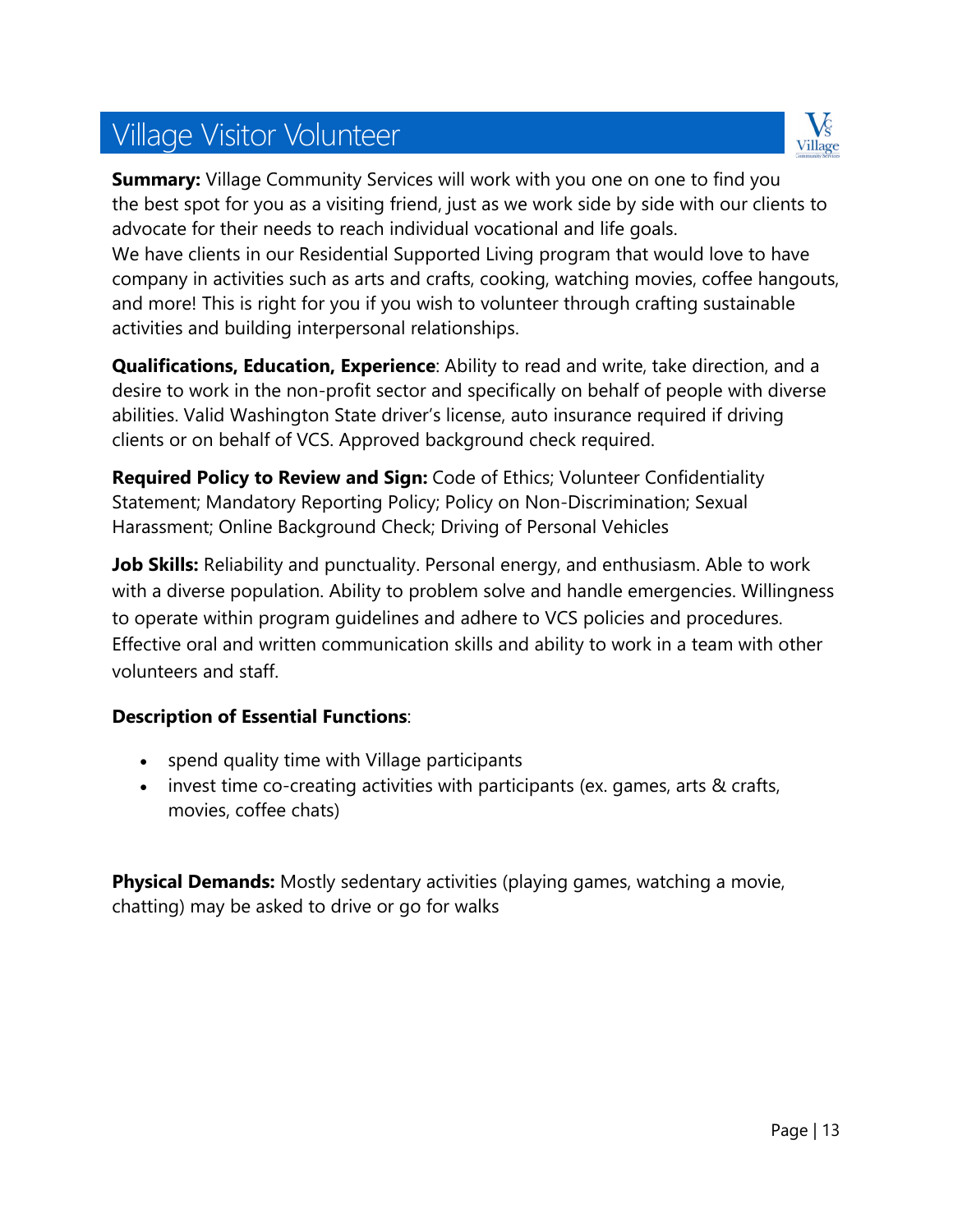# Village Visitor Volunteer

**Summary:** Village Community Services will work with you one on one to find you the best spot for you as a visiting friend, just as we work side by side with our clients to advocate for their needs to reach individual vocational and life goals.
We have clients in our Residential Supported Living program that would love to have company in activities such as arts and crafts, cooking, watching movies, coffee hangouts, and more! This is right for you if you wish to volunteer through crafting sustainable activities and building interpersonal relationships.

**Qualifications, Education, Experience**: Ability to read and write, take direction, and a desire to work in the non-profit sector and specifically on behalf of people with diverse abilities. Valid Washington State driver's license, auto insurance required if driving clients or on behalf of VCS. Approved background check required.

**Required Policy to Review and Sign:** Code of Ethics; Volunteer Confidentiality Statement; Mandatory Reporting Policy; Policy on Non-Discrimination; Sexual Harassment; Online Background Check; Driving of Personal Vehicles

**Job Skills:** Reliability and punctuality. Personal energy, and enthusiasm. Able to work with a diverse population. Ability to problem solve and handle emergencies. Willingness to operate within program guidelines and adhere to VCS policies and procedures. Effective oral and written communication skills and ability to work in a team with other volunteers and staff.

**Description of Essential Functions**:

- spend quality time with Village participants
- invest time co-creating activities with participants (ex. games, arts & crafts, movies, coffee chats)

**Physical Demands:** Mostly sedentary activities (playing games, watching a movie, chatting) may be asked to drive or go for walks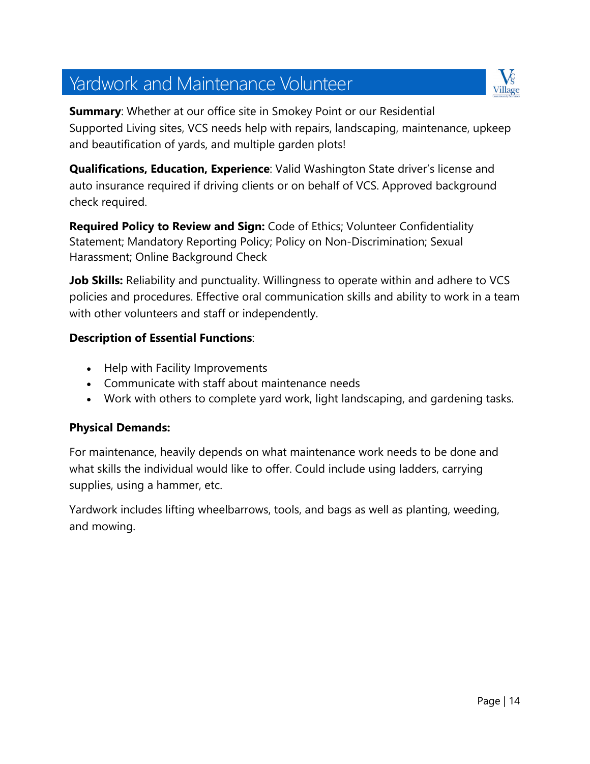# Yardwork and Maintenance Volunteer

**Summary**: Whether at our office site in Smokey Point or our Residential Supported Living sites, VCS needs help with repairs, landscaping, maintenance, upkeep and beautification of yards, and multiple garden plots!

**Qualifications, Education, Experience**: Valid Washington State driver's license and auto insurance required if driving clients or on behalf of VCS. Approved background check required.

**Required Policy to Review and Sign:** Code of Ethics; Volunteer Confidentiality Statement; Mandatory Reporting Policy; Policy on Non-Discrimination; Sexual Harassment; Online Background Check

**Job Skills:** Reliability and punctuality. Willingness to operate within and adhere to VCS policies and procedures. Effective oral communication skills and ability to work in a team with other volunteers and staff or independently.

**Description of Essential Functions**:

- Help with Facility Improvements
- Communicate with staff about maintenance needs
- Work with others to complete yard work, light landscaping, and gardening tasks.

**Physical Demands:**

For maintenance, heavily depends on what maintenance work needs to be done and what skills the individual would like to offer. Could include using ladders, carrying supplies, using a hammer, etc.

Yardwork includes lifting wheelbarrows, tools, and bags as well as planting, weeding, and mowing.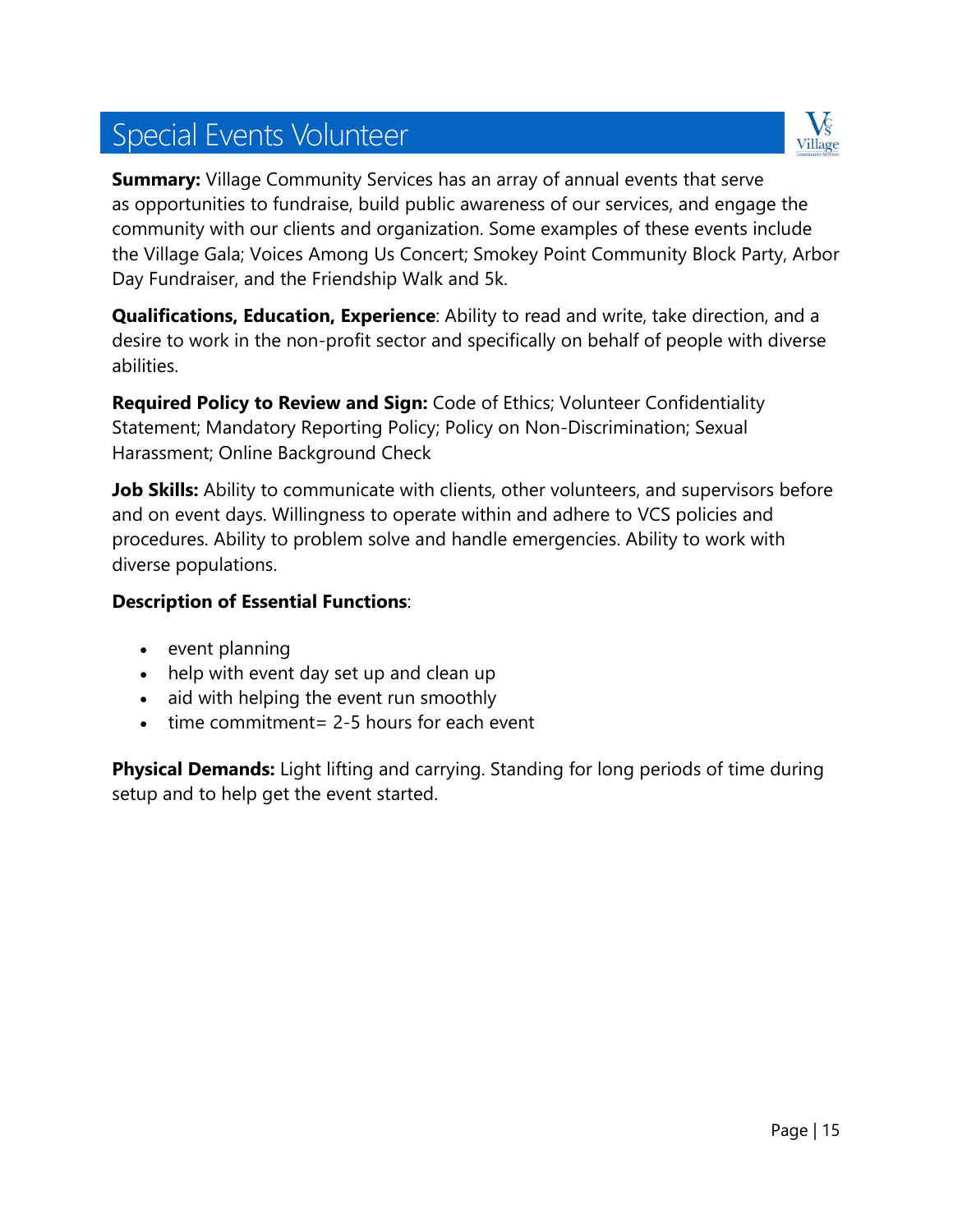# Special Events Volunteer

**Summary:** Village Community Services has an array of annual events that serve as opportunities to fundraise, build public awareness of our services, and engage the community with our clients and organization. Some examples of these events include the Village Gala; Voices Among Us Concert; Smokey Point Community Block Party, Arbor Day Fundraiser, and the Friendship Walk and 5k.

**Qualifications, Education, Experience**: Ability to read and write, take direction, and a desire to work in the non-profit sector and specifically on behalf of people with diverse abilities.

**Required Policy to Review and Sign:** Code of Ethics; Volunteer Confidentiality Statement; Mandatory Reporting Policy; Policy on Non-Discrimination; Sexual Harassment; Online Background Check

**Job Skills:** Ability to communicate with clients, other volunteers, and supervisors before and on event days. Willingness to operate within and adhere to VCS policies and procedures. Ability to problem solve and handle emergencies. Ability to work with diverse populations.

**Description of Essential Functions**:

- event planning
- help with event day set up and clean up
- aid with helping the event run smoothly
- time commitment= 2-5 hours for each event

**Physical Demands:** Light lifting and carrying. Standing for long periods of time during setup and to help get the event started.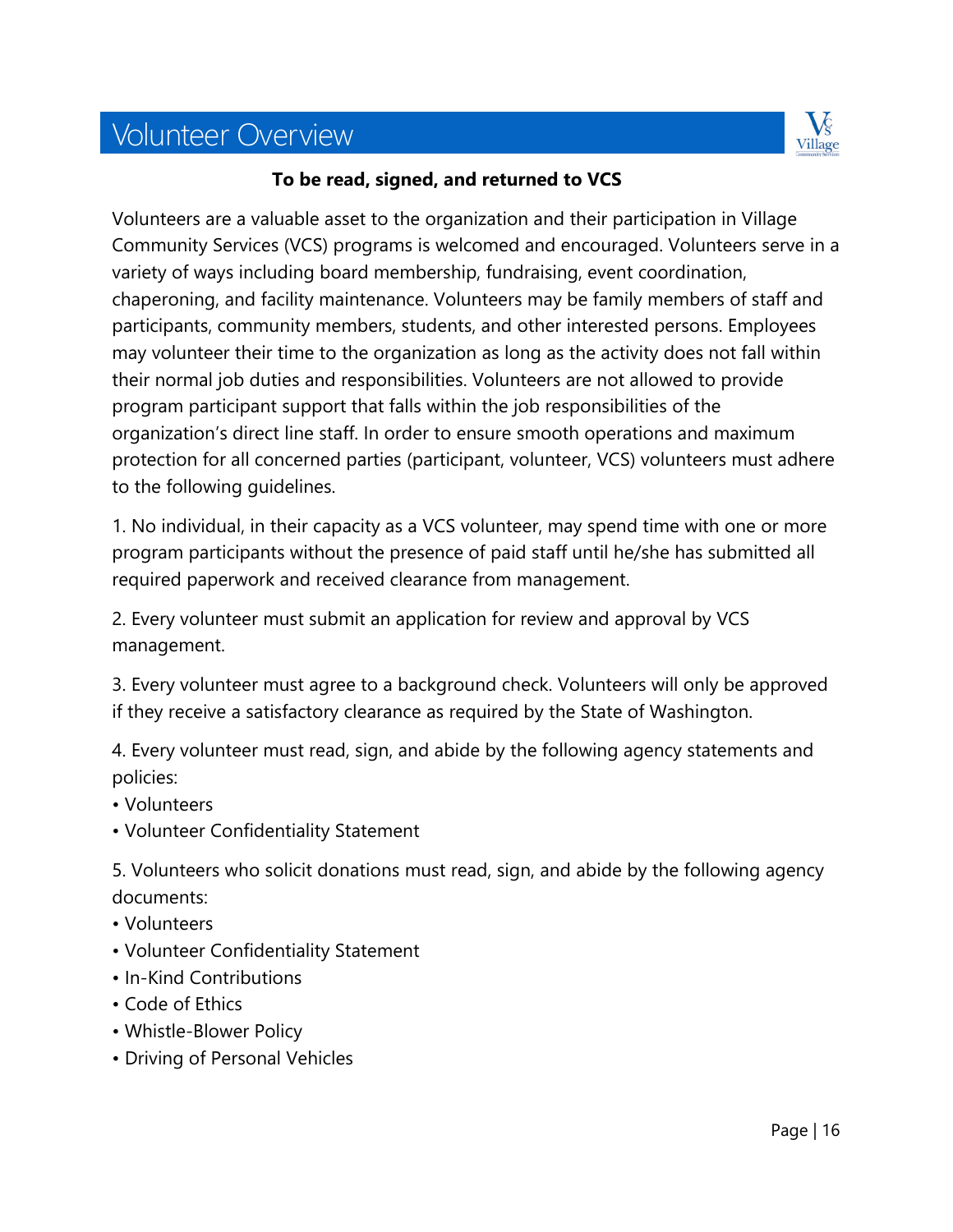# Volunteer Overview

**To be read, signed, and returned to VCS**

Volunteers are a valuable asset to the organization and their participation in Village Community Services (VCS) programs is welcomed and encouraged. Volunteers serve in a variety of ways including board membership, fundraising, event coordination, chaperoning, and facility maintenance. Volunteers may be family members of staff and participants, community members, students, and other interested persons. Employees may volunteer their time to the organization as long as the activity does not fall within their normal job duties and responsibilities. Volunteers are not allowed to provide program participant support that falls within the job responsibilities of the organization's direct line staff. In order to ensure smooth operations and maximum protection for all concerned parties (participant, volunteer, VCS) volunteers must adhere to the following guidelines.

1. No individual, in their capacity as a VCS volunteer, may spend time with one or more program participants without the presence of paid staff until he/she has submitted all required paperwork and received clearance from management.

2. Every volunteer must submit an application for review and approval by VCS management.

3. Every volunteer must agree to a background check. Volunteers will only be approved if they receive a satisfactory clearance as required by the State of Washington.

4. Every volunteer must read, sign, and abide by the following agency statements and policies:
- Volunteers
- Volunteer Confidentiality Statement

5. Volunteers who solicit donations must read, sign, and abide by the following agency documents:
- Volunteers
- Volunteer Confidentiality Statement
- In-Kind Contributions
- Code of Ethics
- Whistle-Blower Policy
- Driving of Personal Vehicles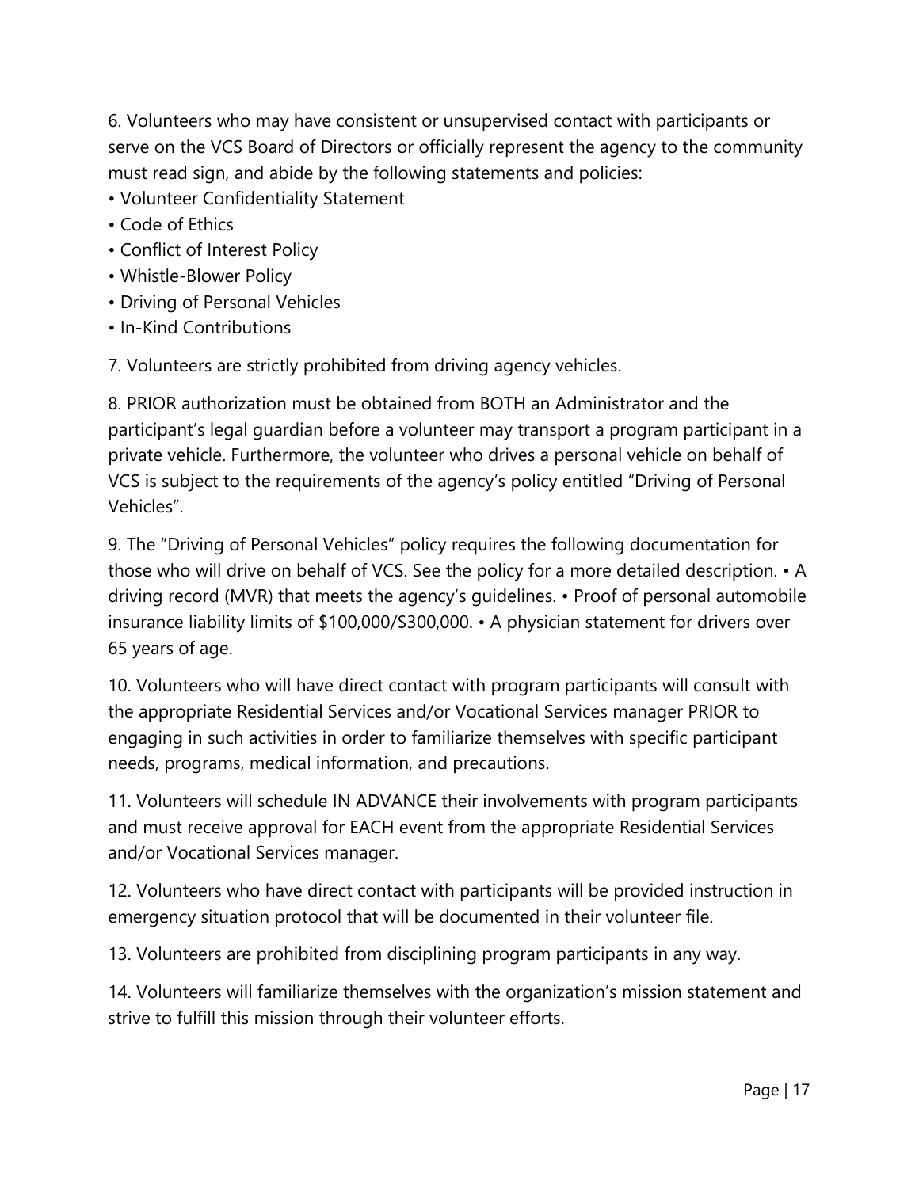6. Volunteers who may have consistent or unsupervised contact with participants or serve on the VCS Board of Directors or officially represent the agency to the community must read sign, and abide by the following statements and policies:

- Volunteer Confidentiality Statement
- Code of Ethics
- Conflict of Interest Policy
- Whistle-Blower Policy
- Driving of Personal Vehicles
- In-Kind Contributions

7. Volunteers are strictly prohibited from driving agency vehicles.

8. PRIOR authorization must be obtained from BOTH an Administrator and the participant's legal guardian before a volunteer may transport a program participant in a private vehicle. Furthermore, the volunteer who drives a personal vehicle on behalf of VCS is subject to the requirements of the agency's policy entitled "Driving of Personal Vehicles".

9. The "Driving of Personal Vehicles" policy requires the following documentation for those who will drive on behalf of VCS. See the policy for a more detailed description. • A driving record (MVR) that meets the agency's guidelines. • Proof of personal automobile insurance liability limits of $100,000/$300,000. • A physician statement for drivers over 65 years of age.

10. Volunteers who will have direct contact with program participants will consult with the appropriate Residential Services and/or Vocational Services manager PRIOR to engaging in such activities in order to familiarize themselves with specific participant needs, programs, medical information, and precautions.

11. Volunteers will schedule IN ADVANCE their involvements with program participants and must receive approval for EACH event from the appropriate Residential Services and/or Vocational Services manager.

12. Volunteers who have direct contact with participants will be provided instruction in emergency situation protocol that will be documented in their volunteer file.

13. Volunteers are prohibited from disciplining program participants in any way.

14. Volunteers will familiarize themselves with the organization's mission statement and strive to fulfill this mission through their volunteer efforts.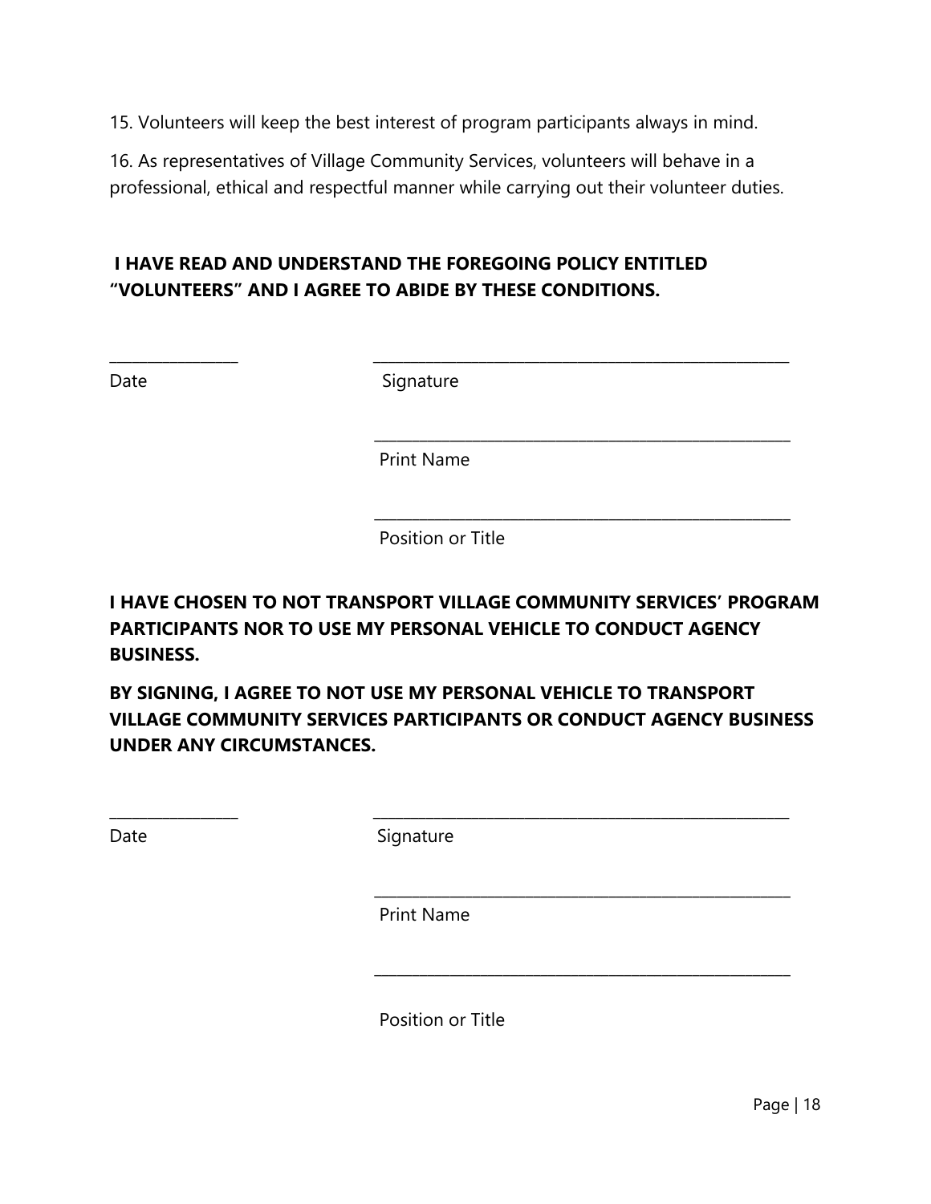15. Volunteers will keep the best interest of program participants always in mind.

16. As representatives of Village Community Services, volunteers will behave in a professional, ethical and respectful manner while carrying out their volunteer duties.

**I HAVE READ AND UNDERSTAND THE FOREGOING POLICY ENTITLED "VOLUNTEERS" AND I AGREE TO ABIDE BY THESE CONDITIONS.**

________________ ______________________________________________________

Date Signature

______________________________________________________

Print Name

______________________________________________________

Position or Title

**I HAVE CHOSEN TO NOT TRANSPORT VILLAGE COMMUNITY SERVICES' PROGRAM PARTICIPANTS NOR TO USE MY PERSONAL VEHICLE TO CONDUCT AGENCY BUSINESS.**

**BY SIGNING, I AGREE TO NOT USE MY PERSONAL VEHICLE TO TRANSPORT VILLAGE COMMUNITY SERVICES PARTICIPANTS OR CONDUCT AGENCY BUSINESS UNDER ANY CIRCUMSTANCES.**

________________ ______________________________________________________

Date Signature

______________________________________________________

Print Name

______________________________________________________

Position or Title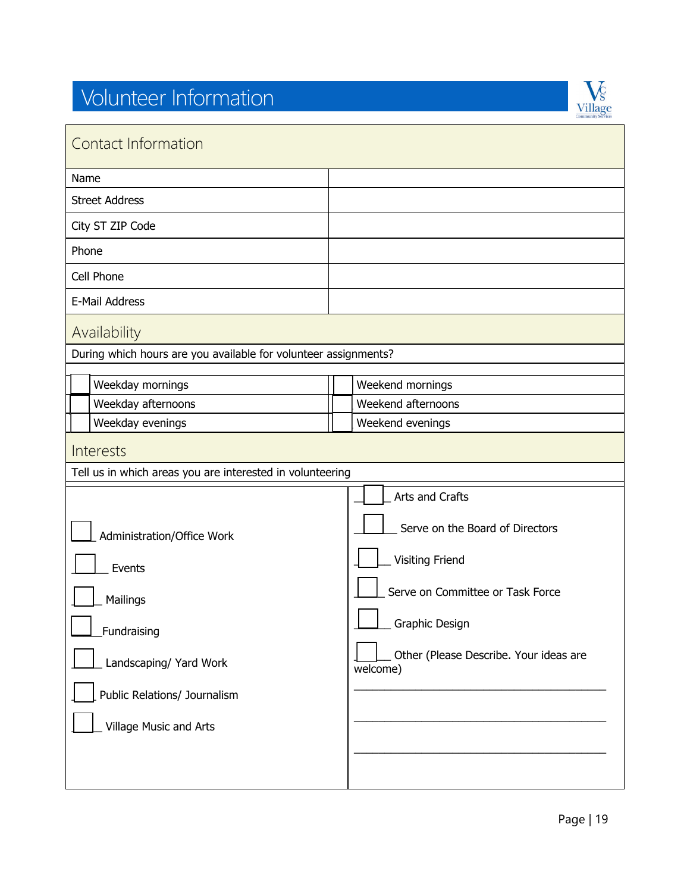# Volunteer Information

## Contact Information

| Name | |
|---|---|
| Street Address | |
| City ST ZIP Code | |
| Phone | |
| Cell Phone | |
| E-Mail Address | |

## Availability

During which hours are you available for volunteer assignments?

| | | | |
|---|---|---|---|
| ☐ | Weekday mornings | ☐ | Weekend mornings |
| ☐ | Weekday afternoons | ☐ | Weekend afternoons |
| ☐ | Weekday evenings | ☐ | Weekend evenings |

## Interests

Tell us in which areas you are interested in volunteering

- ☐ Administration/Office Work
- ☐ Events
- ☐ Mailings
- ☐ Fundraising
- ☐ Landscaping/ Yard Work
- ☐ Public Relations/ Journalism
- ☐ Village Music and Arts
- ☐ Arts and Crafts
- ☐ Serve on the Board of Directors
- ☐ Visiting Friend
- ☐ Serve on Committee or Task Force
- ☐ Graphic Design
- ☐ Other (Please Describe. Your ideas are welcome)

____________________________________________

____________________________________________

____________________________________________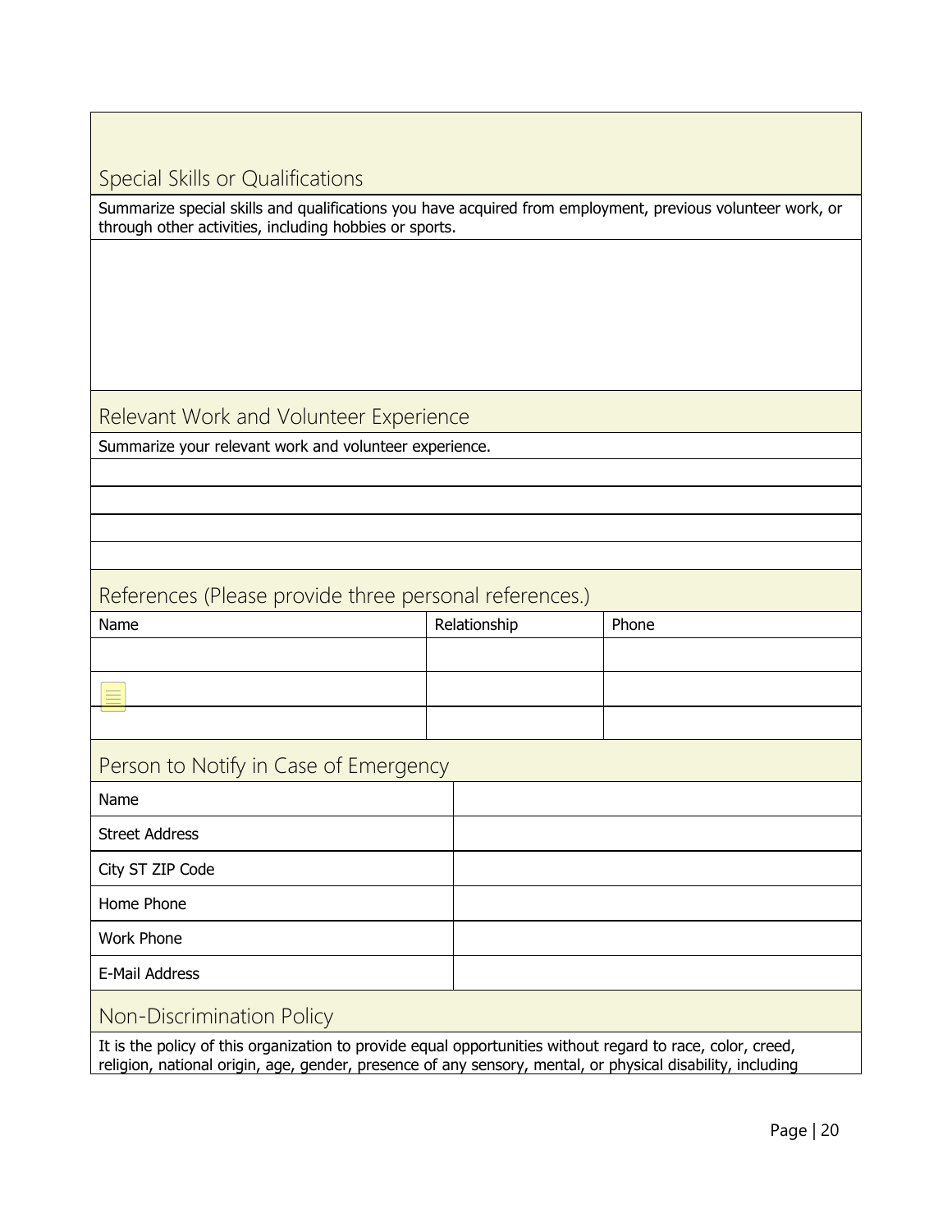## Special Skills or Qualifications

Summarize special skills and qualifications you have acquired from employment, previous volunteer work, or through other activities, including hobbies or sports.

## Relevant Work and Volunteer Experience

Summarize your relevant work and volunteer experience.

## References (Please provide three personal references.)

| Name | Relationship | Phone |
| --- | --- | --- |
| | | |
| | | |
| | | |

## Person to Notify in Case of Emergency

| | |
| --- | --- |
| Name | |
| Street Address | |
| City ST ZIP Code | |
| Home Phone | |
| Work Phone | |
| E-Mail Address | |

## Non-Discrimination Policy

It is the policy of this organization to provide equal opportunities without regard to race, color, creed, religion, national origin, age, gender, presence of any sensory, mental, or physical disability, including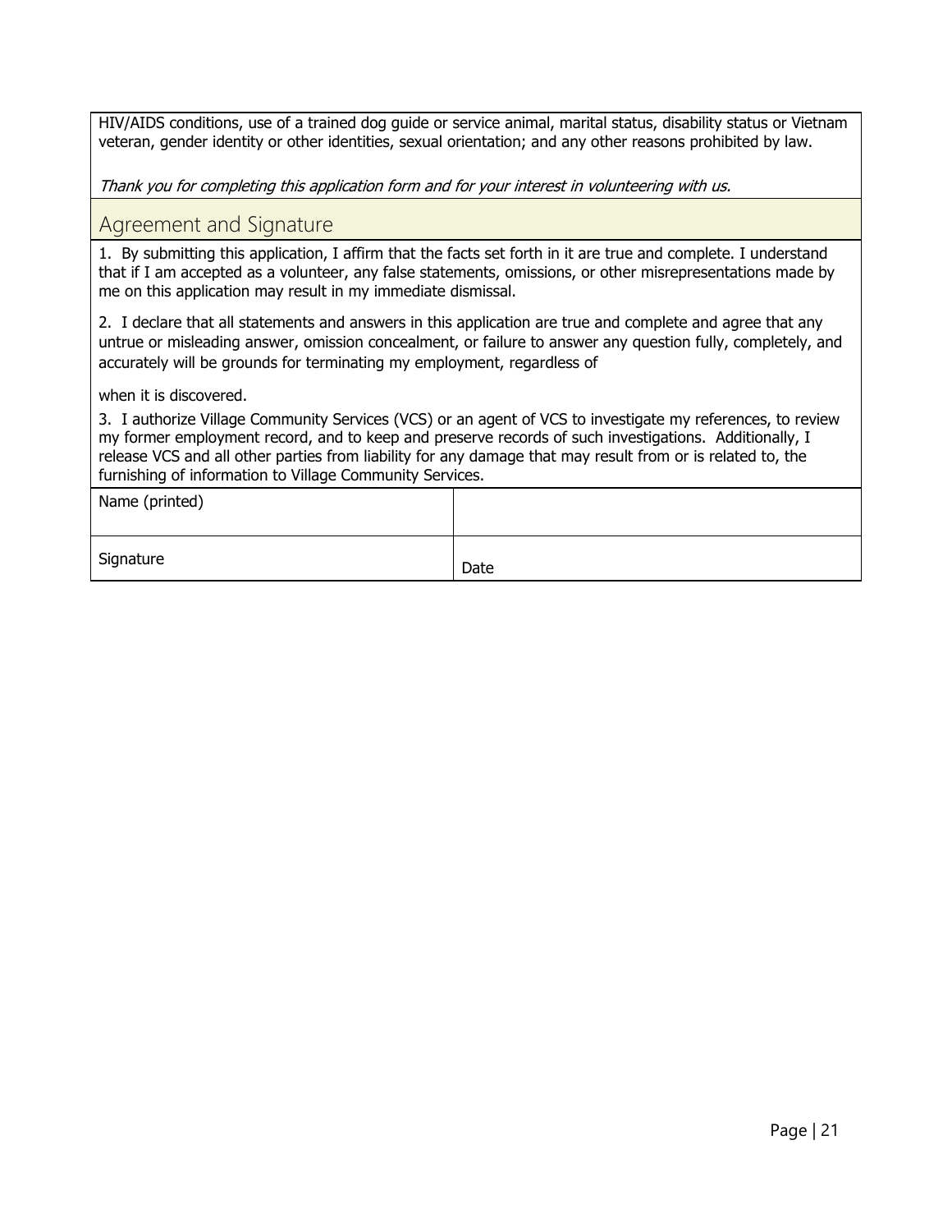HIV/AIDS conditions, use of a trained dog guide or service animal, marital status, disability status or Vietnam veteran, gender identity or other identities, sexual orientation; and any other reasons prohibited by law.

*Thank you for completing this application form and for your interest in volunteering with us.*

## Agreement and Signature

1. By submitting this application, I affirm that the facts set forth in it are true and complete. I understand that if I am accepted as a volunteer, any false statements, omissions, or other misrepresentations made by me on this application may result in my immediate dismissal.

2. I declare that all statements and answers in this application are true and complete and agree that any untrue or misleading answer, omission concealment, or failure to answer any question fully, completely, and accurately will be grounds for terminating my employment, regardless of

when it is discovered.

3. I authorize Village Community Services (VCS) or an agent of VCS to investigate my references, to review my former employment record, and to keep and preserve records of such investigations. Additionally, I release VCS and all other parties from liability for any damage that may result from or is related to, the furnishing of information to Village Community Services.

| Name (printed) | |
|---|---|
| Signature | Date |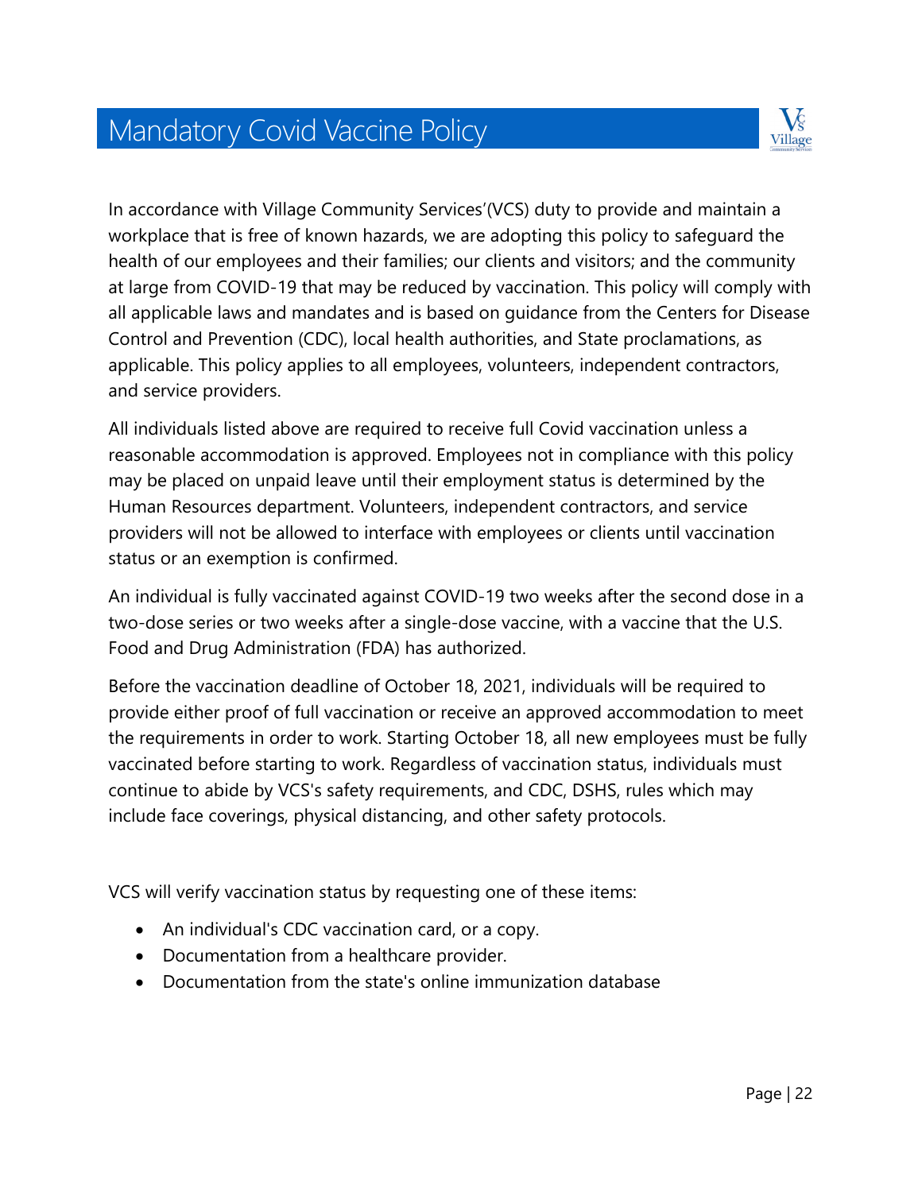# Mandatory Covid Vaccine Policy

In accordance with Village Community Services'(VCS) duty to provide and maintain a workplace that is free of known hazards, we are adopting this policy to safeguard the health of our employees and their families; our clients and visitors; and the community at large from COVID-19 that may be reduced by vaccination. This policy will comply with all applicable laws and mandates and is based on guidance from the Centers for Disease Control and Prevention (CDC), local health authorities, and State proclamations, as applicable. This policy applies to all employees, volunteers, independent contractors, and service providers.

All individuals listed above are required to receive full Covid vaccination unless a reasonable accommodation is approved. Employees not in compliance with this policy may be placed on unpaid leave until their employment status is determined by the Human Resources department. Volunteers, independent contractors, and service providers will not be allowed to interface with employees or clients until vaccination status or an exemption is confirmed.

An individual is fully vaccinated against COVID-19 two weeks after the second dose in a two-dose series or two weeks after a single-dose vaccine, with a vaccine that the U.S. Food and Drug Administration (FDA) has authorized.

Before the vaccination deadline of October 18, 2021, individuals will be required to provide either proof of full vaccination or receive an approved accommodation to meet the requirements in order to work. Starting October 18, all new employees must be fully vaccinated before starting to work. Regardless of vaccination status, individuals must continue to abide by VCS's safety requirements, and CDC, DSHS, rules which may include face coverings, physical distancing, and other safety protocols.

VCS will verify vaccination status by requesting one of these items:

- An individual's CDC vaccination card, or a copy.
- Documentation from a healthcare provider.
- Documentation from the state's online immunization database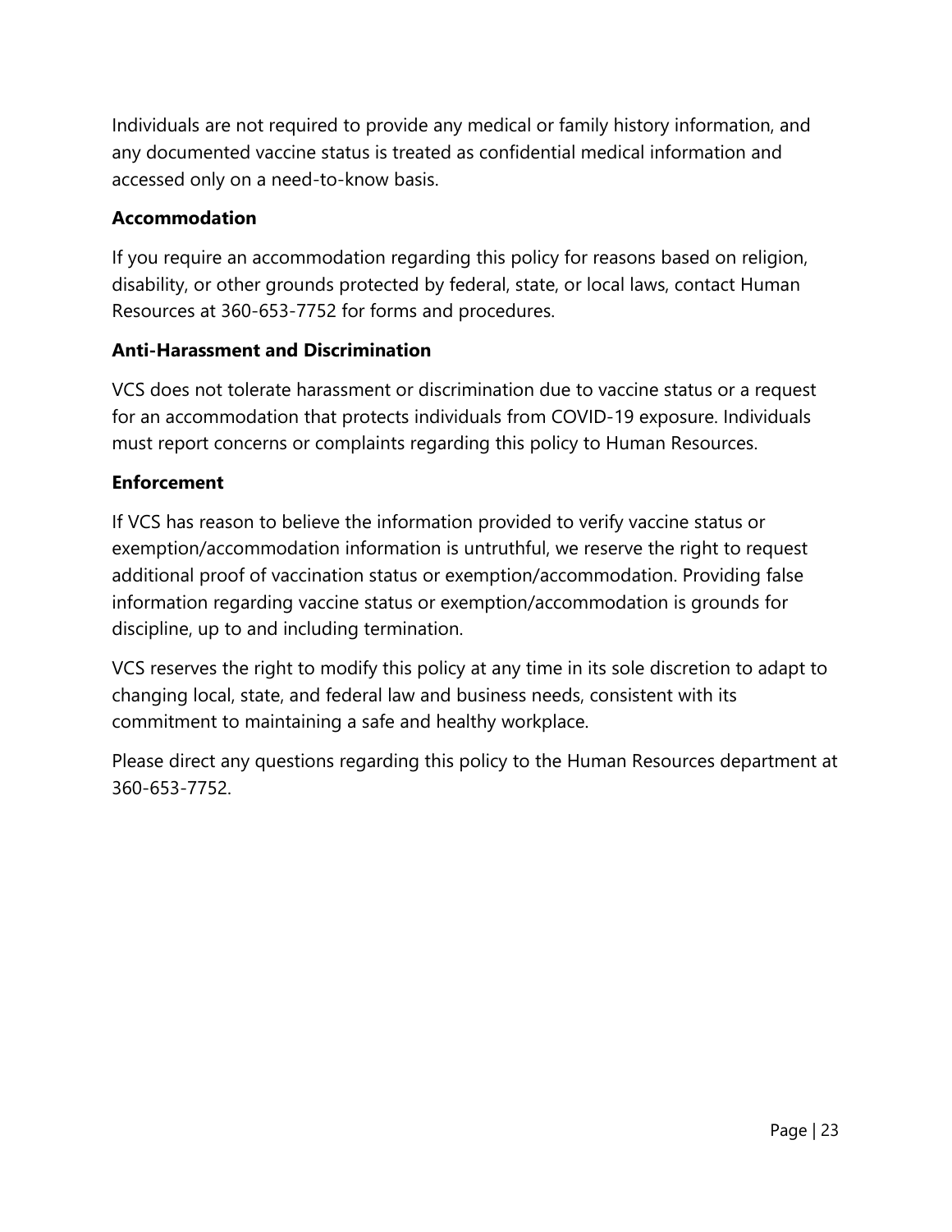Individuals are not required to provide any medical or family history information, and any documented vaccine status is treated as confidential medical information and accessed only on a need-to-know basis.

**Accommodation**

If you require an accommodation regarding this policy for reasons based on religion, disability, or other grounds protected by federal, state, or local laws, contact Human Resources at 360-653-7752 for forms and procedures.

**Anti-Harassment and Discrimination**

VCS does not tolerate harassment or discrimination due to vaccine status or a request for an accommodation that protects individuals from COVID-19 exposure. Individuals must report concerns or complaints regarding this policy to Human Resources.

**Enforcement**

If VCS has reason to believe the information provided to verify vaccine status or exemption/accommodation information is untruthful, we reserve the right to request additional proof of vaccination status or exemption/accommodation. Providing false information regarding vaccine status or exemption/accommodation is grounds for discipline, up to and including termination.

VCS reserves the right to modify this policy at any time in its sole discretion to adapt to changing local, state, and federal law and business needs, consistent with its commitment to maintaining a safe and healthy workplace.

Please direct any questions regarding this policy to the Human Resources department at 360-653-7752.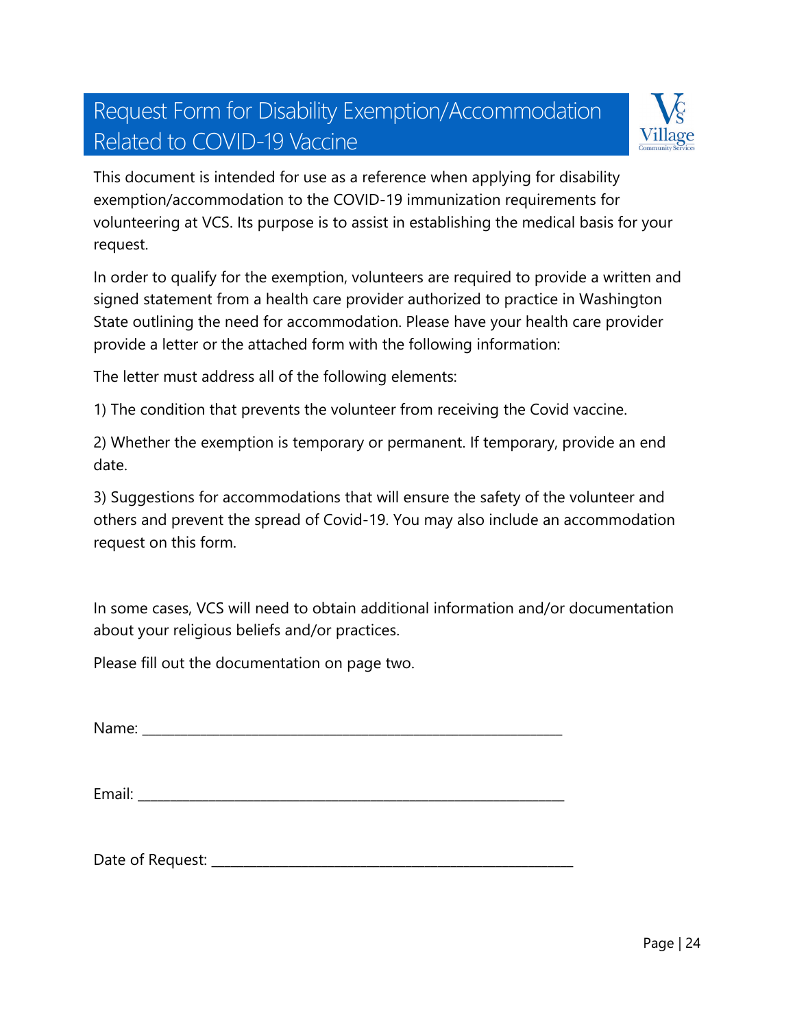# Request Form for Disability Exemption/Accommodation Related to COVID-19 Vaccine

This document is intended for use as a reference when applying for disability exemption/accommodation to the COVID-19 immunization requirements for volunteering at VCS. Its purpose is to assist in establishing the medical basis for your request.

In order to qualify for the exemption, volunteers are required to provide a written and signed statement from a health care provider authorized to practice in Washington State outlining the need for accommodation. Please have your health care provider provide a letter or the attached form with the following information:

The letter must address all of the following elements:

1) The condition that prevents the volunteer from receiving the Covid vaccine.

2) Whether the exemption is temporary or permanent. If temporary, provide an end date.

3) Suggestions for accommodations that will ensure the safety of the volunteer and others and prevent the spread of Covid-19. You may also include an accommodation request on this form.

In some cases, VCS will need to obtain additional information and/or documentation about your religious beliefs and/or practices.

Please fill out the documentation on page two.

Name: ____________________________________________________________

Email: ____________________________________________________________

Date of Request: ____________________________________________________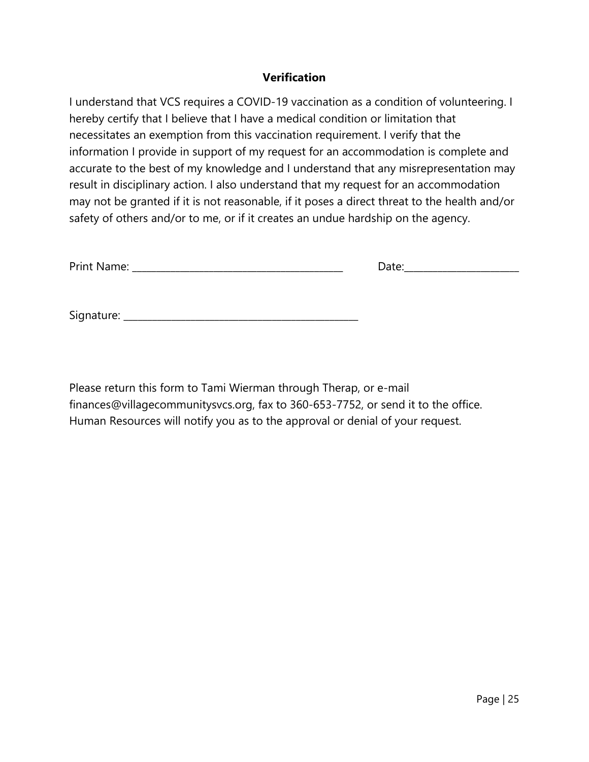**Verification**

I understand that VCS requires a COVID-19 vaccination as a condition of volunteering. I hereby certify that I believe that I have a medical condition or limitation that necessitates an exemption from this vaccination requirement. I verify that the information I provide in support of my request for an accommodation is complete and accurate to the best of my knowledge and I understand that any misrepresentation may result in disciplinary action. I also understand that my request for an accommodation may not be granted if it is not reasonable, if it poses a direct threat to the health and/or safety of others and/or to me, or if it creates an undue hardship on the agency.

Print Name: ________________________________________ Date:______________________

Signature: ____________________________________________

Please return this form to Tami Wierman through Therap, or e-mail finances@villagecommunitysvcs.org, fax to 360-653-7752, or send it to the office. Human Resources will notify you as to the approval or denial of your request.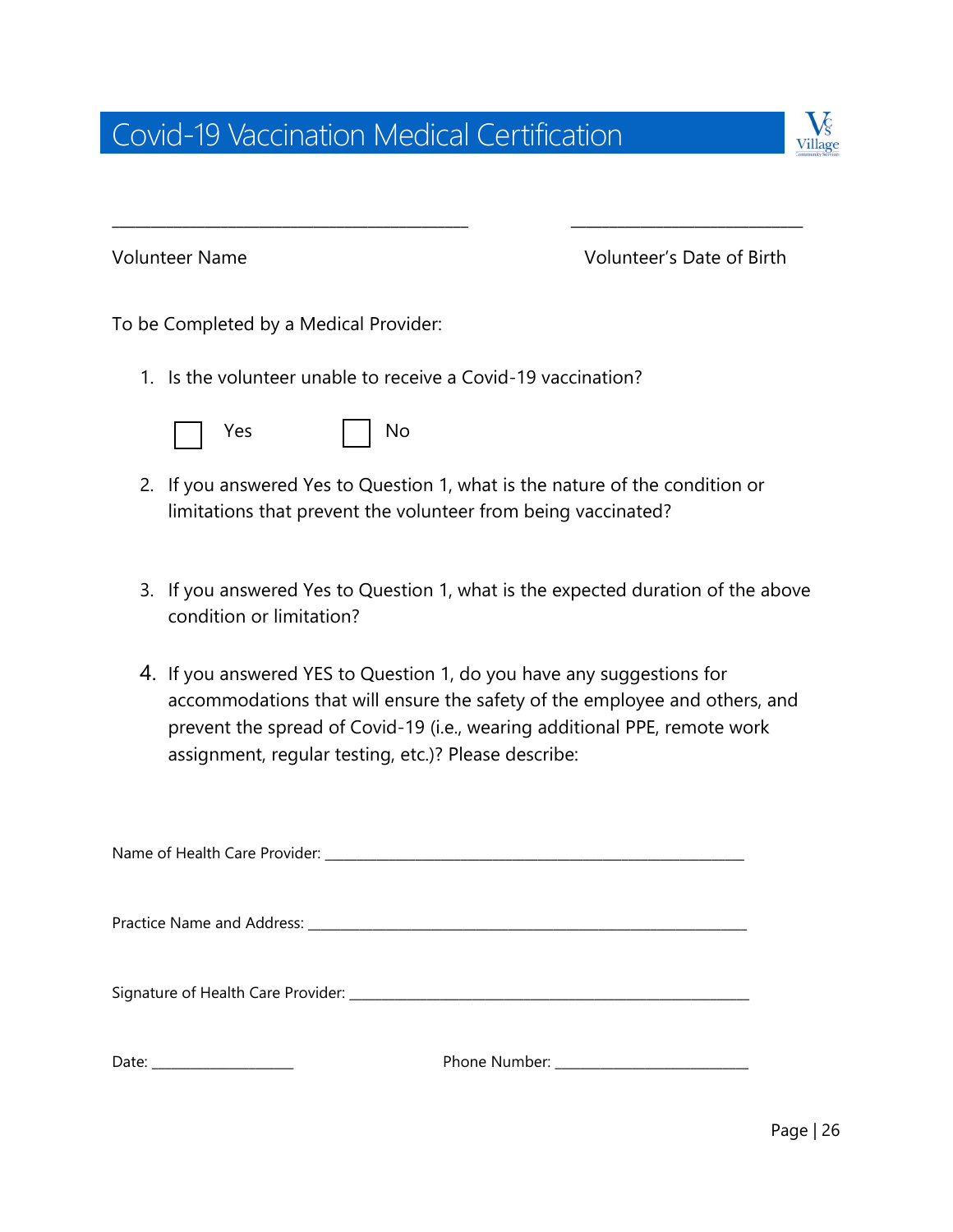# Covid-19 Vaccination Medical Certification

\_\_\_\_\_\_\_\_\_\_\_\_\_\_\_\_\_\_\_\_\_\_\_\_\_\_\_\_\_\_\_\_\_\_\_\_\_\_\_\_ \_\_\_\_\_\_\_\_\_\_\_\_\_\_\_\_\_\_\_\_\_\_\_\_\_\_\_\_

Volunteer Name Volunteer's Date of Birth

To be Completed by a Medical Provider:

1. Is the volunteer unable to receive a Covid-19 vaccination?

   ☐ Yes ☐ No

2. If you answered Yes to Question 1, what is the nature of the condition or limitations that prevent the volunteer from being vaccinated?

3. If you answered Yes to Question 1, what is the expected duration of the above condition or limitation?

4. If you answered YES to Question 1, do you have any suggestions for accommodations that will ensure the safety of the employee and others, and prevent the spread of Covid-19 (i.e., wearing additional PPE, remote work assignment, regular testing, etc.)? Please describe:

Name of Health Care Provider: \_\_\_\_\_\_\_\_\_\_\_\_\_\_\_\_\_\_\_\_\_\_\_\_\_\_\_\_\_\_\_\_\_\_\_\_\_\_\_\_\_\_\_\_\_\_\_\_\_\_

Practice Name and Address: \_\_\_\_\_\_\_\_\_\_\_\_\_\_\_\_\_\_\_\_\_\_\_\_\_\_\_\_\_\_\_\_\_\_\_\_\_\_\_\_\_\_\_\_\_\_\_\_\_\_\_\_

Signature of Health Care Provider: \_\_\_\_\_\_\_\_\_\_\_\_\_\_\_\_\_\_\_\_\_\_\_\_\_\_\_\_\_\_\_\_\_\_\_\_\_\_\_\_\_\_\_\_\_\_\_\_

Date: \_\_\_\_\_\_\_\_\_\_\_\_\_\_\_\_\_\_ Phone Number: \_\_\_\_\_\_\_\_\_\_\_\_\_\_\_\_\_\_\_\_\_\_\_\_\_\_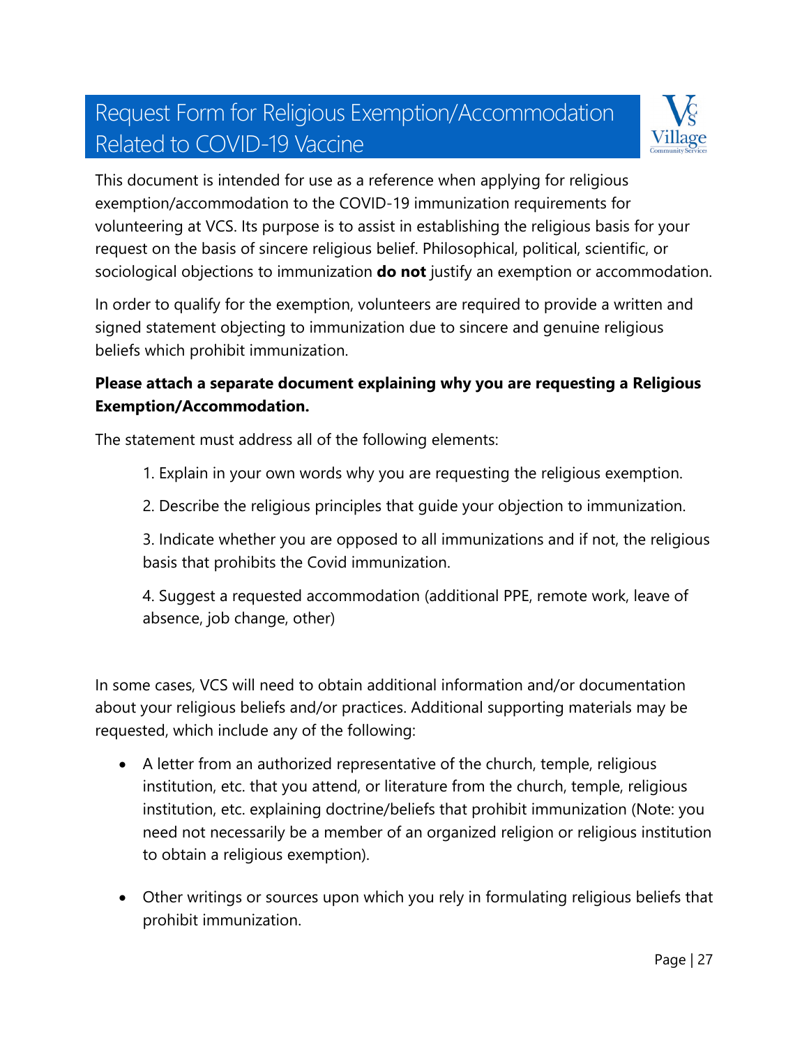# Request Form for Religious Exemption/Accommodation Related to COVID-19 Vaccine

This document is intended for use as a reference when applying for religious exemption/accommodation to the COVID-19 immunization requirements for volunteering at VCS. Its purpose is to assist in establishing the religious basis for your request on the basis of sincere religious belief. Philosophical, political, scientific, or sociological objections to immunization **do not** justify an exemption or accommodation.

In order to qualify for the exemption, volunteers are required to provide a written and signed statement objecting to immunization due to sincere and genuine religious beliefs which prohibit immunization.

**Please attach a separate document explaining why you are requesting a Religious Exemption/Accommodation.**

The statement must address all of the following elements:

1. Explain in your own words why you are requesting the religious exemption.
2. Describe the religious principles that guide your objection to immunization.
3. Indicate whether you are opposed to all immunizations and if not, the religious basis that prohibits the Covid immunization.
4. Suggest a requested accommodation (additional PPE, remote work, leave of absence, job change, other)

In some cases, VCS will need to obtain additional information and/or documentation about your religious beliefs and/or practices. Additional supporting materials may be requested, which include any of the following:

- A letter from an authorized representative of the church, temple, religious institution, etc. that you attend, or literature from the church, temple, religious institution, etc. explaining doctrine/beliefs that prohibit immunization (Note: you need not necessarily be a member of an organized religion or religious institution to obtain a religious exemption).
- Other writings or sources upon which you rely in formulating religious beliefs that prohibit immunization.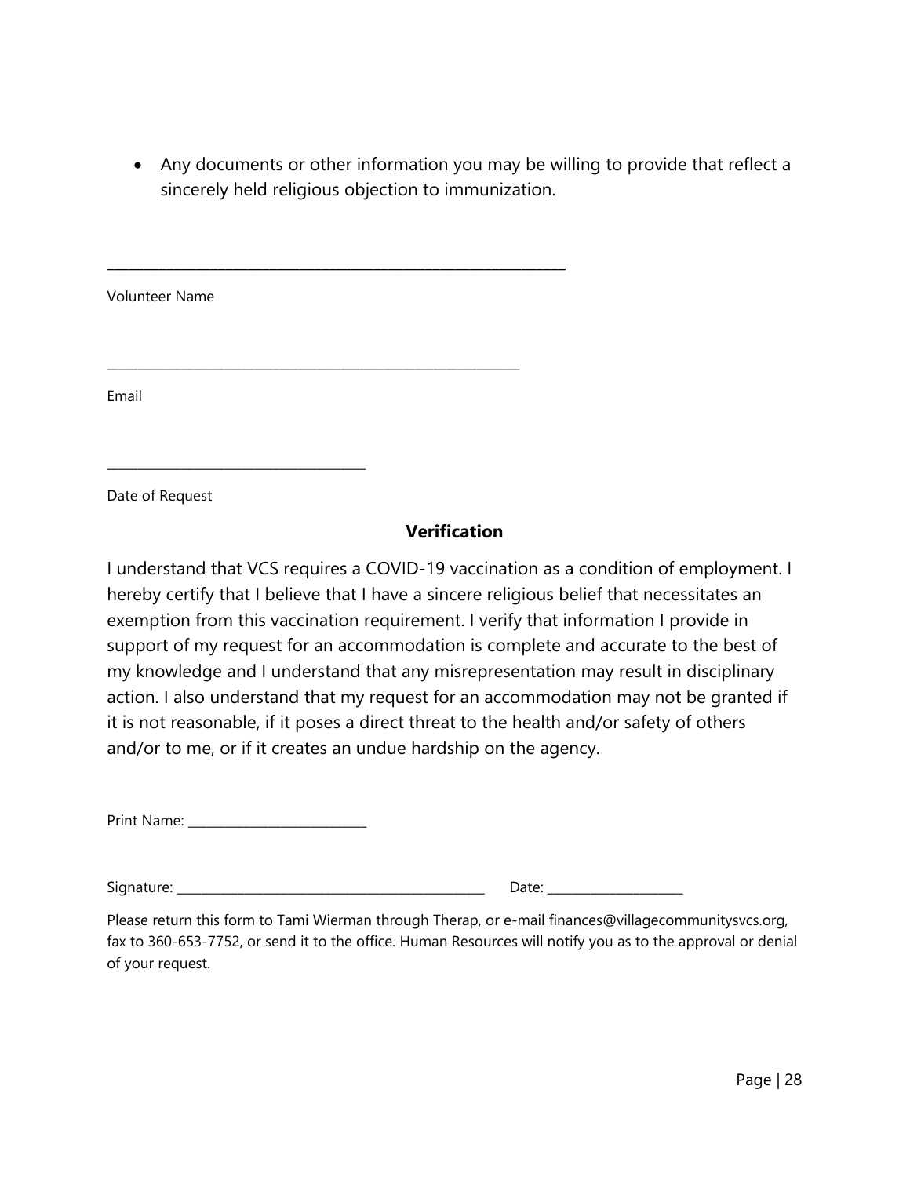- Any documents or other information you may be willing to provide that reflect a sincerely held religious objection to immunization.

______________________________________________________________

Volunteer Name

______________________________________________________________

Email

______________________________________

Date of Request

**Verification**

I understand that VCS requires a COVID-19 vaccination as a condition of employment. I hereby certify that I believe that I have a sincere religious belief that necessitates an exemption from this vaccination requirement. I verify that information I provide in support of my request for an accommodation is complete and accurate to the best of my knowledge and I understand that any misrepresentation may result in disciplinary action. I also understand that my request for an accommodation may not be granted if it is not reasonable, if it poses a direct threat to the health and/or safety of others and/or to me, or if it creates an undue hardship on the agency.

Print Name: ___________________________

Signature: ________________________________________________ Date: ____________________

Please return this form to Tami Wierman through Therap, or e-mail finances@villagecommunitysvcs.org, fax to 360-653-7752, or send it to the office. Human Resources will notify you as to the approval or denial of your request.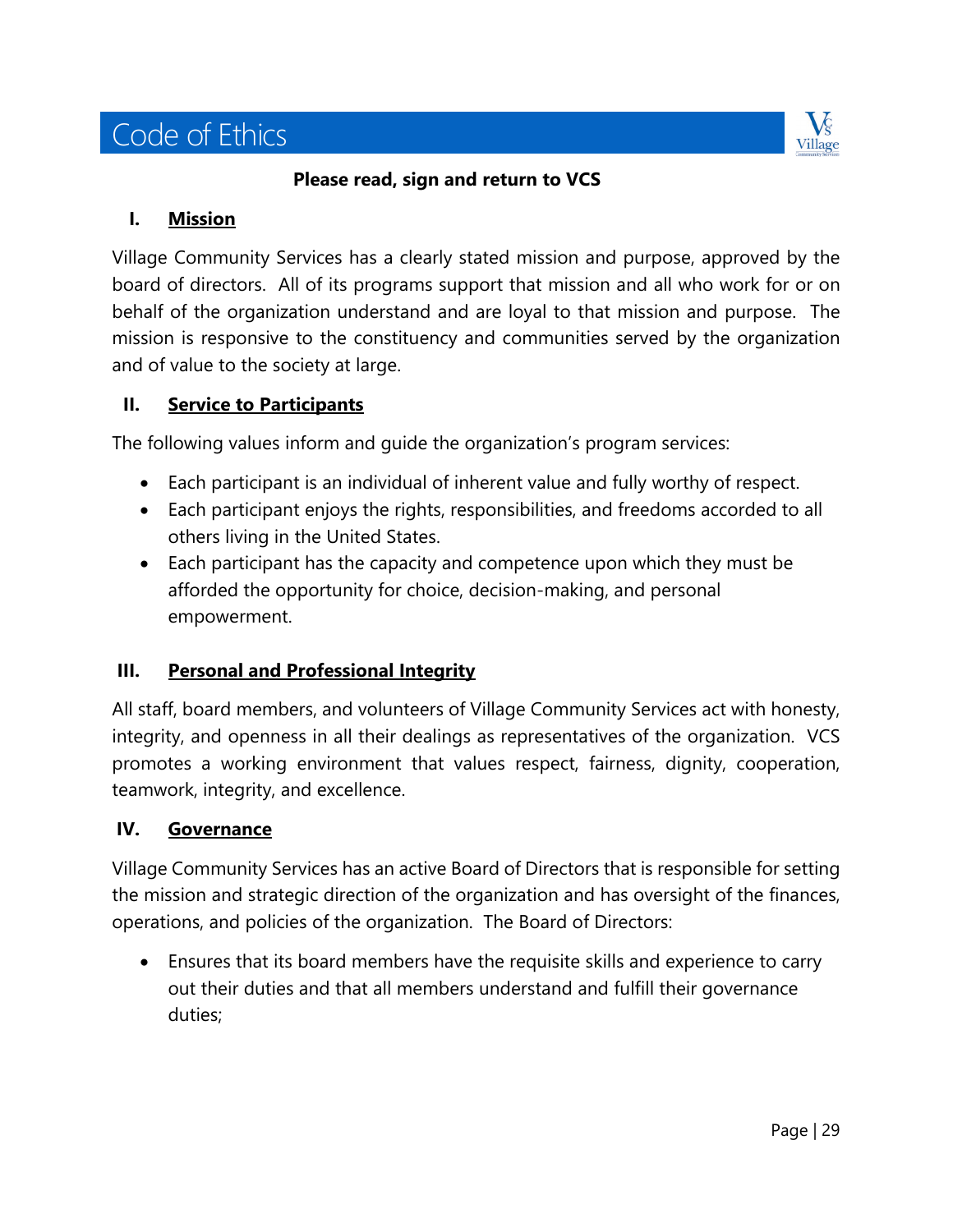# Code of Ethics

**Please read, sign and return to VCS**

## I. Mission

Village Community Services has a clearly stated mission and purpose, approved by the board of directors. All of its programs support that mission and all who work for or on behalf of the organization understand and are loyal to that mission and purpose. The mission is responsive to the constituency and communities served by the organization and of value to the society at large.

## II. Service to Participants

The following values inform and guide the organization's program services:

- Each participant is an individual of inherent value and fully worthy of respect.
- Each participant enjoys the rights, responsibilities, and freedoms accorded to all others living in the United States.
- Each participant has the capacity and competence upon which they must be afforded the opportunity for choice, decision-making, and personal empowerment.

## III. Personal and Professional Integrity

All staff, board members, and volunteers of Village Community Services act with honesty, integrity, and openness in all their dealings as representatives of the organization. VCS promotes a working environment that values respect, fairness, dignity, cooperation, teamwork, integrity, and excellence.

## IV. Governance

Village Community Services has an active Board of Directors that is responsible for setting the mission and strategic direction of the organization and has oversight of the finances, operations, and policies of the organization. The Board of Directors:

- Ensures that its board members have the requisite skills and experience to carry out their duties and that all members understand and fulfill their governance duties;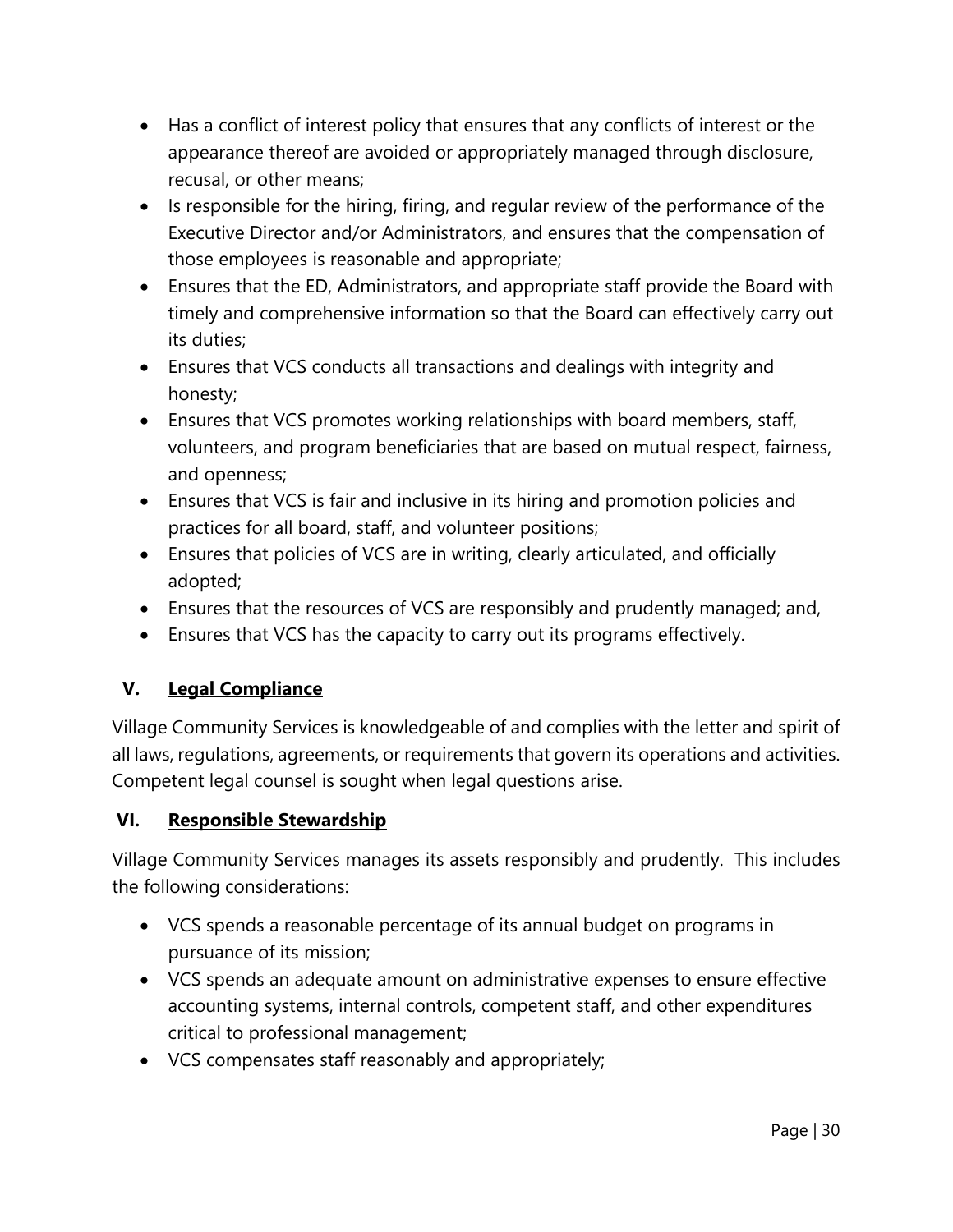- Has a conflict of interest policy that ensures that any conflicts of interest or the appearance thereof are avoided or appropriately managed through disclosure, recusal, or other means;
- Is responsible for the hiring, firing, and regular review of the performance of the Executive Director and/or Administrators, and ensures that the compensation of those employees is reasonable and appropriate;
- Ensures that the ED, Administrators, and appropriate staff provide the Board with timely and comprehensive information so that the Board can effectively carry out its duties;
- Ensures that VCS conducts all transactions and dealings with integrity and honesty;
- Ensures that VCS promotes working relationships with board members, staff, volunteers, and program beneficiaries that are based on mutual respect, fairness, and openness;
- Ensures that VCS is fair and inclusive in its hiring and promotion policies and practices for all board, staff, and volunteer positions;
- Ensures that policies of VCS are in writing, clearly articulated, and officially adopted;
- Ensures that the resources of VCS are responsibly and prudently managed; and,
- Ensures that VCS has the capacity to carry out its programs effectively.

## V. Legal Compliance

Village Community Services is knowledgeable of and complies with the letter and spirit of all laws, regulations, agreements, or requirements that govern its operations and activities. Competent legal counsel is sought when legal questions arise.

## VI. Responsible Stewardship

Village Community Services manages its assets responsibly and prudently. This includes the following considerations:

- VCS spends a reasonable percentage of its annual budget on programs in pursuance of its mission;
- VCS spends an adequate amount on administrative expenses to ensure effective accounting systems, internal controls, competent staff, and other expenditures critical to professional management;
- VCS compensates staff reasonably and appropriately;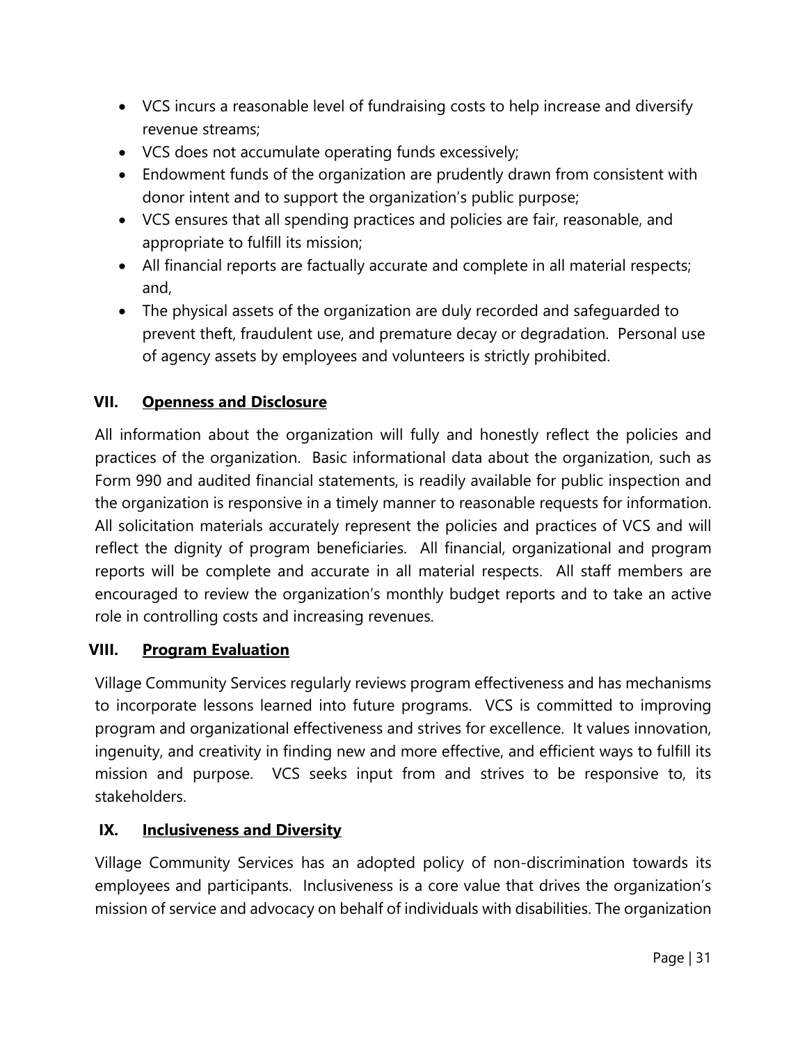- VCS incurs a reasonable level of fundraising costs to help increase and diversify revenue streams;
- VCS does not accumulate operating funds excessively;
- Endowment funds of the organization are prudently drawn from consistent with donor intent and to support the organization's public purpose;
- VCS ensures that all spending practices and policies are fair, reasonable, and appropriate to fulfill its mission;
- All financial reports are factually accurate and complete in all material respects; and,
- The physical assets of the organization are duly recorded and safeguarded to prevent theft, fraudulent use, and premature decay or degradation. Personal use of agency assets by employees and volunteers is strictly prohibited.

## VII. Openness and Disclosure

All information about the organization will fully and honestly reflect the policies and practices of the organization. Basic informational data about the organization, such as Form 990 and audited financial statements, is readily available for public inspection and the organization is responsive in a timely manner to reasonable requests for information. All solicitation materials accurately represent the policies and practices of VCS and will reflect the dignity of program beneficiaries. All financial, organizational and program reports will be complete and accurate in all material respects. All staff members are encouraged to review the organization's monthly budget reports and to take an active role in controlling costs and increasing revenues.

## VIII. Program Evaluation

Village Community Services regularly reviews program effectiveness and has mechanisms to incorporate lessons learned into future programs. VCS is committed to improving program and organizational effectiveness and strives for excellence. It values innovation, ingenuity, and creativity in finding new and more effective, and efficient ways to fulfill its mission and purpose. VCS seeks input from and strives to be responsive to, its stakeholders.

## IX. Inclusiveness and Diversity

Village Community Services has an adopted policy of non-discrimination towards its employees and participants. Inclusiveness is a core value that drives the organization's mission of service and advocacy on behalf of individuals with disabilities. The organization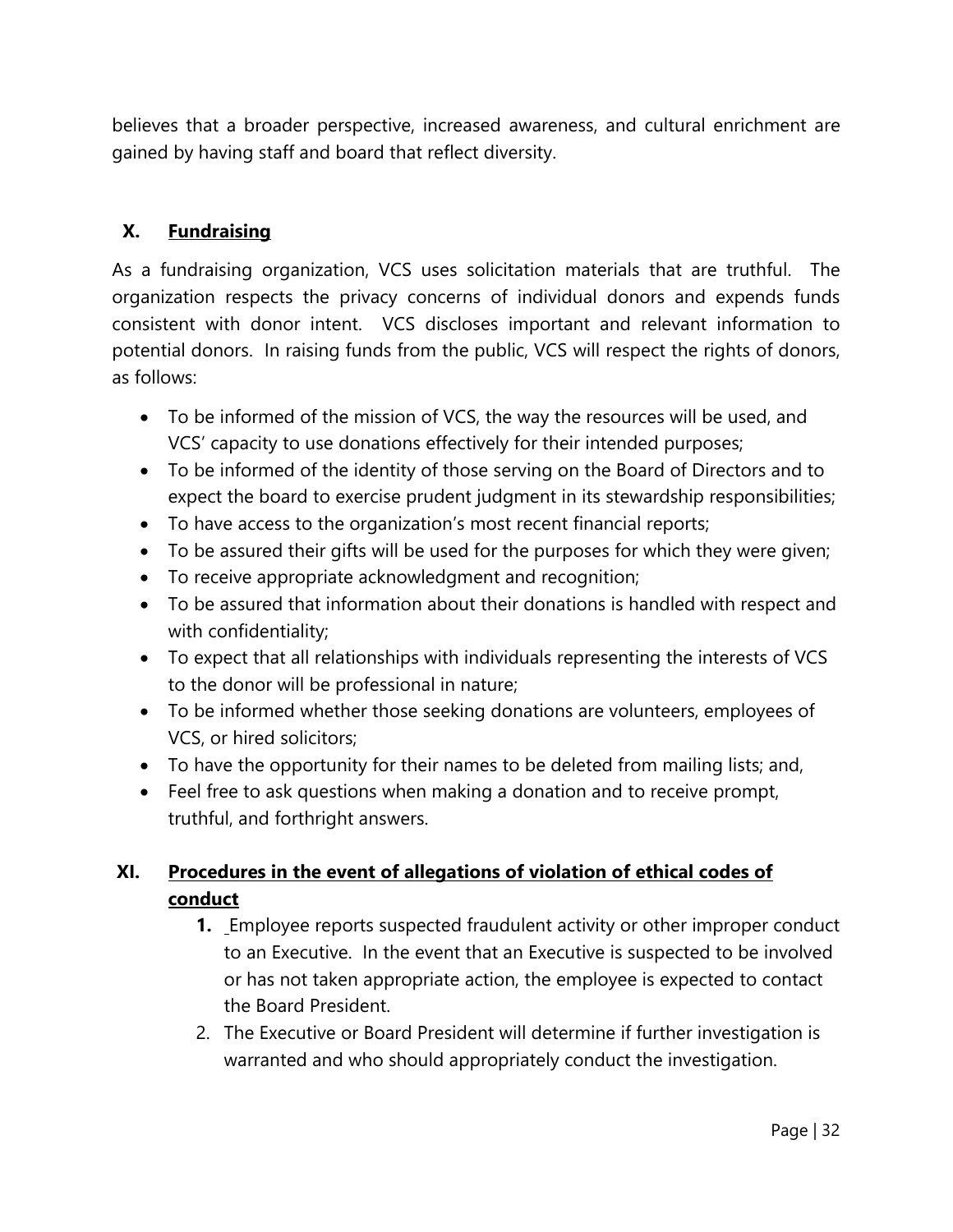believes that a broader perspective, increased awareness, and cultural enrichment are gained by having staff and board that reflect diversity.

## X. Fundraising

As a fundraising organization, VCS uses solicitation materials that are truthful. The organization respects the privacy concerns of individual donors and expends funds consistent with donor intent. VCS discloses important and relevant information to potential donors. In raising funds from the public, VCS will respect the rights of donors, as follows:

- To be informed of the mission of VCS, the way the resources will be used, and VCS' capacity to use donations effectively for their intended purposes;
- To be informed of the identity of those serving on the Board of Directors and to expect the board to exercise prudent judgment in its stewardship responsibilities;
- To have access to the organization's most recent financial reports;
- To be assured their gifts will be used for the purposes for which they were given;
- To receive appropriate acknowledgment and recognition;
- To be assured that information about their donations is handled with respect and with confidentiality;
- To expect that all relationships with individuals representing the interests of VCS to the donor will be professional in nature;
- To be informed whether those seeking donations are volunteers, employees of VCS, or hired solicitors;
- To have the opportunity for their names to be deleted from mailing lists; and,
- Feel free to ask questions when making a donation and to receive prompt, truthful, and forthright answers.

## XI. Procedures in the event of allegations of violation of ethical codes of conduct

1. Employee reports suspected fraudulent activity or other improper conduct to an Executive. In the event that an Executive is suspected to be involved or has not taken appropriate action, the employee is expected to contact the Board President.
2. The Executive or Board President will determine if further investigation is warranted and who should appropriately conduct the investigation.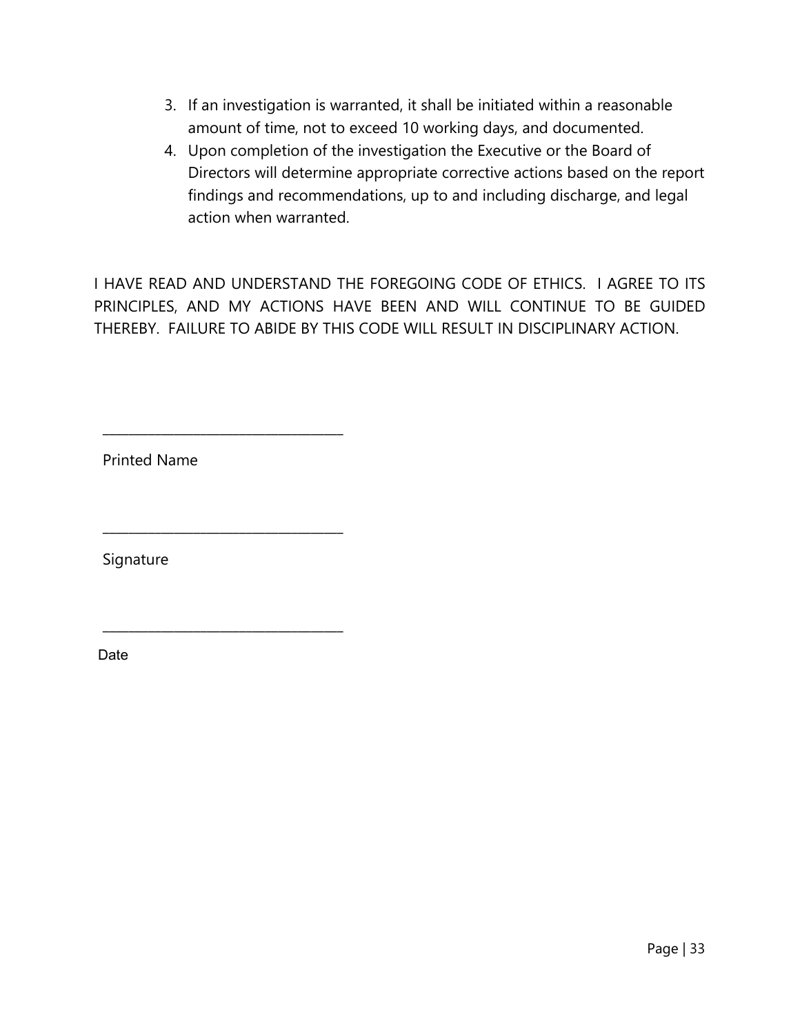3. If an investigation is warranted, it shall be initiated within a reasonable amount of time, not to exceed 10 working days, and documented.
4. Upon completion of the investigation the Executive or the Board of Directors will determine appropriate corrective actions based on the report findings and recommendations, up to and including discharge, and legal action when warranted.

I HAVE READ AND UNDERSTAND THE FOREGOING CODE OF ETHICS. I AGREE TO ITS PRINCIPLES, AND MY ACTIONS HAVE BEEN AND WILL CONTINUE TO BE GUIDED THEREBY. FAILURE TO ABIDE BY THIS CODE WILL RESULT IN DISCIPLINARY ACTION.

___________________________________

Printed Name

___________________________________

Signature

___________________________________

Date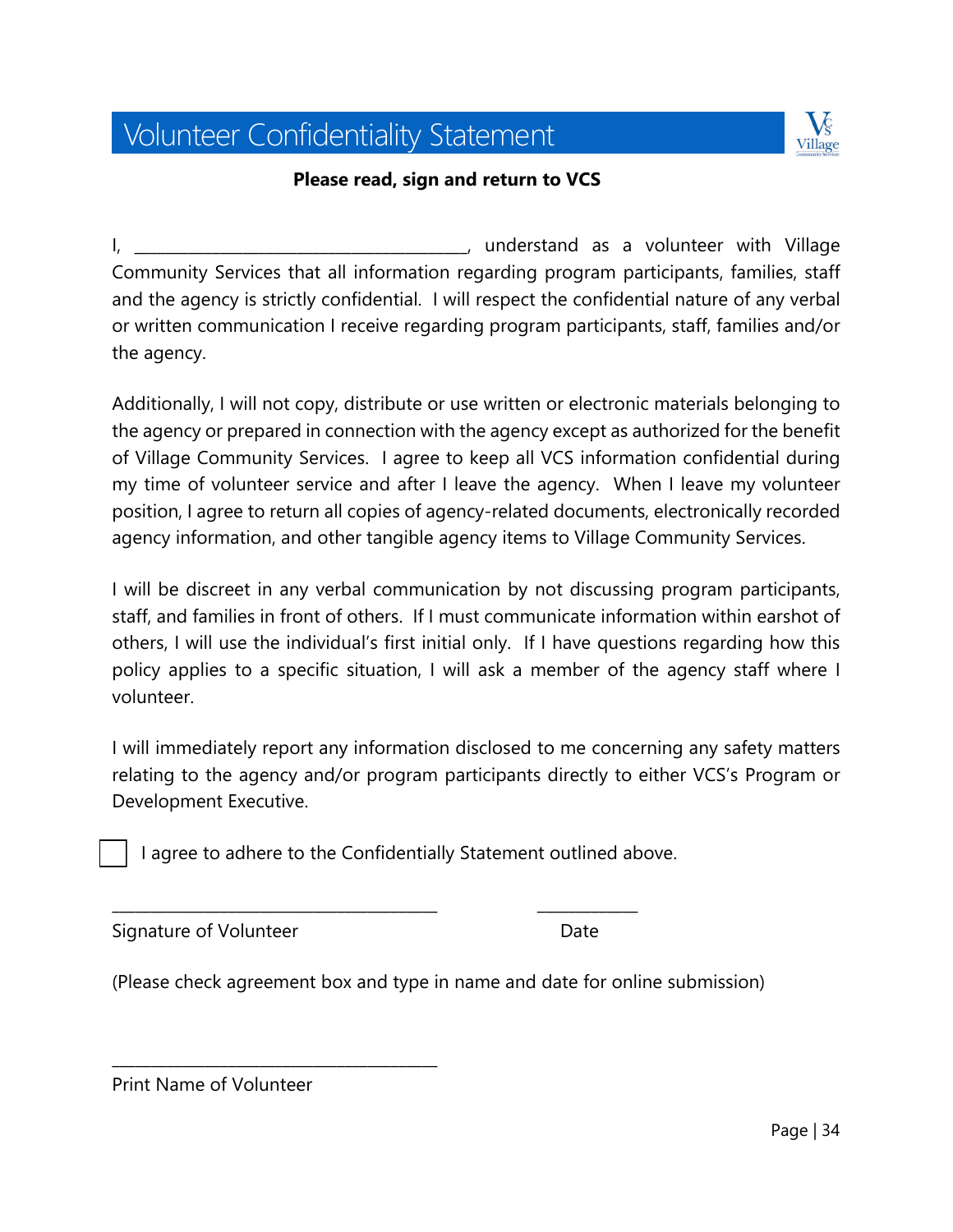# Volunteer Confidentiality Statement

**Please read, sign and return to VCS**

I, ________________________________________, understand as a volunteer with Village Community Services that all information regarding program participants, families, staff and the agency is strictly confidential. I will respect the confidential nature of any verbal or written communication I receive regarding program participants, staff, families and/or the agency.

Additionally, I will not copy, distribute or use written or electronic materials belonging to the agency or prepared in connection with the agency except as authorized for the benefit of Village Community Services. I agree to keep all VCS information confidential during my time of volunteer service and after I leave the agency. When I leave my volunteer position, I agree to return all copies of agency-related documents, electronically recorded agency information, and other tangible agency items to Village Community Services.

I will be discreet in any verbal communication by not discussing program participants, staff, and families in front of others. If I must communicate information within earshot of others, I will use the individual's first initial only. If I have questions regarding how this policy applies to a specific situation, I will ask a member of the agency staff where I volunteer.

I will immediately report any information disclosed to me concerning any safety matters relating to the agency and/or program participants directly to either VCS's Program or Development Executive.

☐ I agree to adhere to the Confidentially Statement outlined above.

______________________________________ ____________

Signature of Volunteer Date

(Please check agreement box and type in name and date for online submission)

______________________________________

Print Name of Volunteer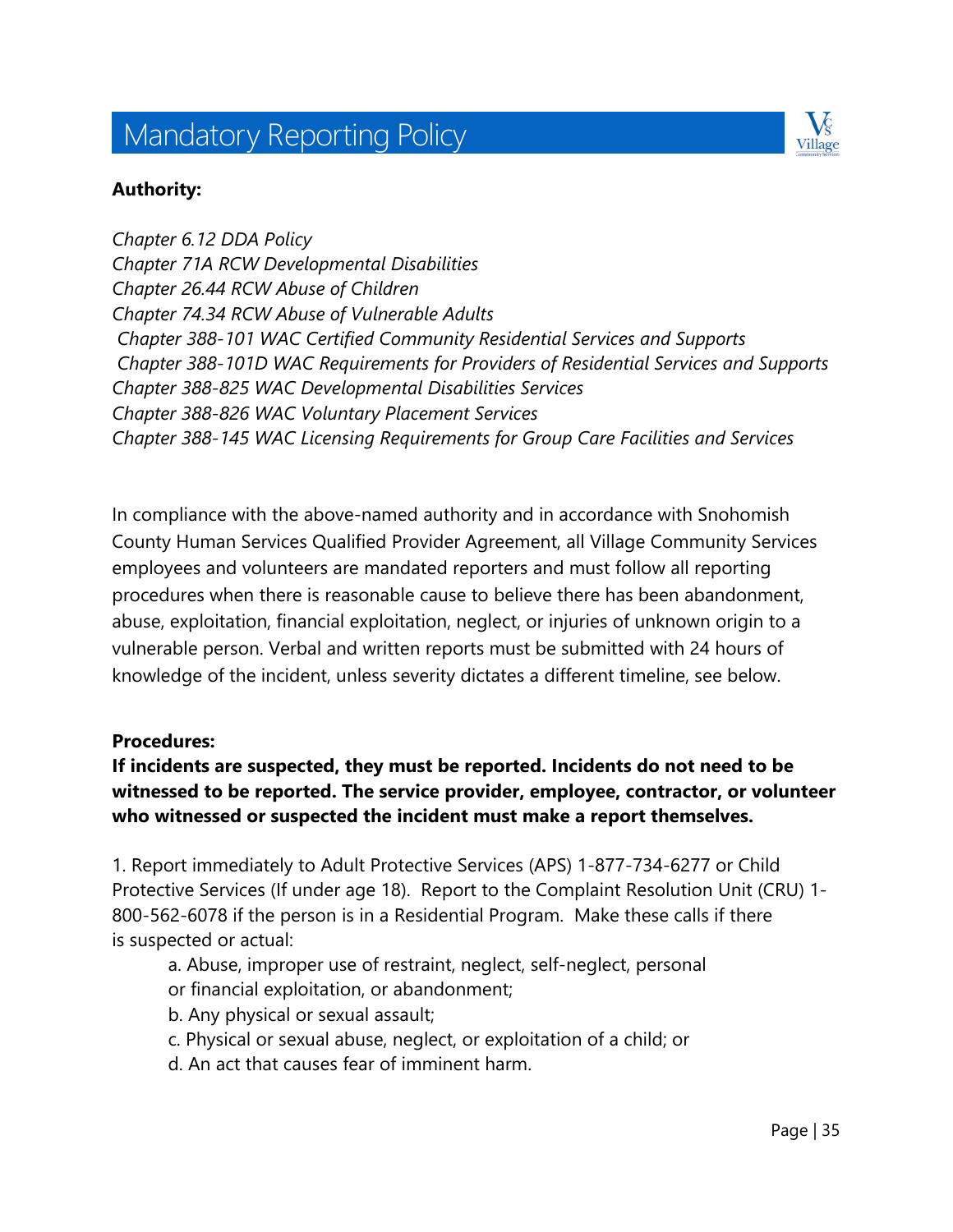# Mandatory Reporting Policy

**Authority:**

*Chapter 6.12 DDA Policy*
*Chapter 71A RCW Developmental Disabilities*
*Chapter 26.44 RCW Abuse of Children*
*Chapter 74.34 RCW Abuse of Vulnerable Adults*
*Chapter 388-101 WAC Certified Community Residential Services and Supports*
*Chapter 388-101D WAC Requirements for Providers of Residential Services and Supports*
*Chapter 388-825 WAC Developmental Disabilities Services*
*Chapter 388-826 WAC Voluntary Placement Services*
*Chapter 388-145 WAC Licensing Requirements for Group Care Facilities and Services*

In compliance with the above-named authority and in accordance with Snohomish County Human Services Qualified Provider Agreement, all Village Community Services employees and volunteers are mandated reporters and must follow all reporting procedures when there is reasonable cause to believe there has been abandonment, abuse, exploitation, financial exploitation, neglect, or injuries of unknown origin to a vulnerable person. Verbal and written reports must be submitted with 24 hours of knowledge of the incident, unless severity dictates a different timeline, see below.

**Procedures:**

**If incidents are suspected, they must be reported. Incidents do not need to be witnessed to be reported. The service provider, employee, contractor, or volunteer who witnessed or suspected the incident must make a report themselves.**

1. Report immediately to Adult Protective Services (APS) 1-877-734-6277 or Child Protective Services (If under age 18). Report to the Complaint Resolution Unit (CRU) 1-800-562-6078 if the person is in a Residential Program. Make these calls if there is suspected or actual:

    a. Abuse, improper use of restraint, neglect, self-neglect, personal or financial exploitation, or abandonment;
    b. Any physical or sexual assault;
    c. Physical or sexual abuse, neglect, or exploitation of a child; or
    d. An act that causes fear of imminent harm.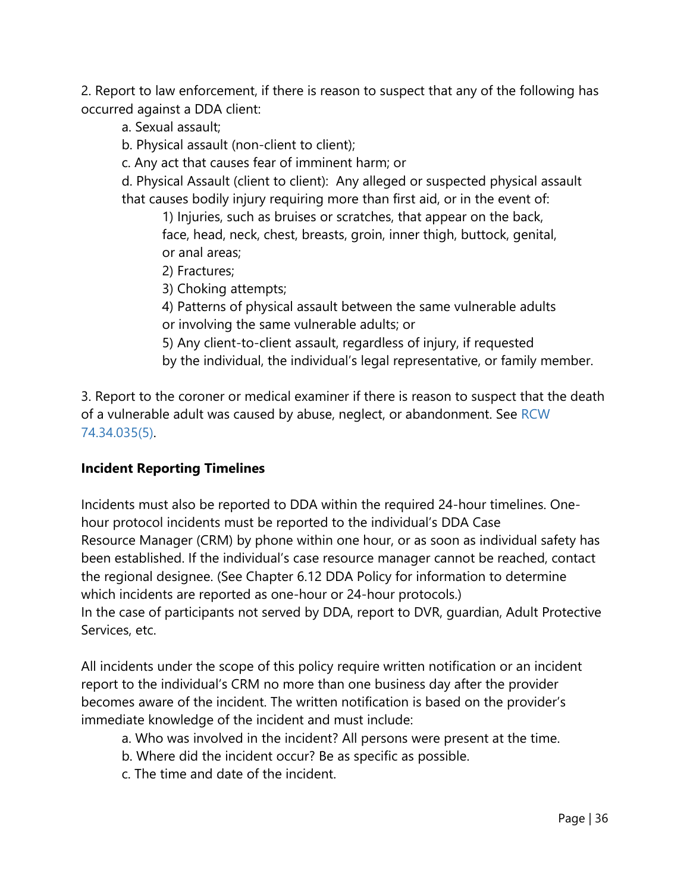2. Report to law enforcement, if there is reason to suspect that any of the following has occurred against a DDA client:

   a. Sexual assault;

   b. Physical assault (non-client to client);

   c. Any act that causes fear of imminent harm; or

   d. Physical Assault (client to client): Any alleged or suspected physical assault that causes bodily injury requiring more than first aid, or in the event of:

      1) Injuries, such as bruises or scratches, that appear on the back, face, head, neck, chest, breasts, groin, inner thigh, buttock, genital, or anal areas;

      2) Fractures;

      3) Choking attempts;

      4) Patterns of physical assault between the same vulnerable adults or involving the same vulnerable adults; or

      5) Any client-to-client assault, regardless of injury, if requested by the individual, the individual's legal representative, or family member.

3. Report to the coroner or medical examiner if there is reason to suspect that the death of a vulnerable adult was caused by abuse, neglect, or abandonment. See RCW 74.34.035(5).

**Incident Reporting Timelines**

Incidents must also be reported to DDA within the required 24-hour timelines. One-hour protocol incidents must be reported to the individual's DDA Case Resource Manager (CRM) by phone within one hour, or as soon as individual safety has been established. If the individual's case resource manager cannot be reached, contact the regional designee. (See Chapter 6.12 DDA Policy for information to determine which incidents are reported as one-hour or 24-hour protocols.)
In the case of participants not served by DDA, report to DVR, guardian, Adult Protective Services, etc.

All incidents under the scope of this policy require written notification or an incident report to the individual's CRM no more than one business day after the provider becomes aware of the incident. The written notification is based on the provider's immediate knowledge of the incident and must include:

   a. Who was involved in the incident? All persons were present at the time.

   b. Where did the incident occur? Be as specific as possible.

   c. The time and date of the incident.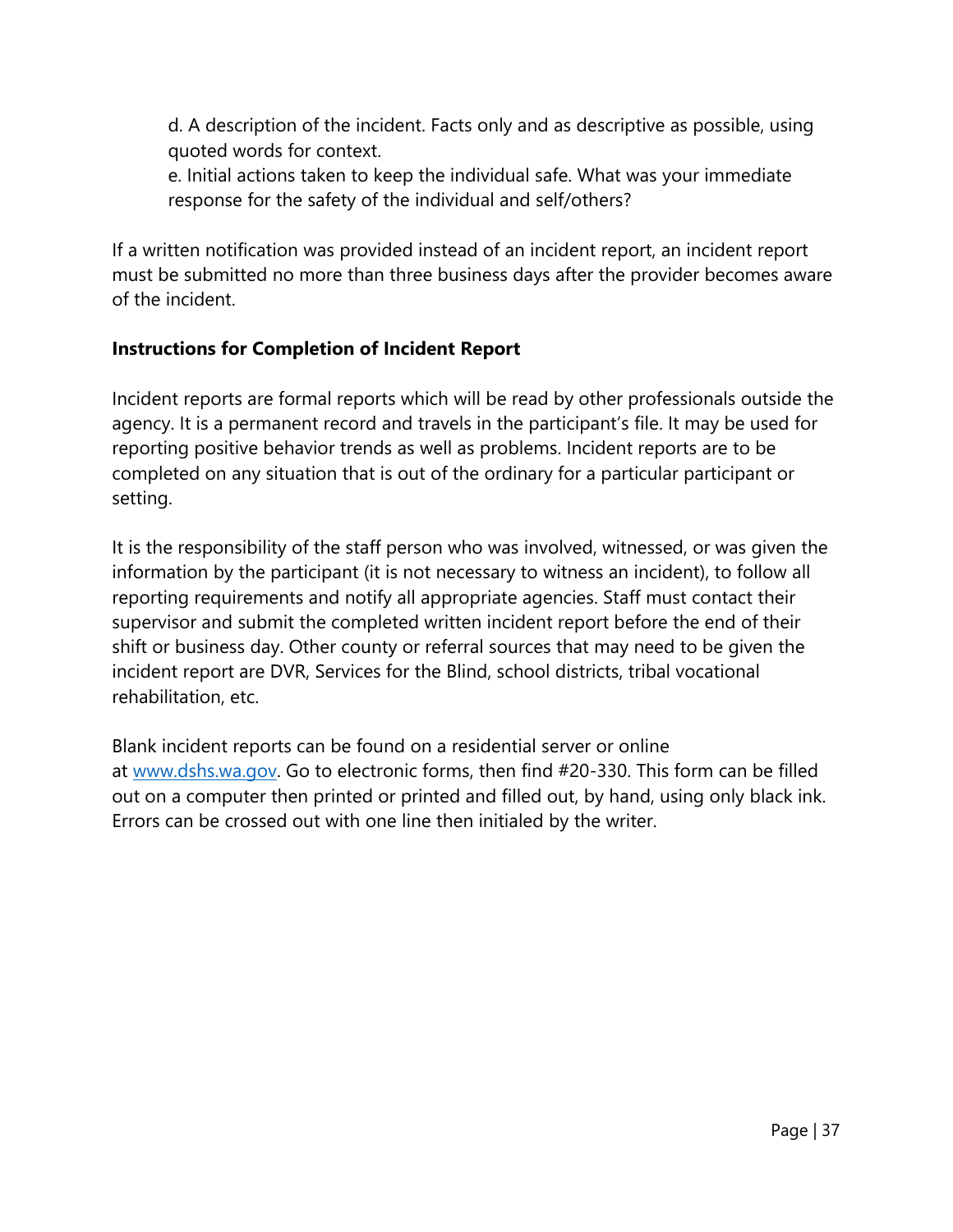d. A description of the incident. Facts only and as descriptive as possible, using quoted words for context.
e. Initial actions taken to keep the individual safe. What was your immediate response for the safety of the individual and self/others?

If a written notification was provided instead of an incident report, an incident report must be submitted no more than three business days after the provider becomes aware of the incident.

**Instructions for Completion of Incident Report**

Incident reports are formal reports which will be read by other professionals outside the agency. It is a permanent record and travels in the participant's file. It may be used for reporting positive behavior trends as well as problems. Incident reports are to be completed on any situation that is out of the ordinary for a particular participant or setting.

It is the responsibility of the staff person who was involved, witnessed, or was given the information by the participant (it is not necessary to witness an incident), to follow all reporting requirements and notify all appropriate agencies. Staff must contact their supervisor and submit the completed written incident report before the end of their shift or business day. Other county or referral sources that may need to be given the incident report are DVR, Services for the Blind, school districts, tribal vocational rehabilitation, etc.

Blank incident reports can be found on a residential server or online at [www.dshs.wa.gov](http://www.dshs.wa.gov). Go to electronic forms, then find #20-330. This form can be filled out on a computer then printed or printed and filled out, by hand, using only black ink. Errors can be crossed out with one line then initialed by the writer.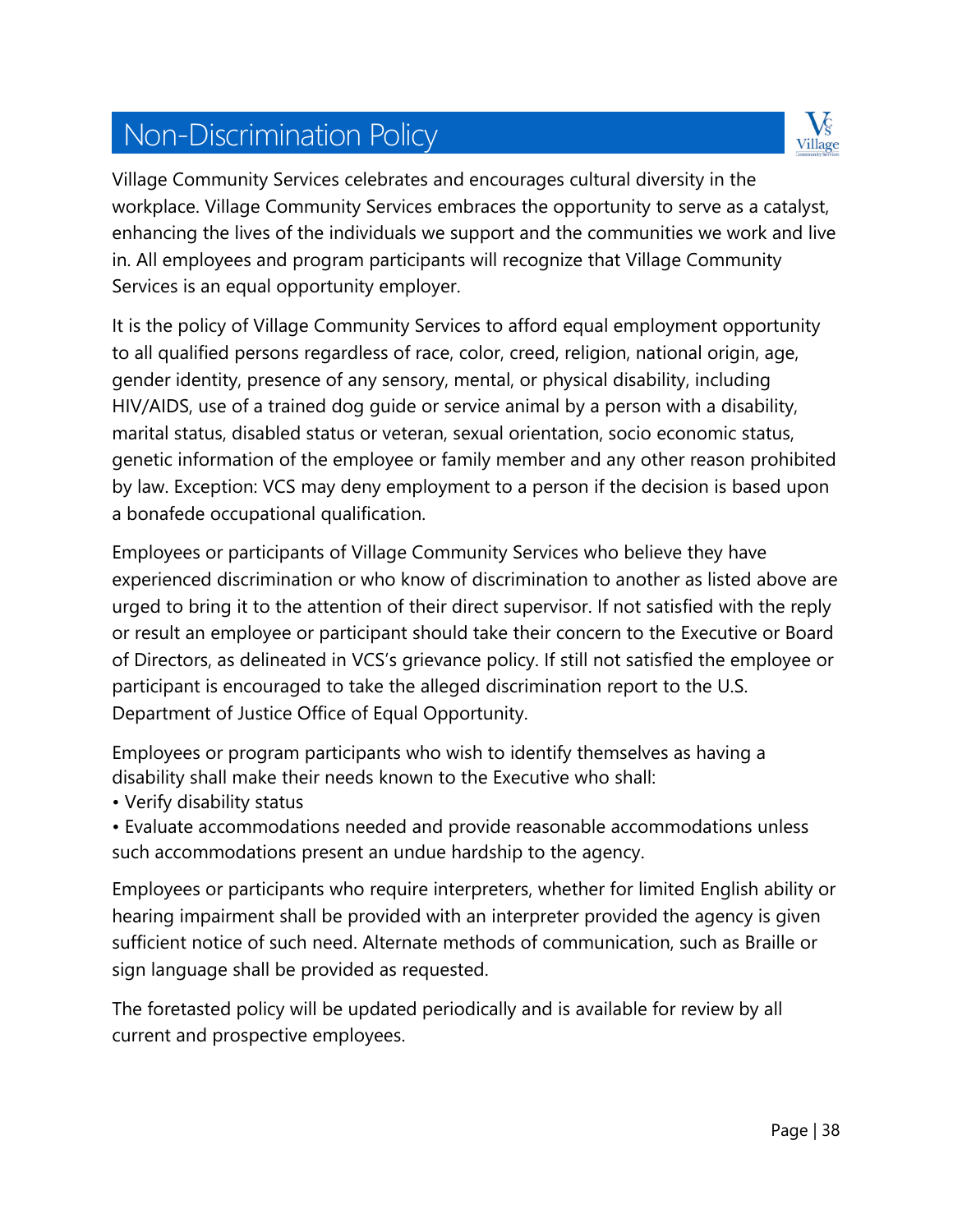# Non-Discrimination Policy

Village Community Services celebrates and encourages cultural diversity in the workplace. Village Community Services embraces the opportunity to serve as a catalyst, enhancing the lives of the individuals we support and the communities we work and live in. All employees and program participants will recognize that Village Community Services is an equal opportunity employer.

It is the policy of Village Community Services to afford equal employment opportunity to all qualified persons regardless of race, color, creed, religion, national origin, age, gender identity, presence of any sensory, mental, or physical disability, including HIV/AIDS, use of a trained dog guide or service animal by a person with a disability, marital status, disabled status or veteran, sexual orientation, socio economic status, genetic information of the employee or family member and any other reason prohibited by law. Exception: VCS may deny employment to a person if the decision is based upon a bonafede occupational qualification.

Employees or participants of Village Community Services who believe they have experienced discrimination or who know of discrimination to another as listed above are urged to bring it to the attention of their direct supervisor. If not satisfied with the reply or result an employee or participant should take their concern to the Executive or Board of Directors, as delineated in VCS's grievance policy. If still not satisfied the employee or participant is encouraged to take the alleged discrimination report to the U.S. Department of Justice Office of Equal Opportunity.

Employees or program participants who wish to identify themselves as having a disability shall make their needs known to the Executive who shall:

- Verify disability status
- Evaluate accommodations needed and provide reasonable accommodations unless such accommodations present an undue hardship to the agency.

Employees or participants who require interpreters, whether for limited English ability or hearing impairment shall be provided with an interpreter provided the agency is given sufficient notice of such need. Alternate methods of communication, such as Braille or sign language shall be provided as requested.

The foretasted policy will be updated periodically and is available for review by all current and prospective employees.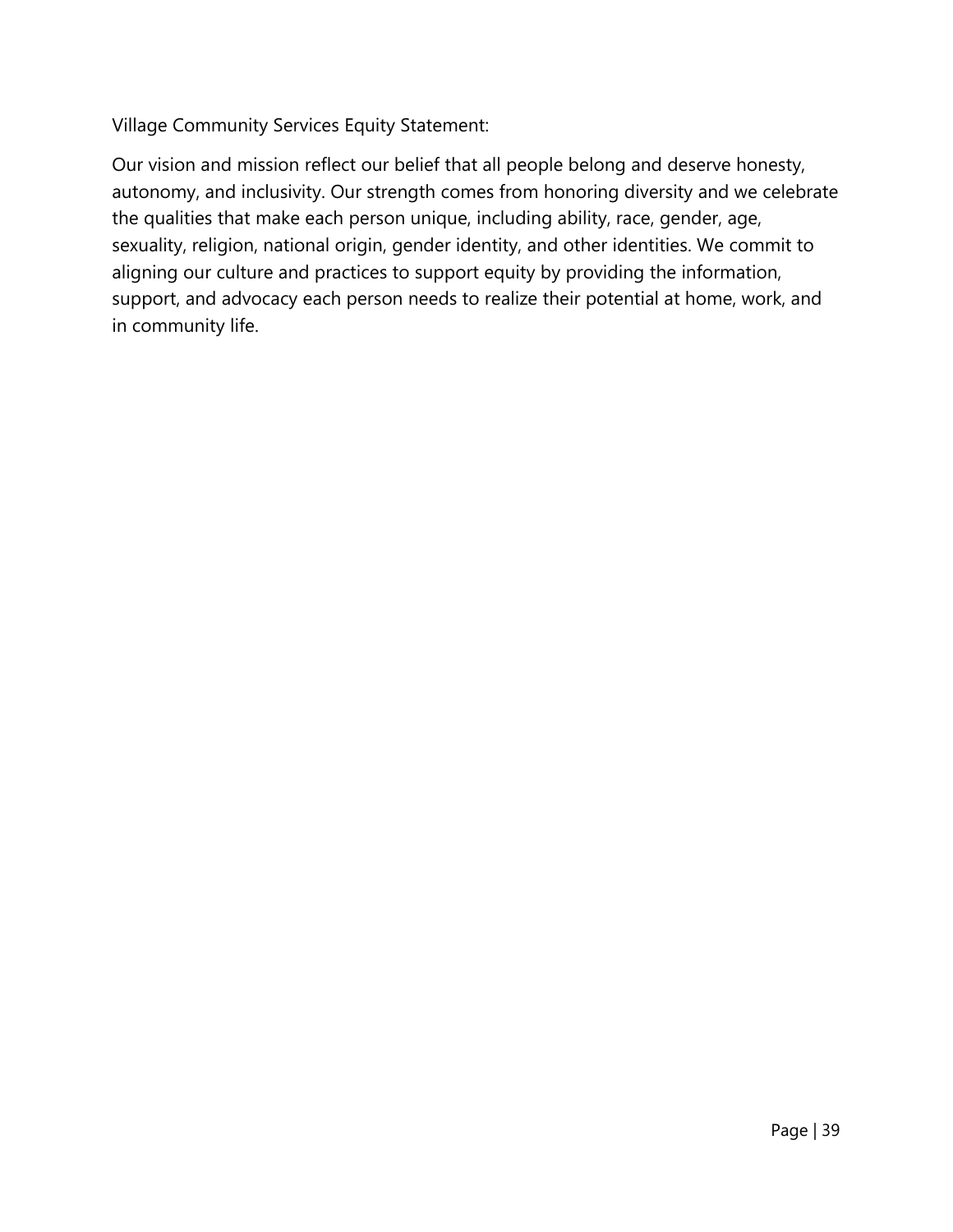Village Community Services Equity Statement:

Our vision and mission reflect our belief that all people belong and deserve honesty, autonomy, and inclusivity. Our strength comes from honoring diversity and we celebrate the qualities that make each person unique, including ability, race, gender, age, sexuality, religion, national origin, gender identity, and other identities. We commit to aligning our culture and practices to support equity by providing the information, support, and advocacy each person needs to realize their potential at home, work, and in community life.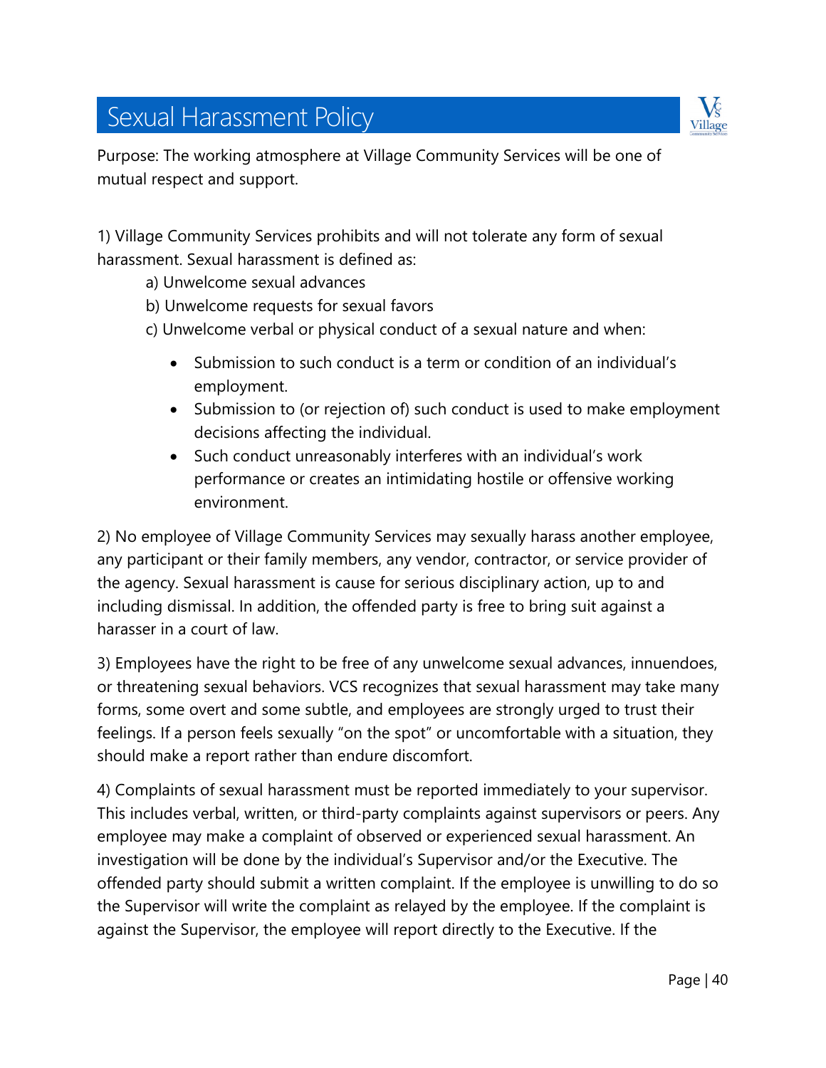# Sexual Harassment Policy

Purpose: The working atmosphere at Village Community Services will be one of mutual respect and support.

1) Village Community Services prohibits and will not tolerate any form of sexual harassment. Sexual harassment is defined as:

   a) Unwelcome sexual advances

   b) Unwelcome requests for sexual favors

   c) Unwelcome verbal or physical conduct of a sexual nature and when:

   - Submission to such conduct is a term or condition of an individual's employment.
   - Submission to (or rejection of) such conduct is used to make employment decisions affecting the individual.
   - Such conduct unreasonably interferes with an individual's work performance or creates an intimidating hostile or offensive working environment.

2) No employee of Village Community Services may sexually harass another employee, any participant or their family members, any vendor, contractor, or service provider of the agency. Sexual harassment is cause for serious disciplinary action, up to and including dismissal. In addition, the offended party is free to bring suit against a harasser in a court of law.

3) Employees have the right to be free of any unwelcome sexual advances, innuendoes, or threatening sexual behaviors. VCS recognizes that sexual harassment may take many forms, some overt and some subtle, and employees are strongly urged to trust their feelings. If a person feels sexually "on the spot" or uncomfortable with a situation, they should make a report rather than endure discomfort.

4) Complaints of sexual harassment must be reported immediately to your supervisor. This includes verbal, written, or third-party complaints against supervisors or peers. Any employee may make a complaint of observed or experienced sexual harassment. An investigation will be done by the individual's Supervisor and/or the Executive. The offended party should submit a written complaint. If the employee is unwilling to do so the Supervisor will write the complaint as relayed by the employee. If the complaint is against the Supervisor, the employee will report directly to the Executive. If the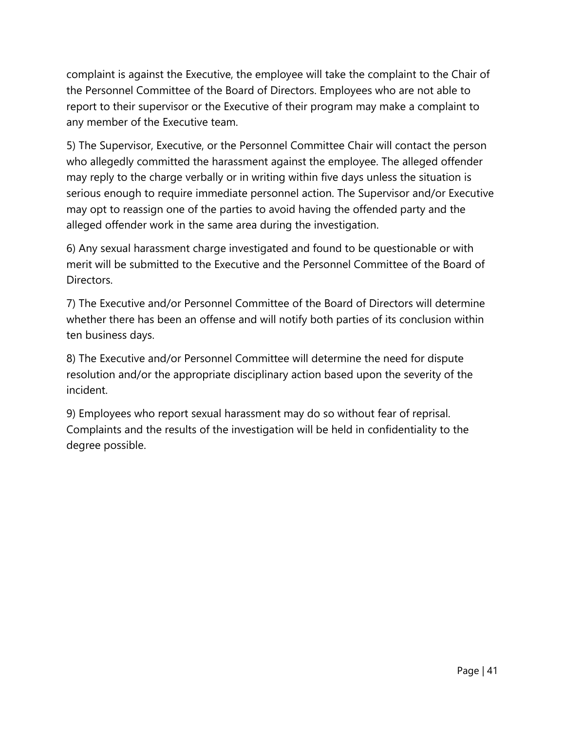complaint is against the Executive, the employee will take the complaint to the Chair of the Personnel Committee of the Board of Directors. Employees who are not able to report to their supervisor or the Executive of their program may make a complaint to any member of the Executive team.

5) The Supervisor, Executive, or the Personnel Committee Chair will contact the person who allegedly committed the harassment against the employee. The alleged offender may reply to the charge verbally or in writing within five days unless the situation is serious enough to require immediate personnel action. The Supervisor and/or Executive may opt to reassign one of the parties to avoid having the offended party and the alleged offender work in the same area during the investigation.

6) Any sexual harassment charge investigated and found to be questionable or with merit will be submitted to the Executive and the Personnel Committee of the Board of Directors.

7) The Executive and/or Personnel Committee of the Board of Directors will determine whether there has been an offense and will notify both parties of its conclusion within ten business days.

8) The Executive and/or Personnel Committee will determine the need for dispute resolution and/or the appropriate disciplinary action based upon the severity of the incident.

9) Employees who report sexual harassment may do so without fear of reprisal. Complaints and the results of the investigation will be held in confidentiality to the degree possible.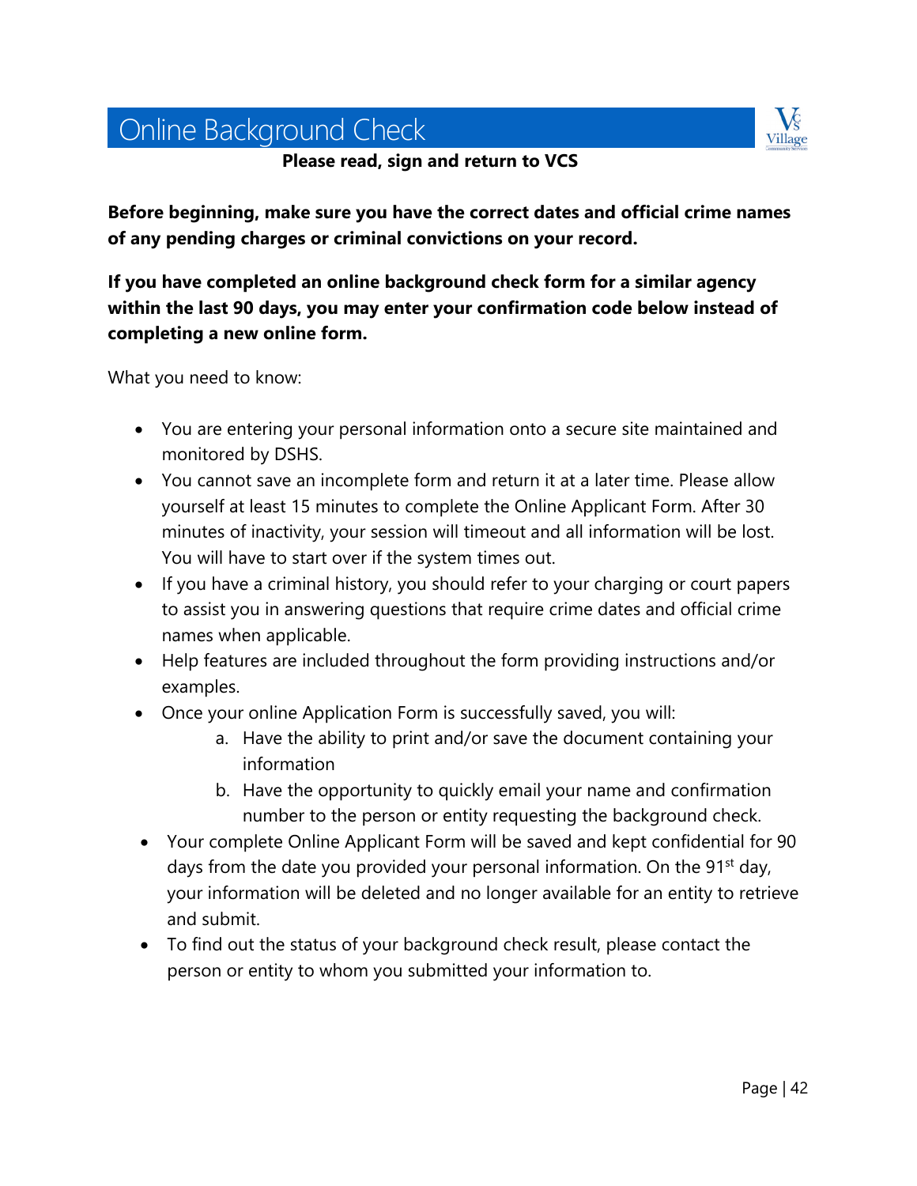# Online Background Check

**Please read, sign and return to VCS**

**Before beginning, make sure you have the correct dates and official crime names of any pending charges or criminal convictions on your record.**

**If you have completed an online background check form for a similar agency within the last 90 days, you may enter your confirmation code below instead of completing a new online form.**

What you need to know:

- You are entering your personal information onto a secure site maintained and monitored by DSHS.
- You cannot save an incomplete form and return it at a later time. Please allow yourself at least 15 minutes to complete the Online Applicant Form. After 30 minutes of inactivity, your session will timeout and all information will be lost. You will have to start over if the system times out.
- If you have a criminal history, you should refer to your charging or court papers to assist you in answering questions that require crime dates and official crime names when applicable.
- Help features are included throughout the form providing instructions and/or examples.
- Once your online Application Form is successfully saved, you will:
  a. Have the ability to print and/or save the document containing your information
  b. Have the opportunity to quickly email your name and confirmation number to the person or entity requesting the background check.
- Your complete Online Applicant Form will be saved and kept confidential for 90 days from the date you provided your personal information. On the 91st day, your information will be deleted and no longer available for an entity to retrieve and submit.
- To find out the status of your background check result, please contact the person or entity to whom you submitted your information to.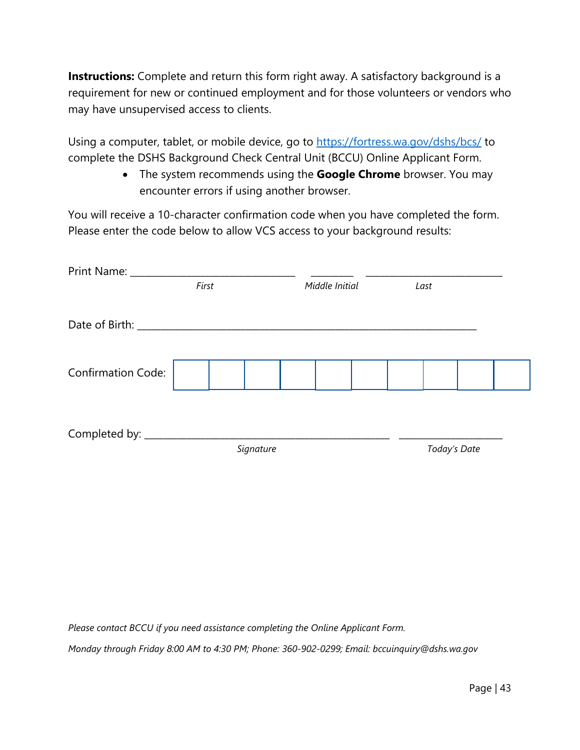**Instructions:** Complete and return this form right away. A satisfactory background is a requirement for new or continued employment and for those volunteers or vendors who may have unsupervised access to clients.

Using a computer, tablet, or mobile device, go to [https://fortress.wa.gov/dshs/bcs/](https://fortress.wa.gov/dshs/bcs/) to complete the DSHS Background Check Central Unit (BCCU) Online Applicant Form.

- The system recommends using the **Google Chrome** browser. You may encounter errors if using another browser.

You will receive a 10-character confirmation code when you have completed the form. Please enter the code below to allow VCS access to your background results:

Print Name: ______________________________ ________ _________________________

*First* *Middle Initial* *Last*

Date of Birth: ______________________________________________________________

Confirmation Code:

| | | | | | | | | | |
|---|---|---|---|---|---|---|---|---|---|
| | | | | | | | | | |

Completed by: _____________________________________________ ___________________

*Signature* *Today's Date*

*Please contact BCCU if you need assistance completing the Online Applicant Form.*

*Monday through Friday 8:00 AM to 4:30 PM; Phone: 360-902-0299; Email: bccuinquiry@dshs.wa.gov*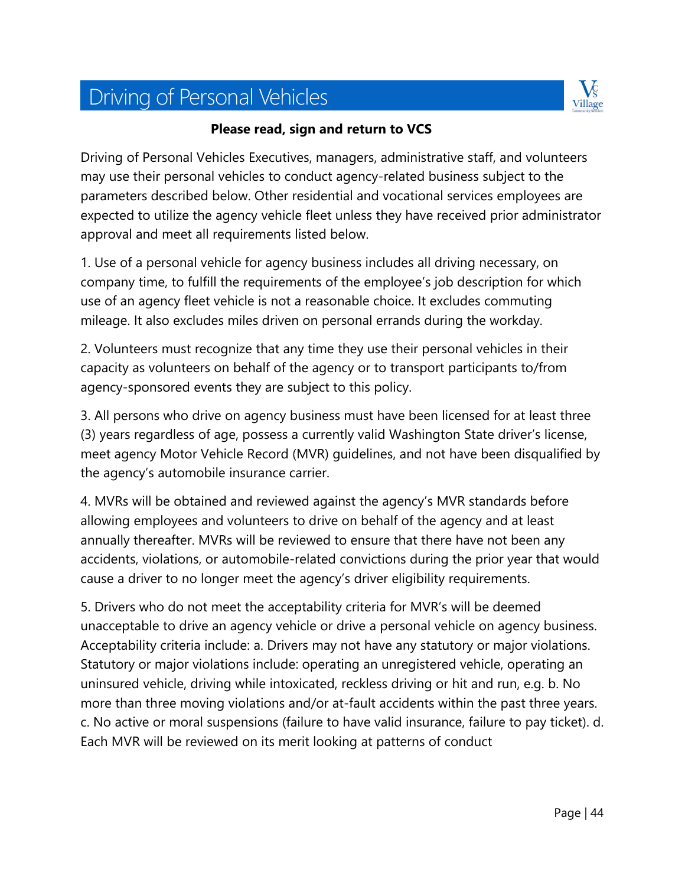# Driving of Personal Vehicles

**Please read, sign and return to VCS**

Driving of Personal Vehicles Executives, managers, administrative staff, and volunteers may use their personal vehicles to conduct agency-related business subject to the parameters described below. Other residential and vocational services employees are expected to utilize the agency vehicle fleet unless they have received prior administrator approval and meet all requirements listed below.

1. Use of a personal vehicle for agency business includes all driving necessary, on company time, to fulfill the requirements of the employee's job description for which use of an agency fleet vehicle is not a reasonable choice. It excludes commuting mileage. It also excludes miles driven on personal errands during the workday.

2. Volunteers must recognize that any time they use their personal vehicles in their capacity as volunteers on behalf of the agency or to transport participants to/from agency-sponsored events they are subject to this policy.

3. All persons who drive on agency business must have been licensed for at least three (3) years regardless of age, possess a currently valid Washington State driver's license, meet agency Motor Vehicle Record (MVR) guidelines, and not have been disqualified by the agency's automobile insurance carrier.

4. MVRs will be obtained and reviewed against the agency's MVR standards before allowing employees and volunteers to drive on behalf of the agency and at least annually thereafter. MVRs will be reviewed to ensure that there have not been any accidents, violations, or automobile-related convictions during the prior year that would cause a driver to no longer meet the agency's driver eligibility requirements.

5. Drivers who do not meet the acceptability criteria for MVR's will be deemed unacceptable to drive an agency vehicle or drive a personal vehicle on agency business. Acceptability criteria include: a. Drivers may not have any statutory or major violations. Statutory or major violations include: operating an unregistered vehicle, operating an uninsured vehicle, driving while intoxicated, reckless driving or hit and run, e.g. b. No more than three moving violations and/or at-fault accidents within the past three years. c. No active or moral suspensions (failure to have valid insurance, failure to pay ticket). d. Each MVR will be reviewed on its merit looking at patterns of conduct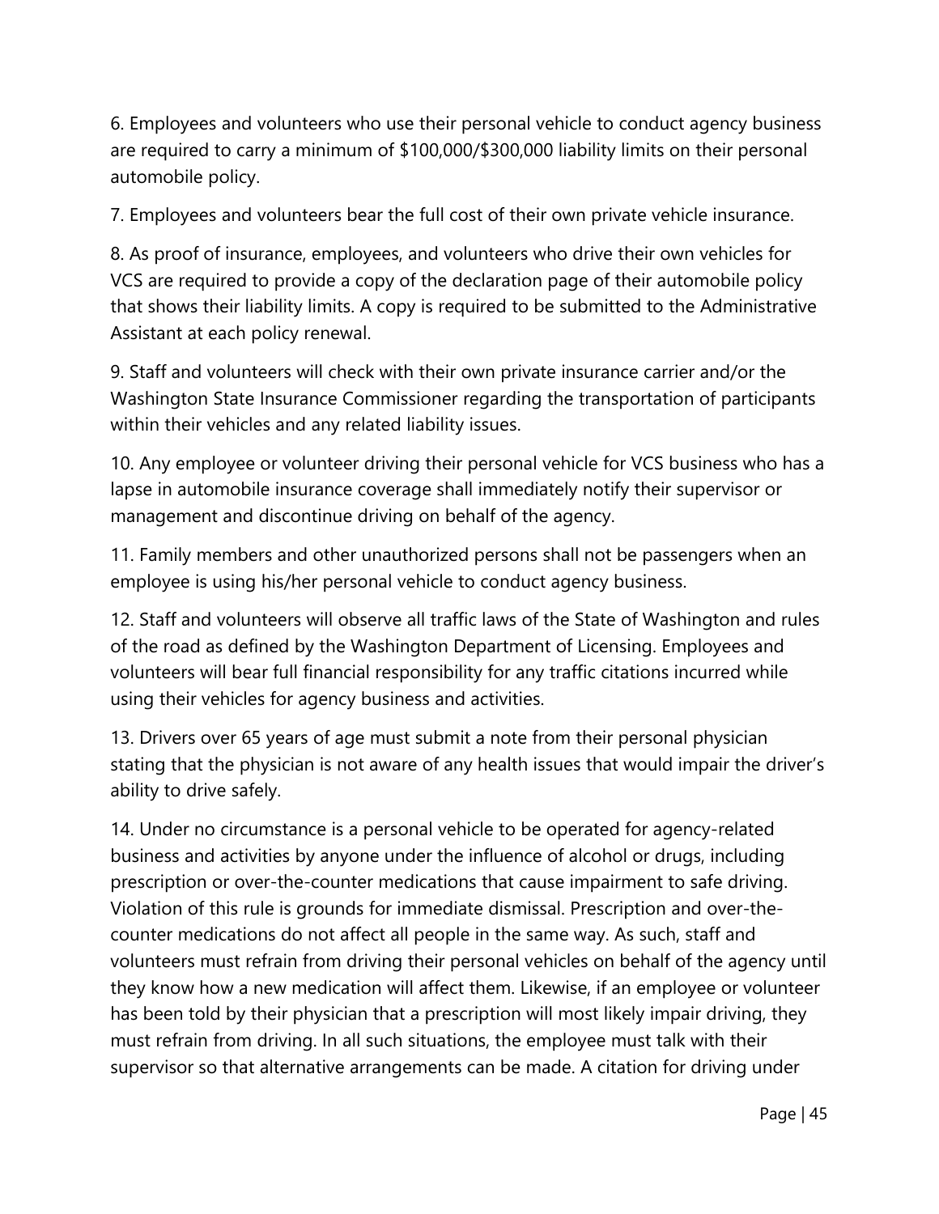6. Employees and volunteers who use their personal vehicle to conduct agency business are required to carry a minimum of $100,000/$300,000 liability limits on their personal automobile policy.

7. Employees and volunteers bear the full cost of their own private vehicle insurance.

8. As proof of insurance, employees, and volunteers who drive their own vehicles for VCS are required to provide a copy of the declaration page of their automobile policy that shows their liability limits. A copy is required to be submitted to the Administrative Assistant at each policy renewal.

9. Staff and volunteers will check with their own private insurance carrier and/or the Washington State Insurance Commissioner regarding the transportation of participants within their vehicles and any related liability issues.

10. Any employee or volunteer driving their personal vehicle for VCS business who has a lapse in automobile insurance coverage shall immediately notify their supervisor or management and discontinue driving on behalf of the agency.

11. Family members and other unauthorized persons shall not be passengers when an employee is using his/her personal vehicle to conduct agency business.

12. Staff and volunteers will observe all traffic laws of the State of Washington and rules of the road as defined by the Washington Department of Licensing. Employees and volunteers will bear full financial responsibility for any traffic citations incurred while using their vehicles for agency business and activities.

13. Drivers over 65 years of age must submit a note from their personal physician stating that the physician is not aware of any health issues that would impair the driver's ability to drive safely.

14. Under no circumstance is a personal vehicle to be operated for agency-related business and activities by anyone under the influence of alcohol or drugs, including prescription or over-the-counter medications that cause impairment to safe driving. Violation of this rule is grounds for immediate dismissal. Prescription and over-the-counter medications do not affect all people in the same way. As such, staff and volunteers must refrain from driving their personal vehicles on behalf of the agency until they know how a new medication will affect them. Likewise, if an employee or volunteer has been told by their physician that a prescription will most likely impair driving, they must refrain from driving. In all such situations, the employee must talk with their supervisor so that alternative arrangements can be made. A citation for driving under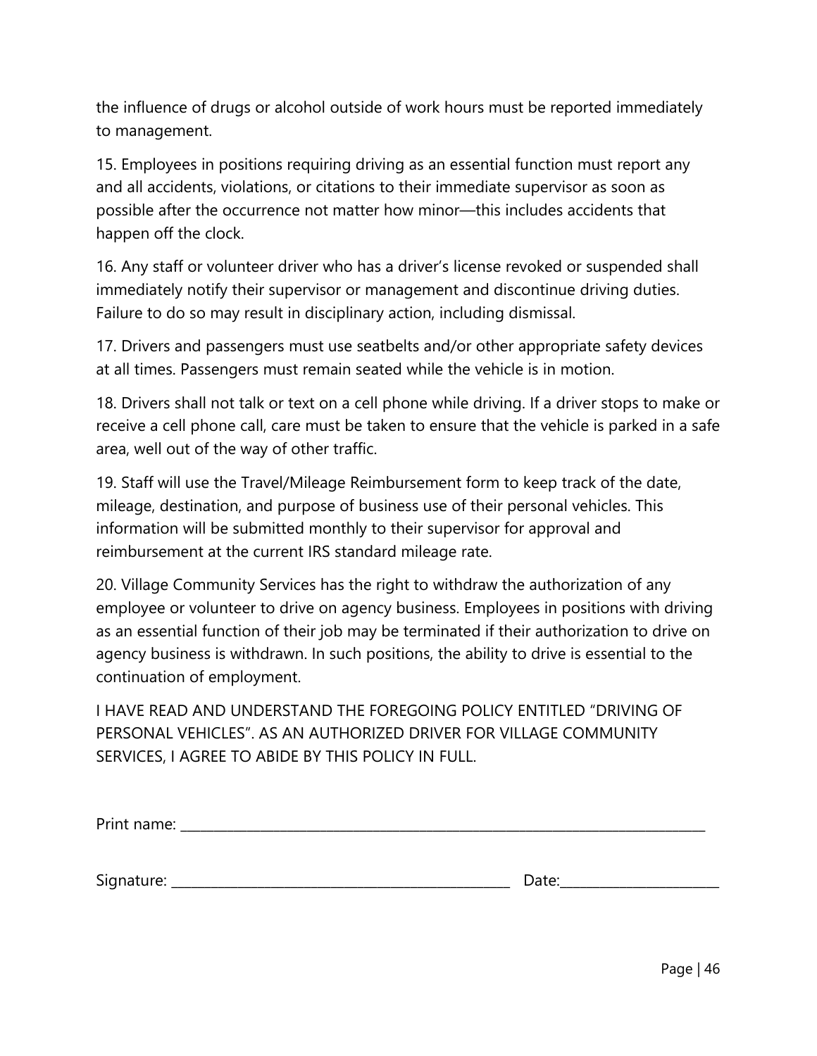the influence of drugs or alcohol outside of work hours must be reported immediately to management.

15. Employees in positions requiring driving as an essential function must report any and all accidents, violations, or citations to their immediate supervisor as soon as possible after the occurrence not matter how minor—this includes accidents that happen off the clock.

16. Any staff or volunteer driver who has a driver's license revoked or suspended shall immediately notify their supervisor or management and discontinue driving duties. Failure to do so may result in disciplinary action, including dismissal.

17. Drivers and passengers must use seatbelts and/or other appropriate safety devices at all times. Passengers must remain seated while the vehicle is in motion.

18. Drivers shall not talk or text on a cell phone while driving. If a driver stops to make or receive a cell phone call, care must be taken to ensure that the vehicle is parked in a safe area, well out of the way of other traffic.

19. Staff will use the Travel/Mileage Reimbursement form to keep track of the date, mileage, destination, and purpose of business use of their personal vehicles. This information will be submitted monthly to their supervisor for approval and reimbursement at the current IRS standard mileage rate.

20. Village Community Services has the right to withdraw the authorization of any employee or volunteer to drive on agency business. Employees in positions with driving as an essential function of their job may be terminated if their authorization to drive on agency business is withdrawn. In such positions, the ability to drive is essential to the continuation of employment.

I HAVE READ AND UNDERSTAND THE FOREGOING POLICY ENTITLED "DRIVING OF PERSONAL VEHICLES". AS AN AUTHORIZED DRIVER FOR VILLAGE COMMUNITY SERVICES, I AGREE TO ABIDE BY THIS POLICY IN FULL.

Print name: ______________________________________________________________

Signature: ________________________________________ Date:__________________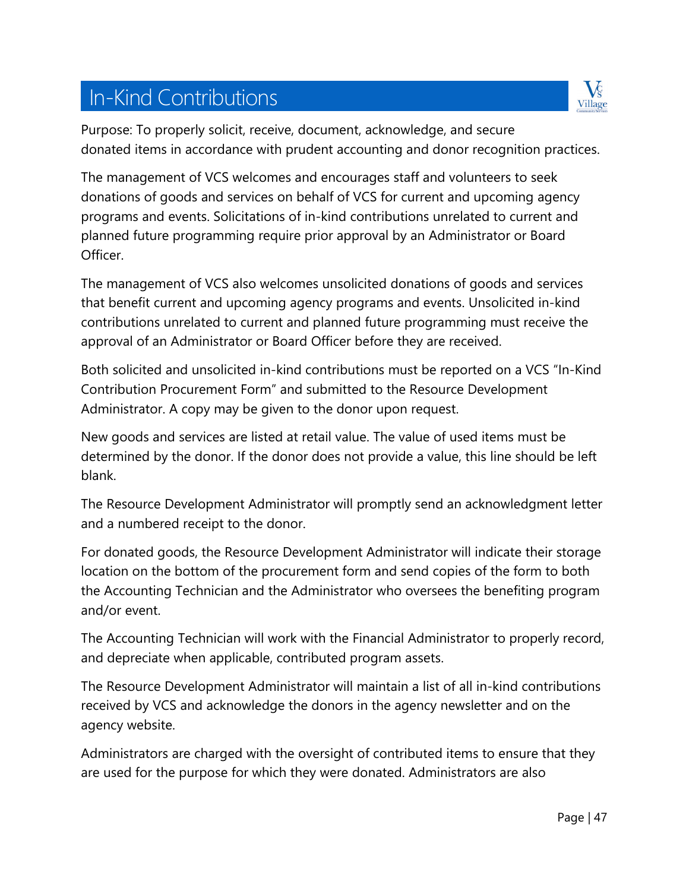# In-Kind Contributions

Purpose: To properly solicit, receive, document, acknowledge, and secure donated items in accordance with prudent accounting and donor recognition practices.

The management of VCS welcomes and encourages staff and volunteers to seek donations of goods and services on behalf of VCS for current and upcoming agency programs and events. Solicitations of in-kind contributions unrelated to current and planned future programming require prior approval by an Administrator or Board Officer.

The management of VCS also welcomes unsolicited donations of goods and services that benefit current and upcoming agency programs and events. Unsolicited in-kind contributions unrelated to current and planned future programming must receive the approval of an Administrator or Board Officer before they are received.

Both solicited and unsolicited in-kind contributions must be reported on a VCS "In-Kind Contribution Procurement Form" and submitted to the Resource Development Administrator. A copy may be given to the donor upon request.

New goods and services are listed at retail value. The value of used items must be determined by the donor. If the donor does not provide a value, this line should be left blank.

The Resource Development Administrator will promptly send an acknowledgment letter and a numbered receipt to the donor.

For donated goods, the Resource Development Administrator will indicate their storage location on the bottom of the procurement form and send copies of the form to both the Accounting Technician and the Administrator who oversees the benefiting program and/or event.

The Accounting Technician will work with the Financial Administrator to properly record, and depreciate when applicable, contributed program assets.

The Resource Development Administrator will maintain a list of all in-kind contributions received by VCS and acknowledge the donors in the agency newsletter and on the agency website.

Administrators are charged with the oversight of contributed items to ensure that they are used for the purpose for which they were donated. Administrators are also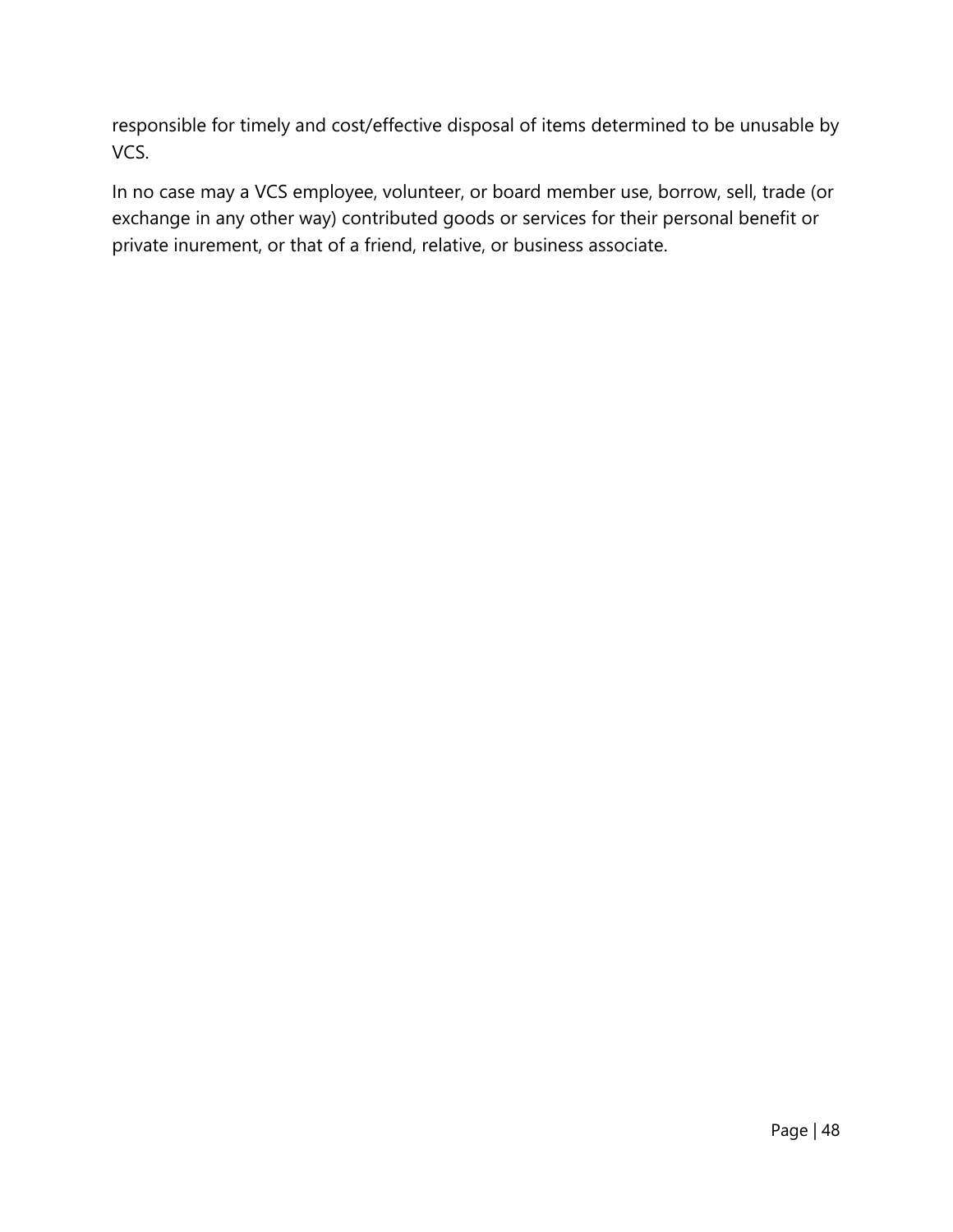responsible for timely and cost/effective disposal of items determined to be unusable by VCS.

In no case may a VCS employee, volunteer, or board member use, borrow, sell, trade (or exchange in any other way) contributed goods or services for their personal benefit or private inurement, or that of a friend, relative, or business associate.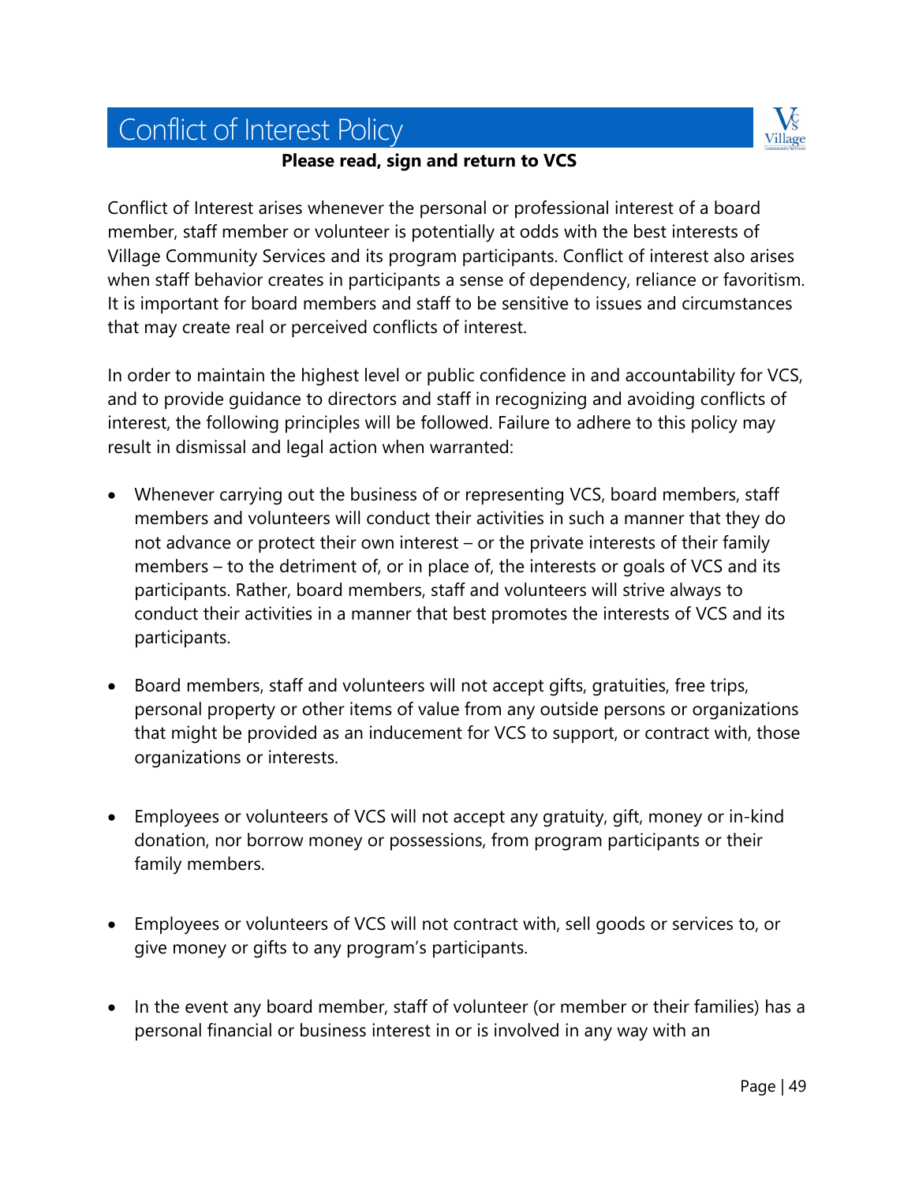# Conflict of Interest Policy

**Please read, sign and return to VCS**

Conflict of Interest arises whenever the personal or professional interest of a board member, staff member or volunteer is potentially at odds with the best interests of Village Community Services and its program participants. Conflict of interest also arises when staff behavior creates in participants a sense of dependency, reliance or favoritism. It is important for board members and staff to be sensitive to issues and circumstances that may create real or perceived conflicts of interest.

In order to maintain the highest level or public confidence in and accountability for VCS, and to provide guidance to directors and staff in recognizing and avoiding conflicts of interest, the following principles will be followed. Failure to adhere to this policy may result in dismissal and legal action when warranted:

- Whenever carrying out the business of or representing VCS, board members, staff members and volunteers will conduct their activities in such a manner that they do not advance or protect their own interest – or the private interests of their family members – to the detriment of, or in place of, the interests or goals of VCS and its participants. Rather, board members, staff and volunteers will strive always to conduct their activities in a manner that best promotes the interests of VCS and its participants.

- Board members, staff and volunteers will not accept gifts, gratuities, free trips, personal property or other items of value from any outside persons or organizations that might be provided as an inducement for VCS to support, or contract with, those organizations or interests.

- Employees or volunteers of VCS will not accept any gratuity, gift, money or in-kind donation, nor borrow money or possessions, from program participants or their family members.

- Employees or volunteers of VCS will not contract with, sell goods or services to, or give money or gifts to any program's participants.

- In the event any board member, staff of volunteer (or member or their families) has a personal financial or business interest in or is involved in any way with an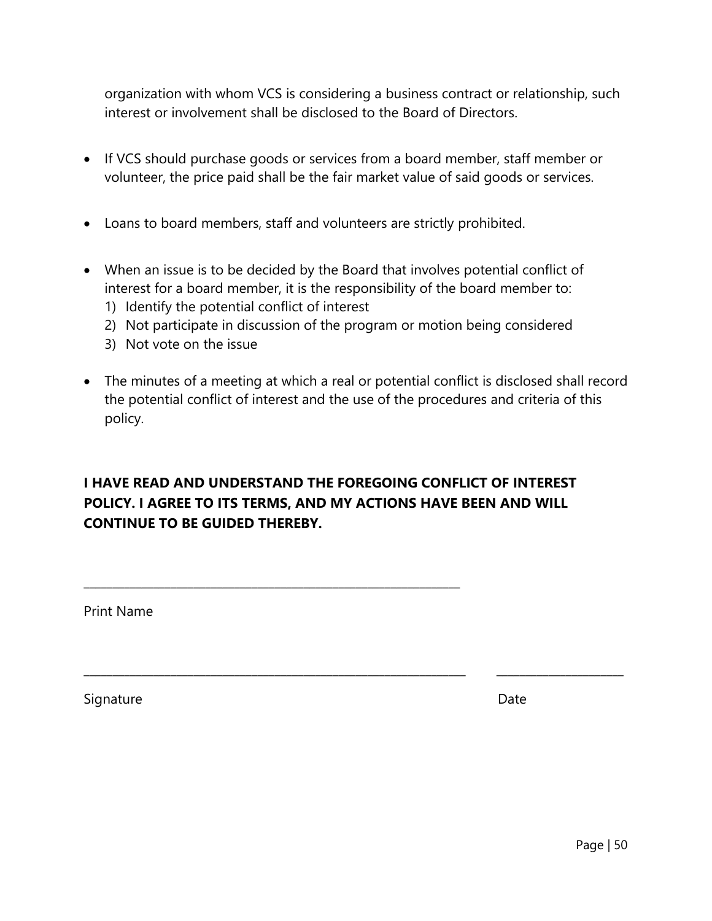organization with whom VCS is considering a business contract or relationship, such interest or involvement shall be disclosed to the Board of Directors.

- If VCS should purchase goods or services from a board member, staff member or volunteer, the price paid shall be the fair market value of said goods or services.

- Loans to board members, staff and volunteers are strictly prohibited.

- When an issue is to be decided by the Board that involves potential conflict of interest for a board member, it is the responsibility of the board member to:
  1) Identify the potential conflict of interest
  2) Not participate in discussion of the program or motion being considered
  3) Not vote on the issue

- The minutes of a meeting at which a real or potential conflict is disclosed shall record the potential conflict of interest and the use of the procedures and criteria of this policy.

**I HAVE READ AND UNDERSTAND THE FOREGOING CONFLICT OF INTEREST POLICY. I AGREE TO ITS TERMS, AND MY ACTIONS HAVE BEEN AND WILL CONTINUE TO BE GUIDED THEREBY.**

______________________________________________

Print Name

______________________________________________ ____________________

Signature Date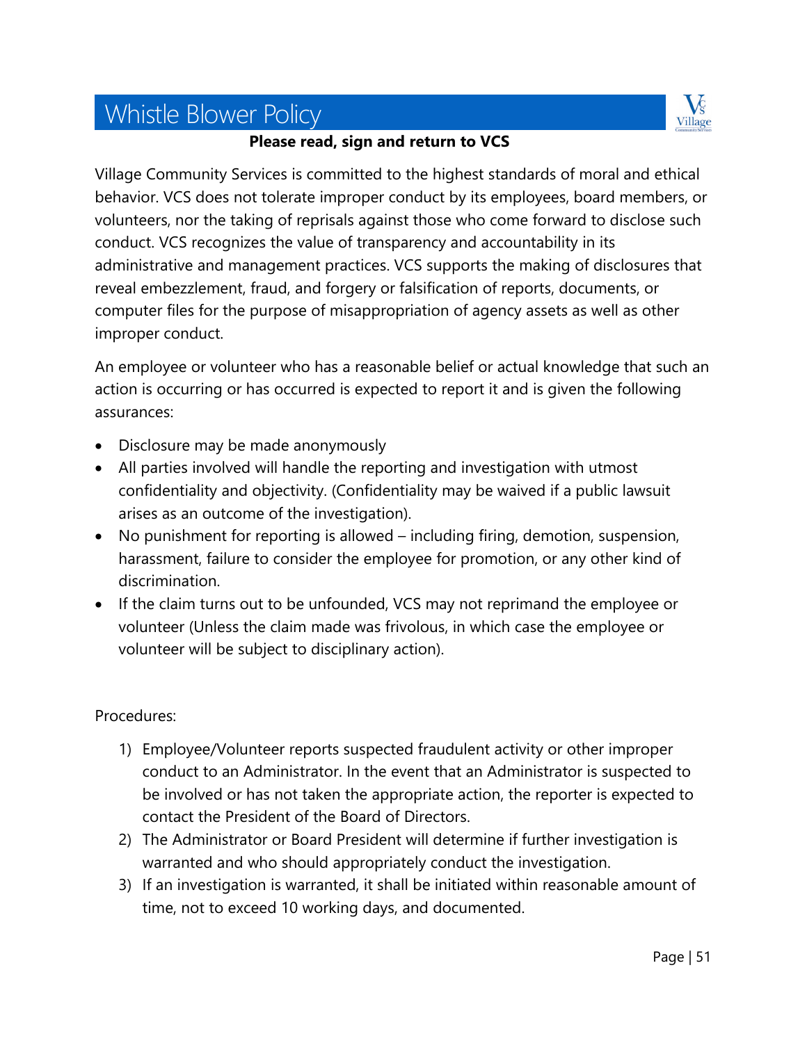# Whistle Blower Policy

**Please read, sign and return to VCS**

Village Community Services is committed to the highest standards of moral and ethical behavior. VCS does not tolerate improper conduct by its employees, board members, or volunteers, nor the taking of reprisals against those who come forward to disclose such conduct. VCS recognizes the value of transparency and accountability in its administrative and management practices. VCS supports the making of disclosures that reveal embezzlement, fraud, and forgery or falsification of reports, documents, or computer files for the purpose of misappropriation of agency assets as well as other improper conduct.

An employee or volunteer who has a reasonable belief or actual knowledge that such an action is occurring or has occurred is expected to report it and is given the following assurances:

- Disclosure may be made anonymously
- All parties involved will handle the reporting and investigation with utmost confidentiality and objectivity. (Confidentiality may be waived if a public lawsuit arises as an outcome of the investigation).
- No punishment for reporting is allowed – including firing, demotion, suspension, harassment, failure to consider the employee for promotion, or any other kind of discrimination.
- If the claim turns out to be unfounded, VCS may not reprimand the employee or volunteer (Unless the claim made was frivolous, in which case the employee or volunteer will be subject to disciplinary action).

Procedures:

1) Employee/Volunteer reports suspected fraudulent activity or other improper conduct to an Administrator. In the event that an Administrator is suspected to be involved or has not taken the appropriate action, the reporter is expected to contact the President of the Board of Directors.
2) The Administrator or Board President will determine if further investigation is warranted and who should appropriately conduct the investigation.
3) If an investigation is warranted, it shall be initiated within reasonable amount of time, not to exceed 10 working days, and documented.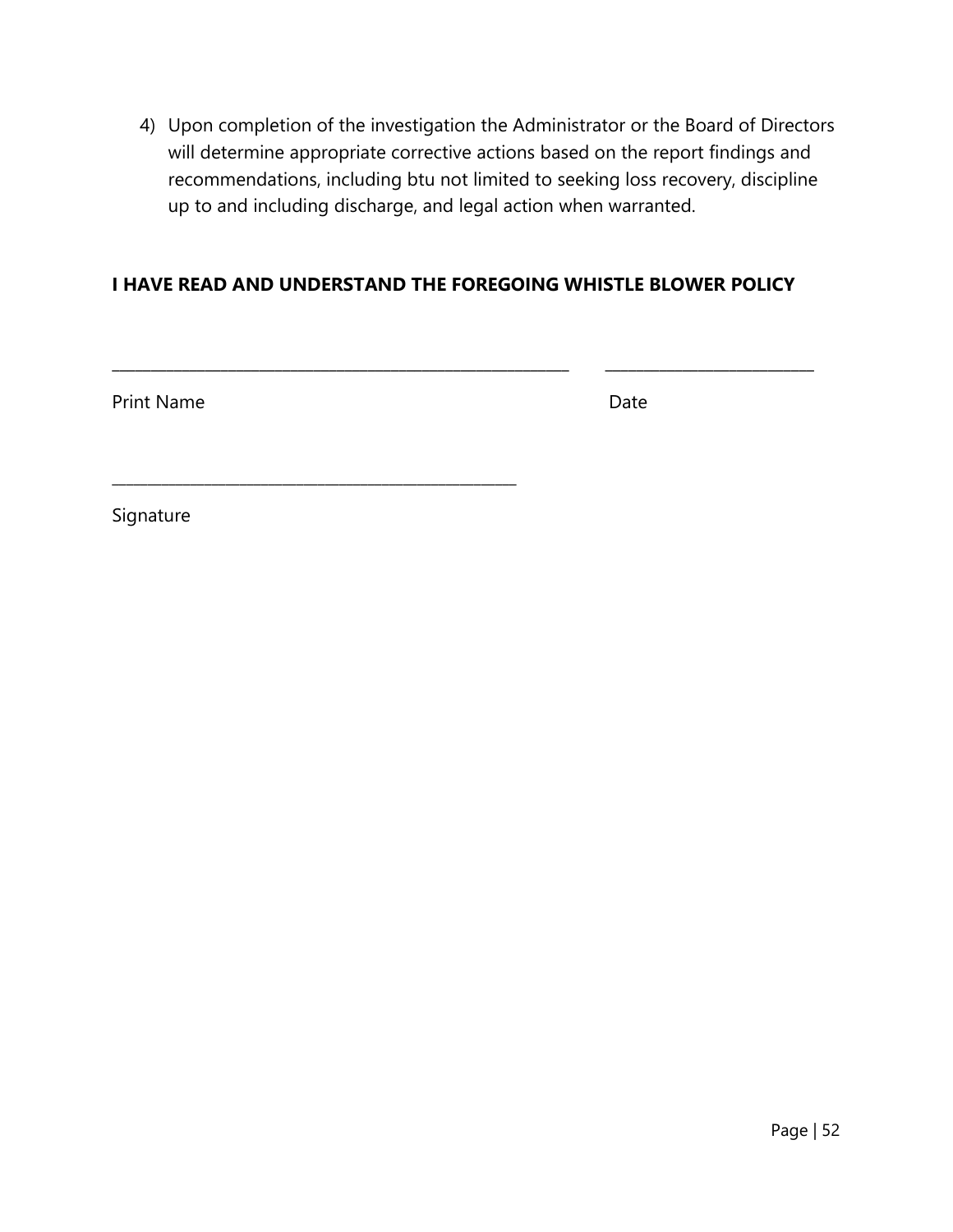4) Upon completion of the investigation the Administrator or the Board of Directors will determine appropriate corrective actions based on the report findings and recommendations, including btu not limited to seeking loss recovery, discipline up to and including discharge, and legal action when warranted.

**I HAVE READ AND UNDERSTAND THE FOREGOING WHISTLE BLOWER POLICY**

_______________________________________________________ _________________________

Print Name Date

________________________________________________

Signature